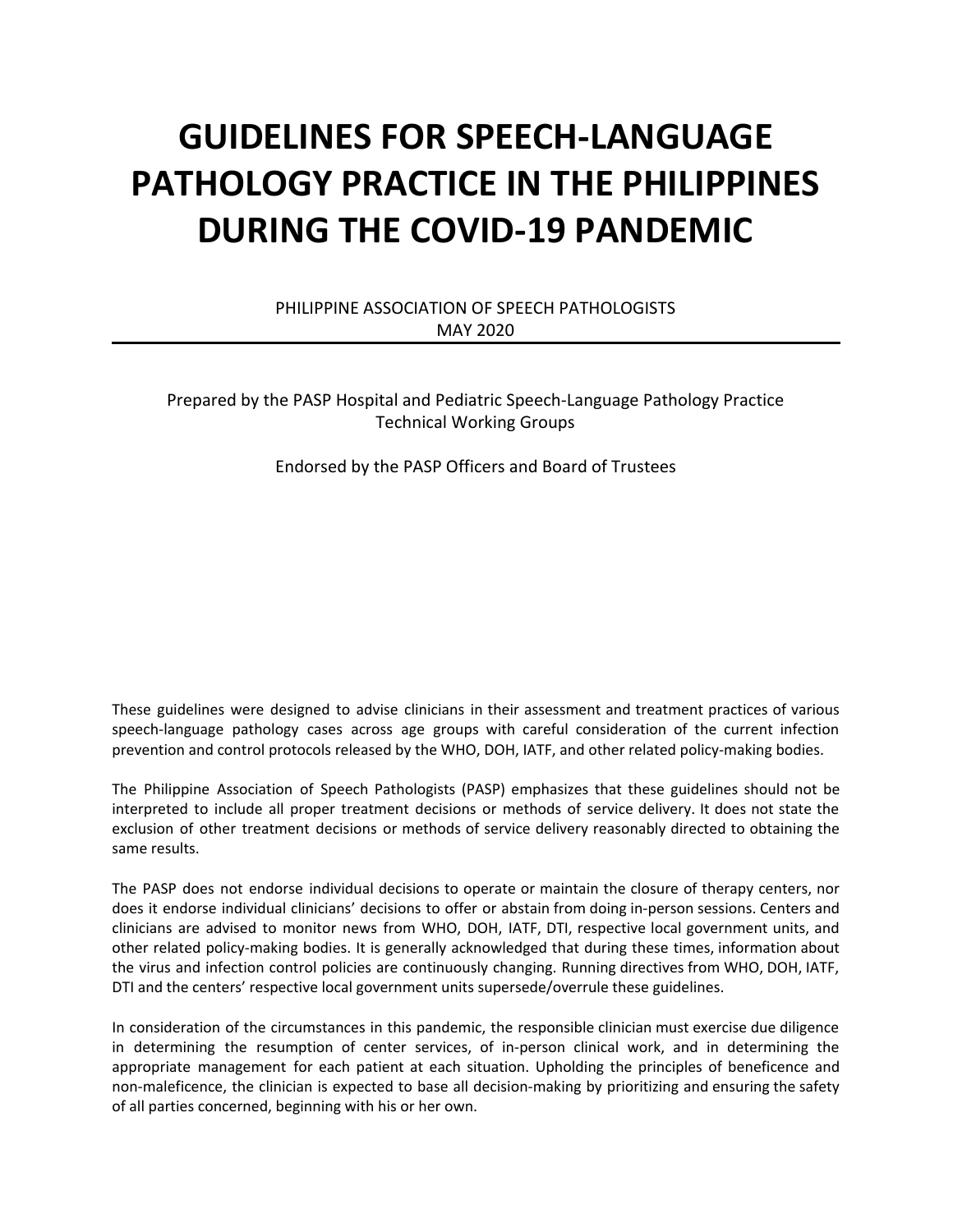# GUIDELINES FOR SPEECH-LANGUAGE PATHOLOGY PRACTICE IN THE PHILIPPINES DURING THE COVID-19 PANDEMIC

PHILIPPINE ASSOCIATION OF SPEECH PATHOLOGISTS
MAY 2020

---

Prepared by the PASP Hospital and Pediatric Speech-Language Pathology Practice Technical Working Groups

Endorsed by the PASP Officers and Board of Trustees

These guidelines were designed to advise clinicians in their assessment and treatment practices of various speech-language pathology cases across age groups with careful consideration of the current infection prevention and control protocols released by the WHO, DOH, IATF, and other related policy-making bodies.

The Philippine Association of Speech Pathologists (PASP) emphasizes that these guidelines should not be interpreted to include all proper treatment decisions or methods of service delivery. It does not state the exclusion of other treatment decisions or methods of service delivery reasonably directed to obtaining the same results.

The PASP does not endorse individual decisions to operate or maintain the closure of therapy centers, nor does it endorse individual clinicians' decisions to offer or abstain from doing in-person sessions. Centers and clinicians are advised to monitor news from WHO, DOH, IATF, DTI, respective local government units, and other related policy-making bodies. It is generally acknowledged that during these times, information about the virus and infection control policies are continuously changing. Running directives from WHO, DOH, IATF, DTI and the centers' respective local government units supersede/overrule these guidelines.

In consideration of the circumstances in this pandemic, the responsible clinician must exercise due diligence in determining the resumption of center services, of in-person clinical work, and in determining the appropriate management for each patient at each situation. Upholding the principles of beneficence and non-maleficence, the clinician is expected to base all decision-making by prioritizing and ensuring the safety of all parties concerned, beginning with his or her own.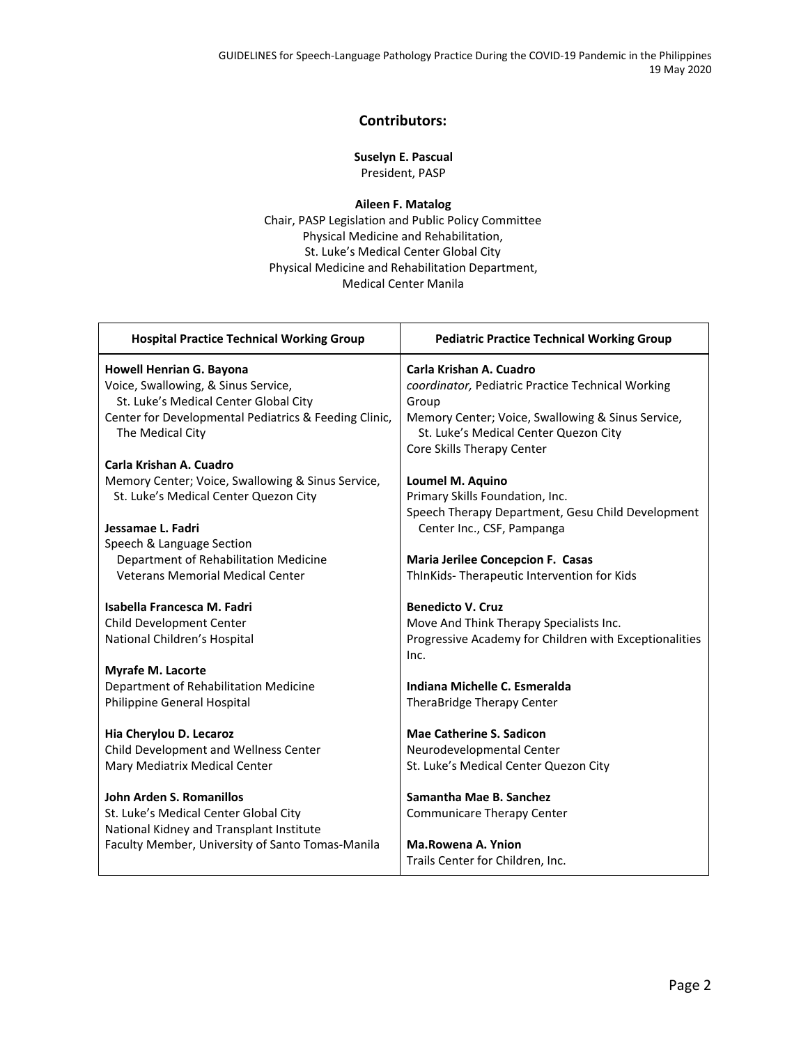## Contributors:

**Suselyn E. Pascual**
President, PASP

**Aileen F. Matalog**
Chair, PASP Legislation and Public Policy Committee
Physical Medicine and Rehabilitation,
St. Luke's Medical Center Global City
Physical Medicine and Rehabilitation Department,
Medical Center Manila

| Hospital Practice Technical Working Group | Pediatric Practice Technical Working Group |
|---|---|
| **Howell Henrian G. Bayona**<br>Voice, Swallowing, & Sinus Service, St. Luke's Medical Center Global City<br>Center for Developmental Pediatrics & Feeding Clinic, The Medical City<br><br>**Carla Krishan A. Cuadro**<br>Memory Center; Voice, Swallowing & Sinus Service, St. Luke's Medical Center Quezon City<br><br>**Jessamae L. Fadri**<br>Speech & Language Section<br>Department of Rehabilitation Medicine<br>Veterans Memorial Medical Center<br><br>**Isabella Francesca M. Fadri**<br>Child Development Center<br>National Children's Hospital<br><br>**Myrafe M. Lacorte**<br>Department of Rehabilitation Medicine<br>Philippine General Hospital<br><br>**Hia Cherylou D. Lecaroz**<br>Child Development and Wellness Center<br>Mary Mediatrix Medical Center<br><br>**John Arden S. Romanillos**<br>St. Luke's Medical Center Global City<br>National Kidney and Transplant Institute<br>Faculty Member, University of Santo Tomas-Manila | **Carla Krishan A. Cuadro**<br>*coordinator,* Pediatric Practice Technical Working Group<br>Memory Center; Voice, Swallowing & Sinus Service, St. Luke's Medical Center Quezon City<br>Core Skills Therapy Center<br><br>**Loumel M. Aquino**<br>Primary Skills Foundation, Inc.<br>Speech Therapy Department, Gesu Child Development Center Inc., CSF, Pampanga<br><br>**Maria Jerilee Concepcion F. Casas**<br>ThInKids- Therapeutic Intervention for Kids<br><br>**Benedicto V. Cruz**<br>Move And Think Therapy Specialists Inc.<br>Progressive Academy for Children with Exceptionalities Inc.<br><br>**Indiana Michelle C. Esmeralda**<br>TheraBridge Therapy Center<br><br>**Mae Catherine S. Sadicon**<br>Neurodevelopmental Center<br>St. Luke's Medical Center Quezon City<br><br>**Samantha Mae B. Sanchez**<br>Communicare Therapy Center<br><br>**Ma.Rowena A. Ynion**<br>Trails Center for Children, Inc. |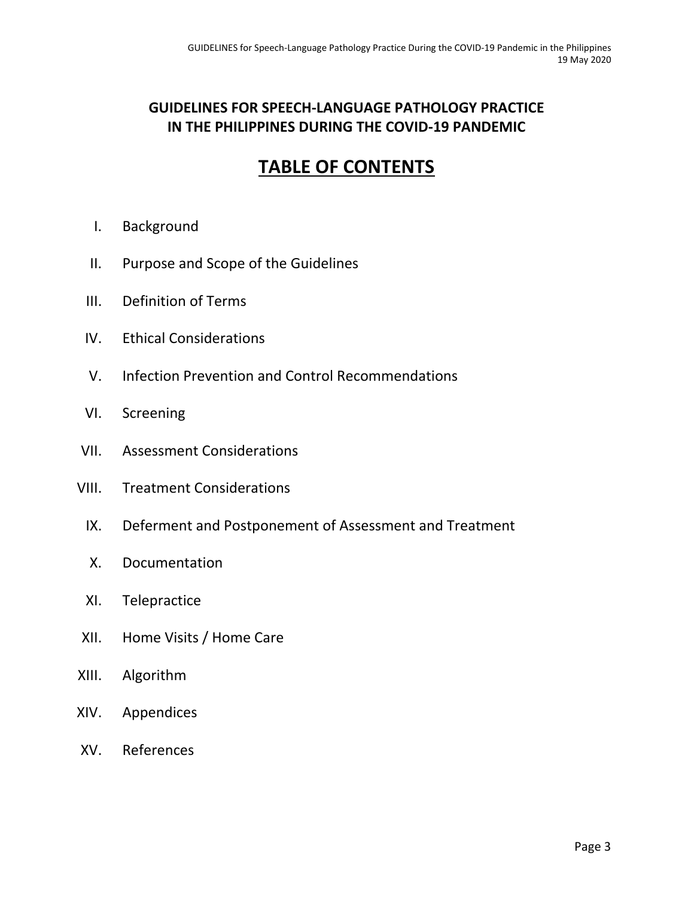# GUIDELINES FOR SPEECH-LANGUAGE PATHOLOGY PRACTICE IN THE PHILIPPINES DURING THE COVID-19 PANDEMIC

## TABLE OF CONTENTS

I. Background

II. Purpose and Scope of the Guidelines

III. Definition of Terms

IV. Ethical Considerations

V. Infection Prevention and Control Recommendations

VI. Screening

VII. Assessment Considerations

VIII. Treatment Considerations

IX. Deferment and Postponement of Assessment and Treatment

X. Documentation

XI. Telepractice

XII. Home Visits / Home Care

XIII. Algorithm

XIV. Appendices

XV. References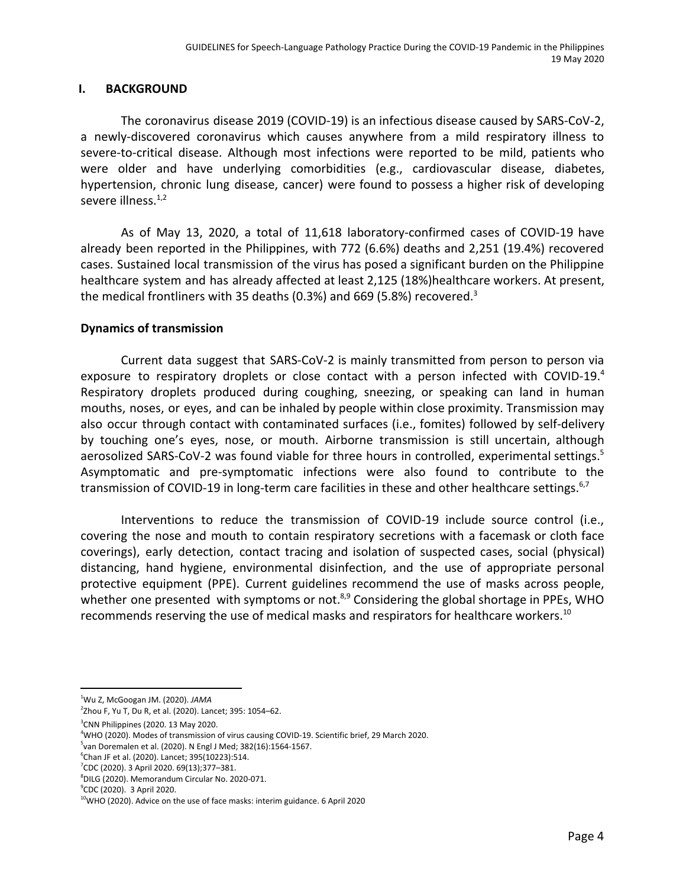## I. BACKGROUND

The coronavirus disease 2019 (COVID-19) is an infectious disease caused by SARS-CoV-2, a newly-discovered coronavirus which causes anywhere from a mild respiratory illness to severe-to-critical disease. Although most infections were reported to be mild, patients who were older and have underlying comorbidities (e.g., cardiovascular disease, diabetes, hypertension, chronic lung disease, cancer) were found to possess a higher risk of developing severe illness.[1,2]

As of May 13, 2020, a total of 11,618 laboratory-confirmed cases of COVID-19 have already been reported in the Philippines, with 772 (6.6%) deaths and 2,251 (19.4%) recovered cases. Sustained local transmission of the virus has posed a significant burden on the Philippine healthcare system and has already affected at least 2,125 (18%)healthcare workers. At present, the medical frontliners with 35 deaths (0.3%) and 669 (5.8%) recovered.[3]

### Dynamics of transmission

Current data suggest that SARS-CoV-2 is mainly transmitted from person to person via exposure to respiratory droplets or close contact with a person infected with COVID-19.[4] Respiratory droplets produced during coughing, sneezing, or speaking can land in human mouths, noses, or eyes, and can be inhaled by people within close proximity. Transmission may also occur through contact with contaminated surfaces (i.e., fomites) followed by self-delivery by touching one's eyes, nose, or mouth. Airborne transmission is still uncertain, although aerosolized SARS-CoV-2 was found viable for three hours in controlled, experimental settings.[5] Asymptomatic and pre-symptomatic infections were also found to contribute to the transmission of COVID-19 in long-term care facilities in these and other healthcare settings.[6,7]

Interventions to reduce the transmission of COVID-19 include source control (i.e., covering the nose and mouth to contain respiratory secretions with a facemask or cloth face coverings), early detection, contact tracing and isolation of suspected cases, social (physical) distancing, hand hygiene, environmental disinfection, and the use of appropriate personal protective equipment (PPE). Current guidelines recommend the use of masks across people, whether one presented with symptoms or not.[8,9] Considering the global shortage in PPEs, WHO recommends reserving the use of medical masks and respirators for healthcare workers.[10]

---

[1] Wu Z, McGoogan JM. (2020). *JAMA*
[2] Zhou F, Yu T, Du R, et al. (2020). Lancet; 395: 1054–62.
[3] CNN Philippines (2020. 13 May 2020.
[4] WHO (2020). Modes of transmission of virus causing COVID-19. Scientific brief, 29 March 2020.
[5] van Doremalen et al. (2020). N Engl J Med; 382(16):1564-1567.
[6] Chan JF et al. (2020). Lancet; 395(10223):514.
[7] CDC (2020). 3 April 2020. 69(13);377–381.
[8] DILG (2020). Memorandum Circular No. 2020-071.
[9] CDC (2020). 3 April 2020.
[10] WHO (2020). Advice on the use of face masks: interim guidance. 6 April 2020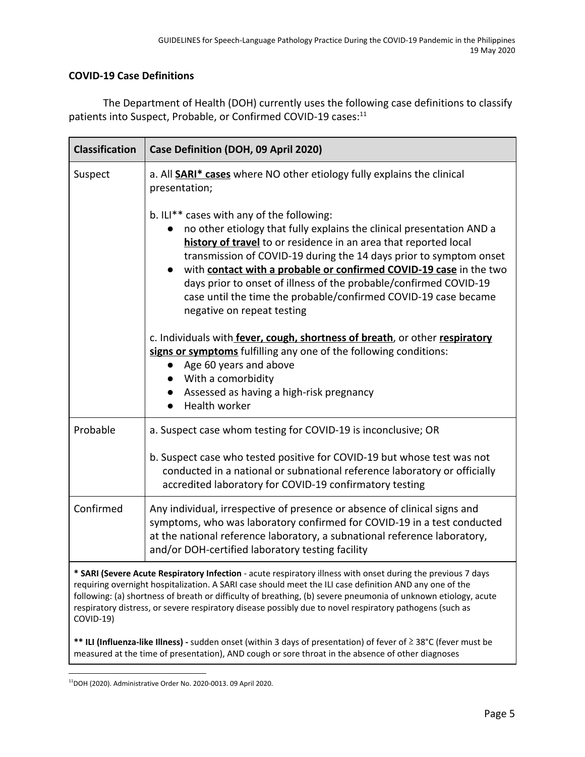### COVID-19 Case Definitions

The Department of Health (DOH) currently uses the following case definitions to classify patients into Suspect, Probable, or Confirmed COVID-19 cases:[11]

| Classification | Case Definition (DOH, 09 April 2020) |
|---|---|
| Suspect | a. All **SARI* cases** where NO other etiology fully explains the clinical presentation;<br><br>b. ILI** cases with any of the following:<br>● no other etiology that fully explains the clinical presentation AND a **history of travel** to or residence in an area that reported local transmission of COVID-19 during the 14 days prior to symptom onset<br>● with **contact with a probable or confirmed COVID-19 case** in the two days prior to onset of illness of the probable/confirmed COVID-19 case until the time the probable/confirmed COVID-19 case became negative on repeat testing<br><br>c. Individuals with **fever, cough, shortness of breath**, or other **respiratory signs or symptoms** fulfilling any one of the following conditions:<br>● Age 60 years and above<br>● With a comorbidity<br>● Assessed as having a high-risk pregnancy<br>● Health worker |
| Probable | a. Suspect case whom testing for COVID-19 is inconclusive; OR<br><br>b. Suspect case who tested positive for COVID-19 but whose test was not conducted in a national or subnational reference laboratory or officially accredited laboratory for COVID-19 confirmatory testing |
| Confirmed | Any individual, irrespective of presence or absence of clinical signs and symptoms, who was laboratory confirmed for COVID-19 in a test conducted at the national reference laboratory, a subnational reference laboratory, and/or DOH-certified laboratory testing facility |

**\* SARI (Severe Acute Respiratory Infection** - acute respiratory illness with onset during the previous 7 days requiring overnight hospitalization. A SARI case should meet the ILI case definition AND any one of the following: (a) shortness of breath or difficulty of breathing, (b) severe pneumonia of unknown etiology, acute respiratory distress, or severe respiratory disease possibly due to novel respiratory pathogens (such as COVID-19)

**\*\* ILI (Influenza-like Illness) -** sudden onset (within 3 days of presentation) of fever of ≥ 38°C (fever must be measured at the time of presentation), AND cough or sore throat in the absence of other diagnoses

[11] DOH (2020). Administrative Order No. 2020-0013. 09 April 2020.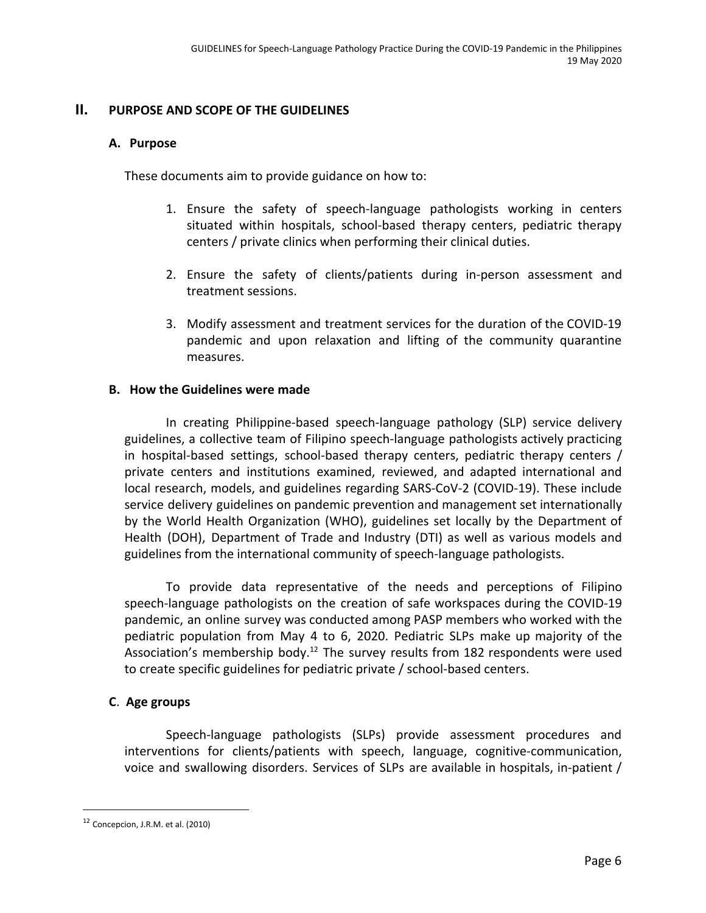## II. PURPOSE AND SCOPE OF THE GUIDELINES

### A. Purpose

These documents aim to provide guidance on how to:

1. Ensure the safety of speech-language pathologists working in centers situated within hospitals, school-based therapy centers, pediatric therapy centers / private clinics when performing their clinical duties.

2. Ensure the safety of clients/patients during in-person assessment and treatment sessions.

3. Modify assessment and treatment services for the duration of the COVID-19 pandemic and upon relaxation and lifting of the community quarantine measures.

### B. How the Guidelines were made

In creating Philippine-based speech-language pathology (SLP) service delivery guidelines, a collective team of Filipino speech-language pathologists actively practicing in hospital-based settings, school-based therapy centers, pediatric therapy centers / private centers and institutions examined, reviewed, and adapted international and local research, models, and guidelines regarding SARS-CoV-2 (COVID-19). These include service delivery guidelines on pandemic prevention and management set internationally by the World Health Organization (WHO), guidelines set locally by the Department of Health (DOH), Department of Trade and Industry (DTI) as well as various models and guidelines from the international community of speech-language pathologists.

To provide data representative of the needs and perceptions of Filipino speech-language pathologists on the creation of safe workspaces during the COVID-19 pandemic, an online survey was conducted among PASP members who worked with the pediatric population from May 4 to 6, 2020. Pediatric SLPs make up majority of the Association's membership body.[12] The survey results from 182 respondents were used to create specific guidelines for pediatric private / school-based centers.

### C. Age groups

Speech-language pathologists (SLPs) provide assessment procedures and interventions for clients/patients with speech, language, cognitive-communication, voice and swallowing disorders. Services of SLPs are available in hospitals, in-patient /

---

[12] Concepcion, J.R.M. et al. (2010)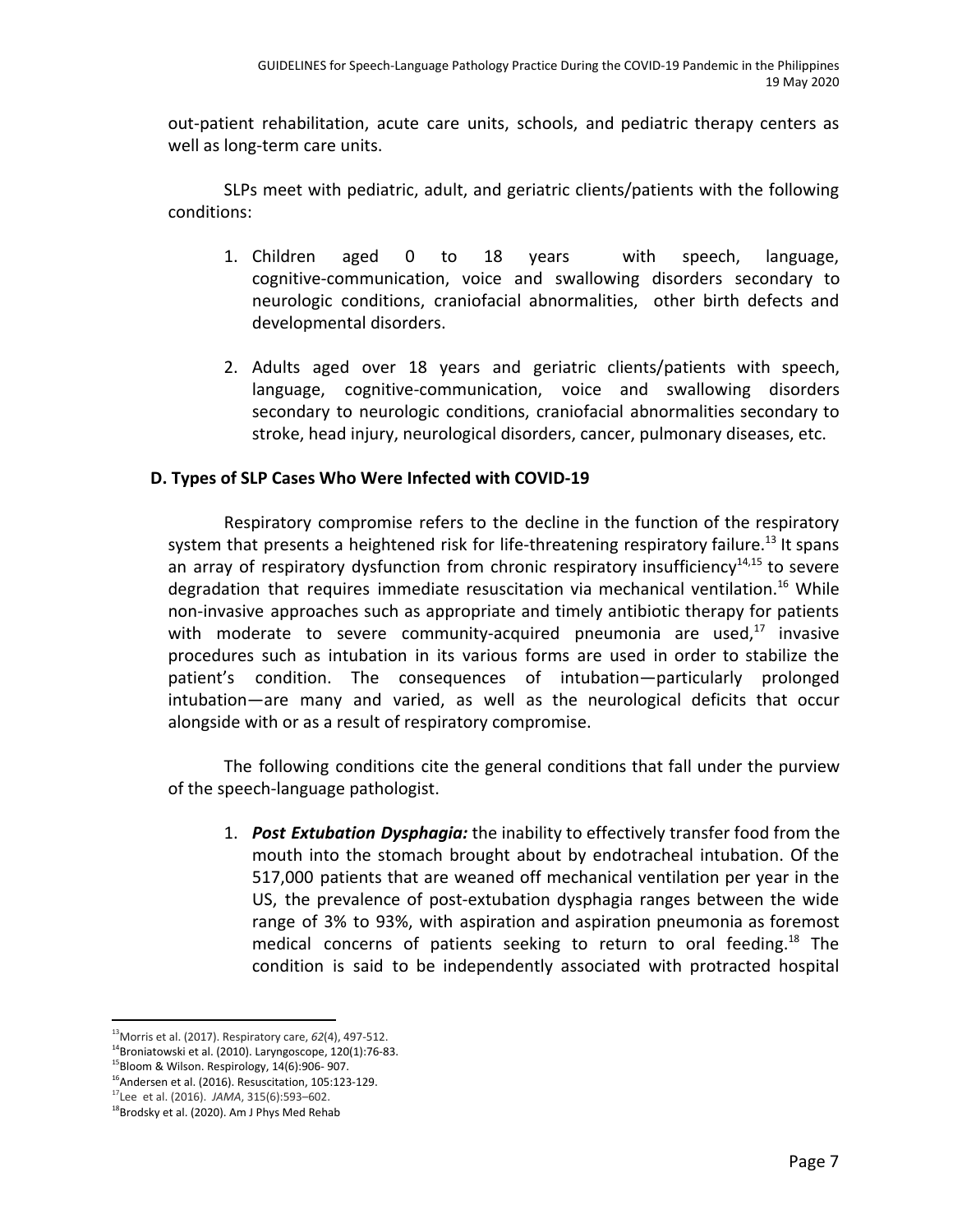out-patient rehabilitation, acute care units, schools, and pediatric therapy centers as well as long-term care units.

SLPs meet with pediatric, adult, and geriatric clients/patients with the following conditions:

1. Children aged 0 to 18 years with speech, language, cognitive-communication, voice and swallowing disorders secondary to neurologic conditions, craniofacial abnormalities, other birth defects and developmental disorders.

2. Adults aged over 18 years and geriatric clients/patients with speech, language, cognitive-communication, voice and swallowing disorders secondary to neurologic conditions, craniofacial abnormalities secondary to stroke, head injury, neurological disorders, cancer, pulmonary diseases, etc.

### D. Types of SLP Cases Who Were Infected with COVID-19

Respiratory compromise refers to the decline in the function of the respiratory system that presents a heightened risk for life-threatening respiratory failure.[13] It spans an array of respiratory dysfunction from chronic respiratory insufficiency[14,15] to severe degradation that requires immediate resuscitation via mechanical ventilation.[16] While non-invasive approaches such as appropriate and timely antibiotic therapy for patients with moderate to severe community-acquired pneumonia are used,[17] invasive procedures such as intubation in its various forms are used in order to stabilize the patient's condition. The consequences of intubation—particularly prolonged intubation—are many and varied, as well as the neurological deficits that occur alongside with or as a result of respiratory compromise.

The following conditions cite the general conditions that fall under the purview of the speech-language pathologist.

1. ***Post Extubation Dysphagia:*** the inability to effectively transfer food from the mouth into the stomach brought about by endotracheal intubation. Of the 517,000 patients that are weaned off mechanical ventilation per year in the US, the prevalence of post-extubation dysphagia ranges between the wide range of 3% to 93%, with aspiration and aspiration pneumonia as foremost medical concerns of patients seeking to return to oral feeding.[18] The condition is said to be independently associated with protracted hospital

---

[13] Morris et al. (2017). Respiratory care, *62*(4), 497-512.
[14] Broniatowski et al. (2010). Laryngoscope, 120(1):76-83.
[15] Bloom & Wilson. Respirology, 14(6):906- 907.
[16] Andersen et al. (2016). Resuscitation, 105:123-129.
[17] Lee et al. (2016). *JAMA*, 315(6):593–602.
[18] Brodsky et al. (2020). Am J Phys Med Rehab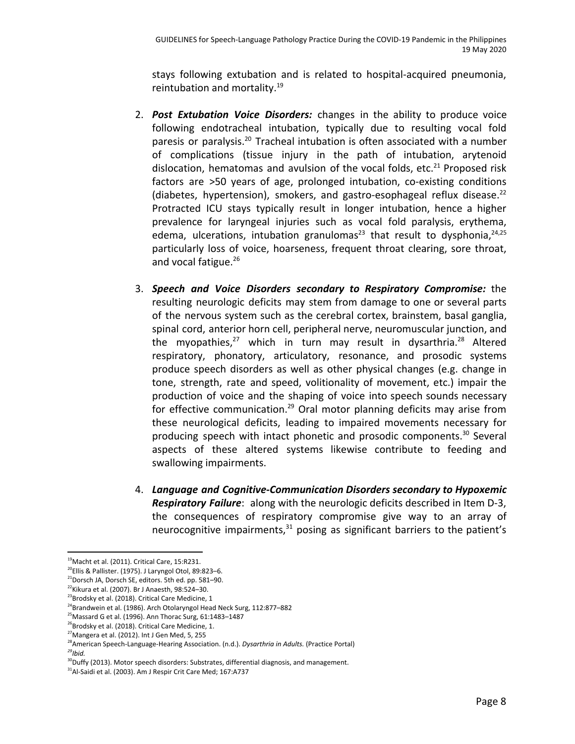stays following extubation and is related to hospital-acquired pneumonia, reintubation and mortality.[19]

2. ***Post Extubation Voice Disorders:*** changes in the ability to produce voice following endotracheal intubation, typically due to resulting vocal fold paresis or paralysis.[20] Tracheal intubation is often associated with a number of complications (tissue injury in the path of intubation, arytenoid dislocation, hematomas and avulsion of the vocal folds, etc.[21] Proposed risk factors are >50 years of age, prolonged intubation, co-existing conditions (diabetes, hypertension), smokers, and gastro-esophageal reflux disease.[22] Protracted ICU stays typically result in longer intubation, hence a higher prevalence for laryngeal injuries such as vocal fold paralysis, erythema, edema, ulcerations, intubation granulomas[23] that result to dysphonia,[24,25] particularly loss of voice, hoarseness, frequent throat clearing, sore throat, and vocal fatigue.[26]

3. ***Speech and Voice Disorders secondary to Respiratory Compromise:*** the resulting neurologic deficits may stem from damage to one or several parts of the nervous system such as the cerebral cortex, brainstem, basal ganglia, spinal cord, anterior horn cell, peripheral nerve, neuromuscular junction, and the myopathies,[27] which in turn may result in dysarthria.[28] Altered respiratory, phonatory, articulatory, resonance, and prosodic systems produce speech disorders as well as other physical changes (e.g. change in tone, strength, rate and speed, volitionality of movement, etc.) impair the production of voice and the shaping of voice into speech sounds necessary for effective communication.[29] Oral motor planning deficits may arise from these neurological deficits, leading to impaired movements necessary for producing speech with intact phonetic and prosodic components.[30] Several aspects of these altered systems likewise contribute to feeding and swallowing impairments.

4. ***Language and Cognitive-Communication Disorders secondary to Hypoxemic Respiratory Failure***: along with the neurologic deficits described in Item D-3, the consequences of respiratory compromise give way to an array of neurocognitive impairments,[31] posing as significant barriers to the patient's

---

[19] Macht et al. (2011). Critical Care, 15:R231.
[20] Ellis & Pallister. (1975). J Laryngol Otol, 89:823–6.
[21] Dorsch JA, Dorsch SE, editors. 5th ed. pp. 581–90.
[22] Kikura et al. (2007). Br J Anaesth, 98:524–30.
[23] Brodsky et al. (2018). Critical Care Medicine, 1
[24] Brandwein et al. (1986). Arch Otolaryngol Head Neck Surg, 112:877–882
[25] Massard G et al. (1996). Ann Thorac Surg, 61:1483–1487
[26] Brodsky et al. (2018). Critical Care Medicine, 1.
[27] Mangera et al. (2012). Int J Gen Med, 5, 255
[28] American Speech-Language-Hearing Association. (n.d.). *Dysarthria in Adults.* (Practice Portal)
[29] *Ibid.*
[30] Duffy (2013). Motor speech disorders: Substrates, differential diagnosis, and management.
[31] Al-Saidi et al. (2003). Am J Respir Crit Care Med; 167:A737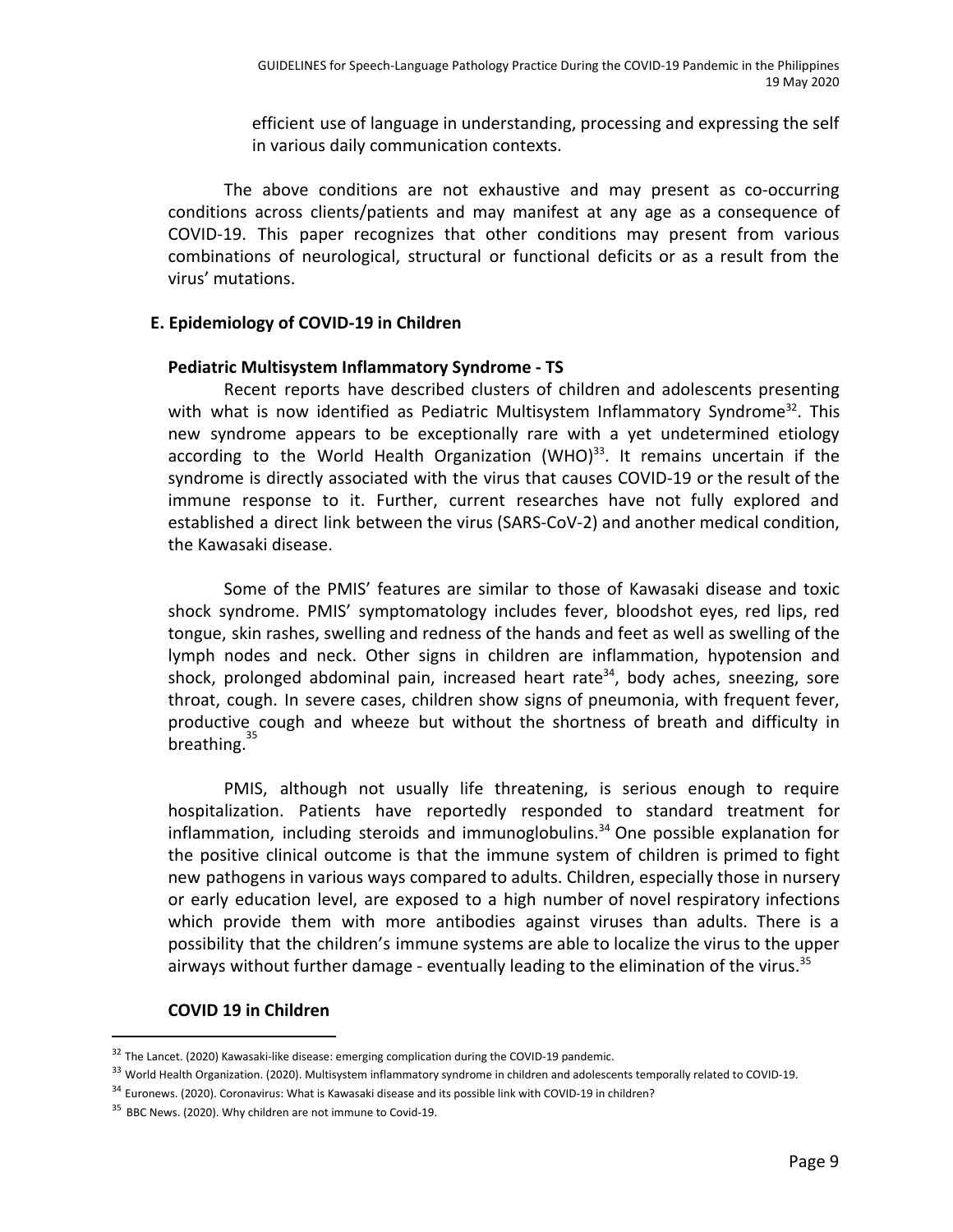efficient use of language in understanding, processing and expressing the self in various daily communication contexts.

The above conditions are not exhaustive and may present as co-occurring conditions across clients/patients and may manifest at any age as a consequence of COVID-19. This paper recognizes that other conditions may present from various combinations of neurological, structural or functional deficits or as a result from the virus' mutations.

## E. Epidemiology of COVID-19 in Children

### Pediatric Multisystem Inflammatory Syndrome - TS

Recent reports have described clusters of children and adolescents presenting with what is now identified as Pediatric Multisystem Inflammatory Syndrome[32]. This new syndrome appears to be exceptionally rare with a yet undetermined etiology according to the World Health Organization (WHO)[33]. It remains uncertain if the syndrome is directly associated with the virus that causes COVID-19 or the result of the immune response to it. Further, current researches have not fully explored and established a direct link between the virus (SARS-CoV-2) and another medical condition, the Kawasaki disease.

Some of the PMIS' features are similar to those of Kawasaki disease and toxic shock syndrome. PMIS' symptomatology includes fever, bloodshot eyes, red lips, red tongue, skin rashes, swelling and redness of the hands and feet as well as swelling of the lymph nodes and neck. Other signs in children are inflammation, hypotension and shock, prolonged abdominal pain, increased heart rate[34], body aches, sneezing, sore throat, cough. In severe cases, children show signs of pneumonia, with frequent fever, productive cough and wheeze but without the shortness of breath and difficulty in breathing.[35]

PMIS, although not usually life threatening, is serious enough to require hospitalization. Patients have reportedly responded to standard treatment for inflammation, including steroids and immunoglobulins.[34] One possible explanation for the positive clinical outcome is that the immune system of children is primed to fight new pathogens in various ways compared to adults. Children, especially those in nursery or early education level, are exposed to a high number of novel respiratory infections which provide them with more antibodies against viruses than adults. There is a possibility that the children's immune systems are able to localize the virus to the upper airways without further damage - eventually leading to the elimination of the virus.[35]

### COVID 19 in Children

---

[32] The Lancet. (2020) Kawasaki-like disease: emerging complication during the COVID-19 pandemic.

[33] World Health Organization. (2020). Multisystem inflammatory syndrome in children and adolescents temporally related to COVID-19.

[34] Euronews. (2020). Coronavirus: What is Kawasaki disease and its possible link with COVID-19 in children?

[35] BBC News. (2020). Why children are not immune to Covid-19.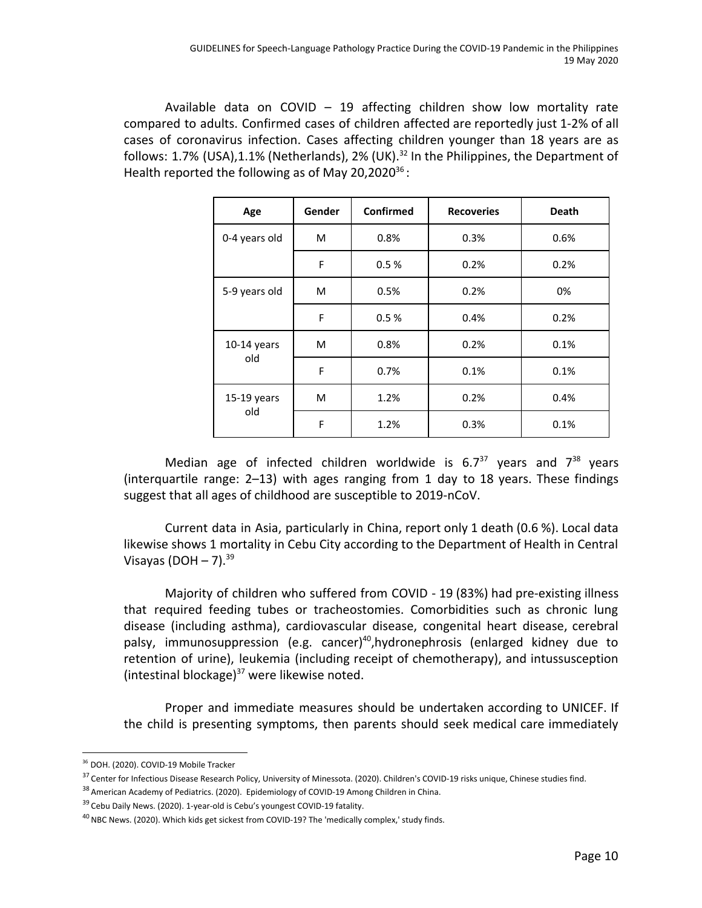Available data on COVID – 19 affecting children show low mortality rate compared to adults. Confirmed cases of children affected are reportedly just 1-2% of all cases of coronavirus infection. Cases affecting children younger than 18 years are as follows: 1.7% (USA),1.1% (Netherlands), 2% (UK).[32] In the Philippines, the Department of Health reported the following as of May 20,2020[36] :

| Age | Gender | Confirmed | Recoveries | Death |
|---|---|---|---|---|
| 0-4 years old | M | 0.8% | 0.3% | 0.6% |
| | F | 0.5 % | 0.2% | 0.2% |
| 5-9 years old | M | 0.5% | 0.2% | 0% |
| | F | 0.5 % | 0.4% | 0.2% |
| 10-14 years old | M | 0.8% | 0.2% | 0.1% |
| | F | 0.7% | 0.1% | 0.1% |
| 15-19 years old | M | 1.2% | 0.2% | 0.4% |
| | F | 1.2% | 0.3% | 0.1% |

Median age of infected children worldwide is 6.7[37] years and 7[38] years (interquartile range: 2–13) with ages ranging from 1 day to 18 years. These findings suggest that all ages of childhood are susceptible to 2019-nCoV.

Current data in Asia, particularly in China, report only 1 death (0.6 %). Local data likewise shows 1 mortality in Cebu City according to the Department of Health in Central Visayas (DOH – 7).[39]

Majority of children who suffered from COVID - 19 (83%) had pre-existing illness that required feeding tubes or tracheostomies. Comorbidities such as chronic lung disease (including asthma), cardiovascular disease, congenital heart disease, cerebral palsy, immunosuppression (e.g. cancer)[40],hydronephrosis (enlarged kidney due to retention of urine), leukemia (including receipt of chemotherapy), and intussusception (intestinal blockage)[37] were likewise noted.

Proper and immediate measures should be undertaken according to UNICEF. If the child is presenting symptoms, then parents should seek medical care immediately

---

[36] DOH. (2020). COVID-19 Mobile Tracker

[37] Center for Infectious Disease Research Policy, University of Minessota. (2020). Children's COVID-19 risks unique, Chinese studies find.

[38] American Academy of Pediatrics. (2020). Epidemiology of COVID-19 Among Children in China.

[39] Cebu Daily News. (2020). 1-year-old is Cebu's youngest COVID-19 fatality.

[40] NBC News. (2020). Which kids get sickest from COVID-19? The 'medically complex,' study finds.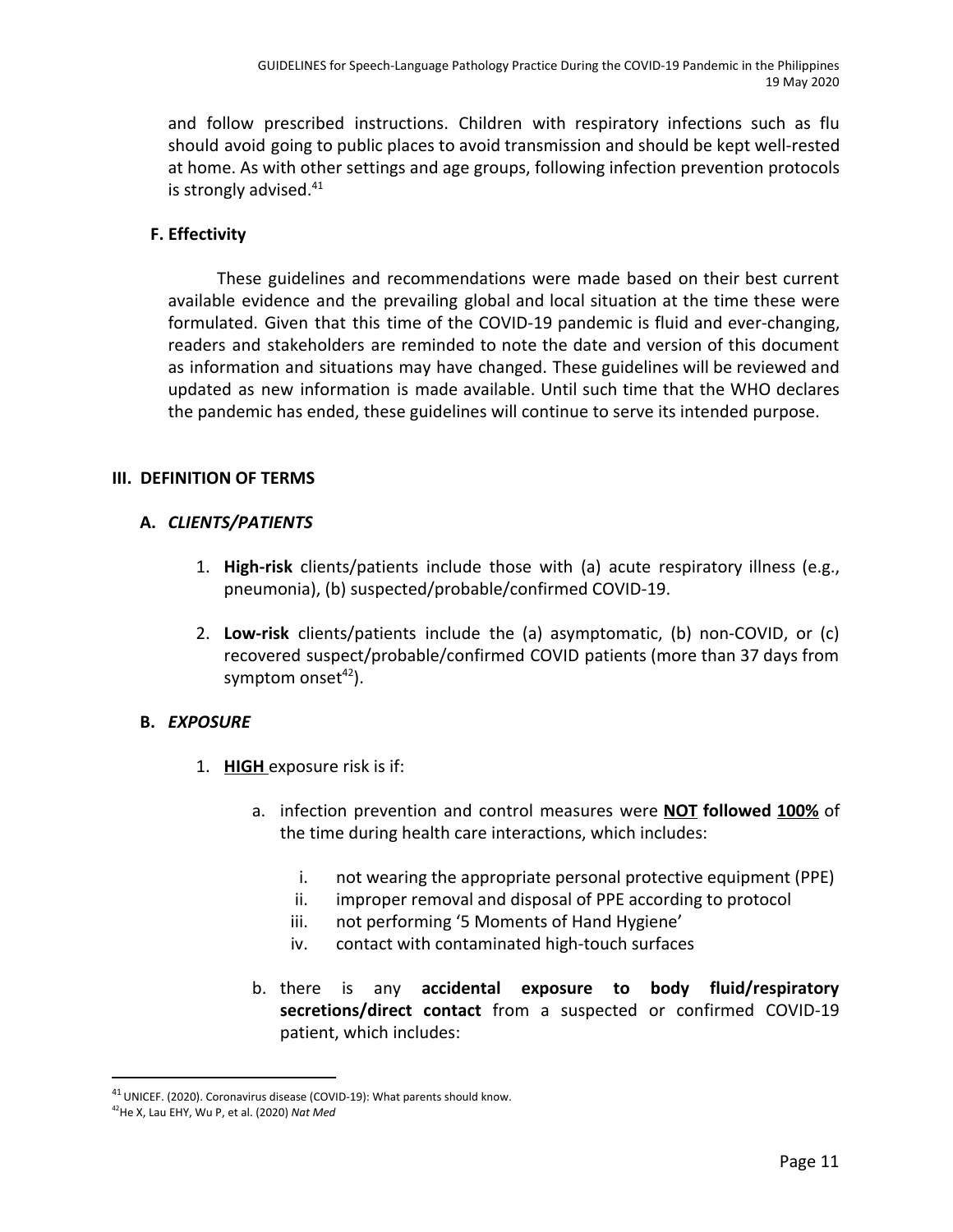and follow prescribed instructions. Children with respiratory infections such as flu should avoid going to public places to avoid transmission and should be kept well-rested at home. As with other settings and age groups, following infection prevention protocols is strongly advised.[41]

### F. Effectivity

These guidelines and recommendations were made based on their best current available evidence and the prevailing global and local situation at the time these were formulated. Given that this time of the COVID-19 pandemic is fluid and ever-changing, readers and stakeholders are reminded to note the date and version of this document as information and situations may have changed. These guidelines will be reviewed and updated as new information is made available. Until such time that the WHO declares the pandemic has ended, these guidelines will continue to serve its intended purpose.

## III. DEFINITION OF TERMS

### A. *CLIENTS/PATIENTS*

1. **High-risk** clients/patients include those with (a) acute respiratory illness (e.g., pneumonia), (b) suspected/probable/confirmed COVID-19.

2. **Low-risk** clients/patients include the (a) asymptomatic, (b) non-COVID, or (c) recovered suspect/probable/confirmed COVID patients (more than 37 days from symptom onset[42]).

### B. *EXPOSURE*

1. **HIGH** exposure risk is if:

   a. infection prevention and control measures were **NOT followed 100%** of the time during health care interactions, which includes:

      i. not wearing the appropriate personal protective equipment (PPE)
      ii. improper removal and disposal of PPE according to protocol
      iii. not performing '5 Moments of Hand Hygiene'
      iv. contact with contaminated high-touch surfaces

   b. there is any **accidental exposure to body fluid/respiratory secretions/direct contact** from a suspected or confirmed COVID-19 patient, which includes:

---

[41] UNICEF. (2020). Coronavirus disease (COVID-19): What parents should know.

[42] He X, Lau EHY, Wu P, et al. (2020) *Nat Med*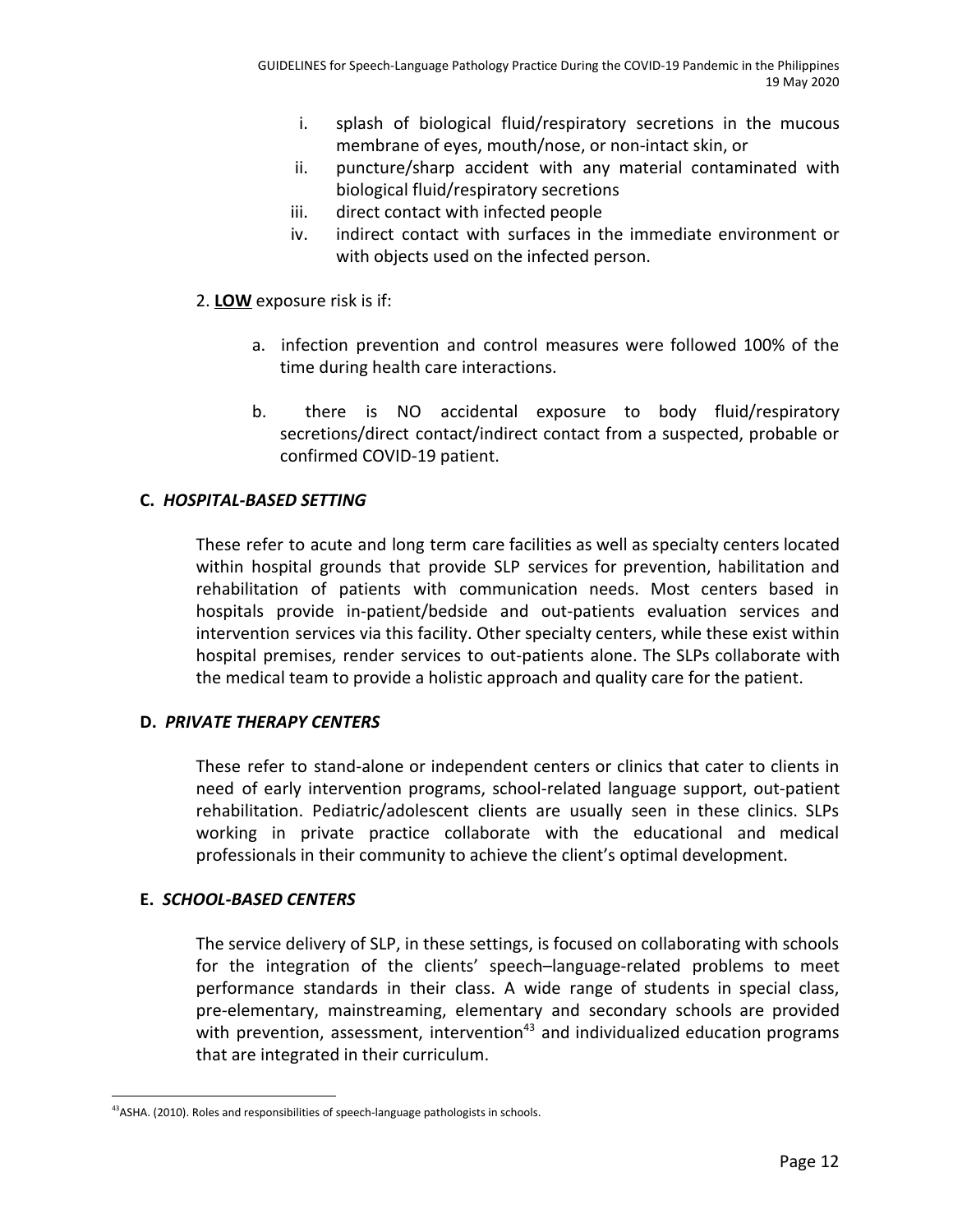i. splash of biological fluid/respiratory secretions in the mucous membrane of eyes, mouth/nose, or non-intact skin, or
ii. puncture/sharp accident with any material contaminated with biological fluid/respiratory secretions
iii. direct contact with infected people
iv. indirect contact with surfaces in the immediate environment or with objects used on the infected person.

2. **LOW** exposure risk is if:

a. infection prevention and control measures were followed 100% of the time during health care interactions.

b. there is NO accidental exposure to body fluid/respiratory secretions/direct contact/indirect contact from a suspected, probable or confirmed COVID-19 patient.

### C. *HOSPITAL-BASED SETTING*

These refer to acute and long term care facilities as well as specialty centers located within hospital grounds that provide SLP services for prevention, habilitation and rehabilitation of patients with communication needs. Most centers based in hospitals provide in-patient/bedside and out-patients evaluation services and intervention services via this facility. Other specialty centers, while these exist within hospital premises, render services to out-patients alone. The SLPs collaborate with the medical team to provide a holistic approach and quality care for the patient.

### D. *PRIVATE THERAPY CENTERS*

These refer to stand-alone or independent centers or clinics that cater to clients in need of early intervention programs, school-related language support, out-patient rehabilitation. Pediatric/adolescent clients are usually seen in these clinics. SLPs working in private practice collaborate with the educational and medical professionals in their community to achieve the client's optimal development.

### E. *SCHOOL-BASED CENTERS*

The service delivery of SLP, in these settings, is focused on collaborating with schools for the integration of the clients' speech–language-related problems to meet performance standards in their class. A wide range of students in special class, pre-elementary, mainstreaming, elementary and secondary schools are provided with prevention, assessment, intervention[43] and individualized education programs that are integrated in their curriculum.

[43] ASHA. (2010). Roles and responsibilities of speech-language pathologists in schools.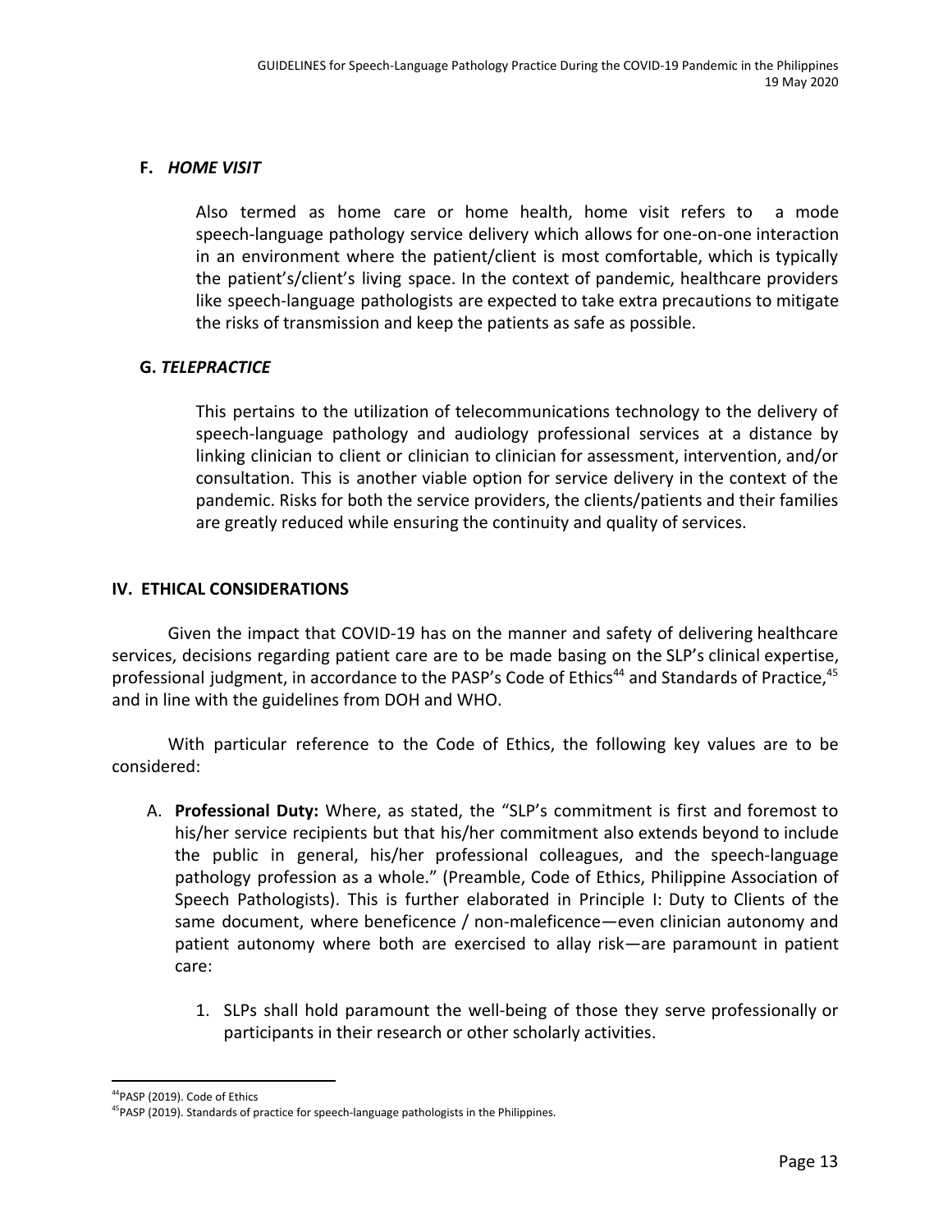### F. *HOME VISIT*

Also termed as home care or home health, home visit refers to a mode speech-language pathology service delivery which allows for one-on-one interaction in an environment where the patient/client is most comfortable, which is typically the patient's/client's living space. In the context of pandemic, healthcare providers like speech-language pathologists are expected to take extra precautions to mitigate the risks of transmission and keep the patients as safe as possible.

### G. *TELEPRACTICE*

This pertains to the utilization of telecommunications technology to the delivery of speech-language pathology and audiology professional services at a distance by linking clinician to client or clinician to clinician for assessment, intervention, and/or consultation. This is another viable option for service delivery in the context of the pandemic. Risks for both the service providers, the clients/patients and their families are greatly reduced while ensuring the continuity and quality of services.

## IV. ETHICAL CONSIDERATIONS

Given the impact that COVID-19 has on the manner and safety of delivering healthcare services, decisions regarding patient care are to be made basing on the SLP's clinical expertise, professional judgment, in accordance to the PASP's Code of Ethics[44] and Standards of Practice,[45] and in line with the guidelines from DOH and WHO.

With particular reference to the Code of Ethics, the following key values are to be considered:

A. **Professional Duty:** Where, as stated, the "SLP's commitment is first and foremost to his/her service recipients but that his/her commitment also extends beyond to include the public in general, his/her professional colleagues, and the speech-language pathology profession as a whole." (Preamble, Code of Ethics, Philippine Association of Speech Pathologists). This is further elaborated in Principle I: Duty to Clients of the same document, where beneficence / non-maleficence—even clinician autonomy and patient autonomy where both are exercised to allay risk—are paramount in patient care:

   1. SLPs shall hold paramount the well-being of those they serve professionally or participants in their research or other scholarly activities.

---

[44] PASP (2019). Code of Ethics

[45] PASP (2019). Standards of practice for speech-language pathologists in the Philippines.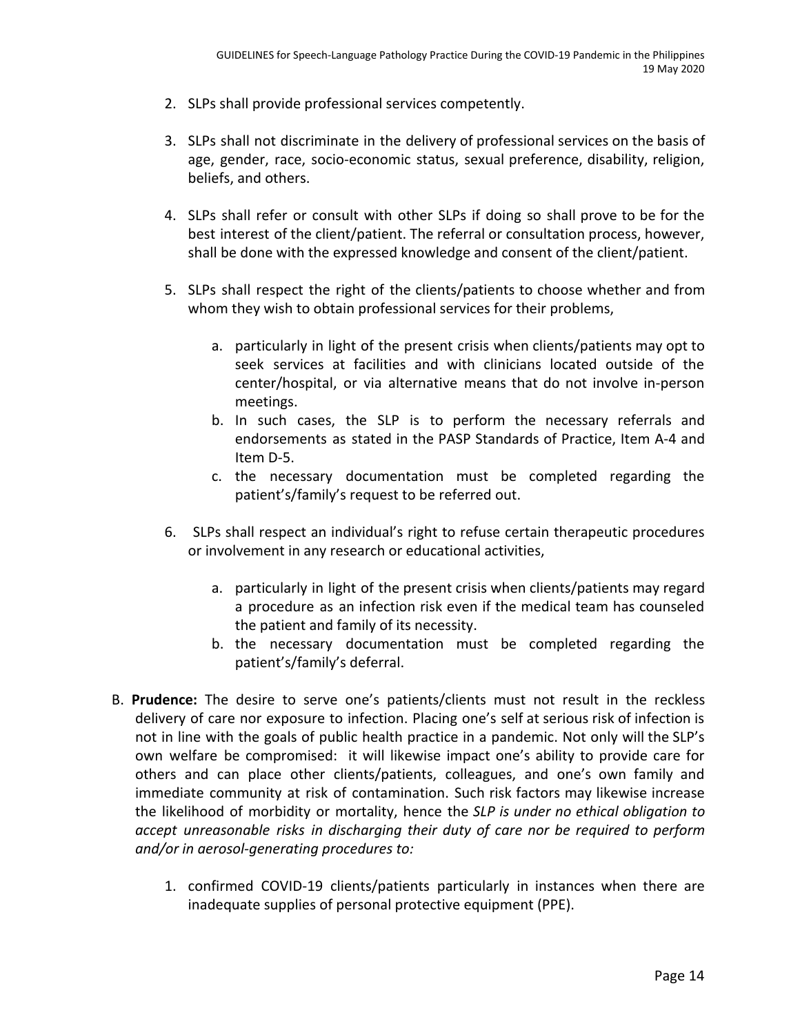2. SLPs shall provide professional services competently.

3. SLPs shall not discriminate in the delivery of professional services on the basis of age, gender, race, socio-economic status, sexual preference, disability, religion, beliefs, and others.

4. SLPs shall refer or consult with other SLPs if doing so shall prove to be for the best interest of the client/patient. The referral or consultation process, however, shall be done with the expressed knowledge and consent of the client/patient.

5. SLPs shall respect the right of the clients/patients to choose whether and from whom they wish to obtain professional services for their problems,

    a. particularly in light of the present crisis when clients/patients may opt to seek services at facilities and with clinicians located outside of the center/hospital, or via alternative means that do not involve in-person meetings.
    b. In such cases, the SLP is to perform the necessary referrals and endorsements as stated in the PASP Standards of Practice, Item A-4 and Item D-5.
    c. the necessary documentation must be completed regarding the patient's/family's request to be referred out.

6. SLPs shall respect an individual's right to refuse certain therapeutic procedures or involvement in any research or educational activities,

    a. particularly in light of the present crisis when clients/patients may regard a procedure as an infection risk even if the medical team has counseled the patient and family of its necessity.
    b. the necessary documentation must be completed regarding the patient's/family's deferral.

B. **Prudence:** The desire to serve one's patients/clients must not result in the reckless delivery of care nor exposure to infection. Placing one's self at serious risk of infection is not in line with the goals of public health practice in a pandemic. Not only will the SLP's own welfare be compromised: it will likewise impact one's ability to provide care for others and can place other clients/patients, colleagues, and one's own family and immediate community at risk of contamination. Such risk factors may likewise increase the likelihood of morbidity or mortality, hence the *SLP is under no ethical obligation to accept unreasonable risks in discharging their duty of care nor be required to perform and/or in aerosol-generating procedures to:*

    1. confirmed COVID-19 clients/patients particularly in instances when there are inadequate supplies of personal protective equipment (PPE).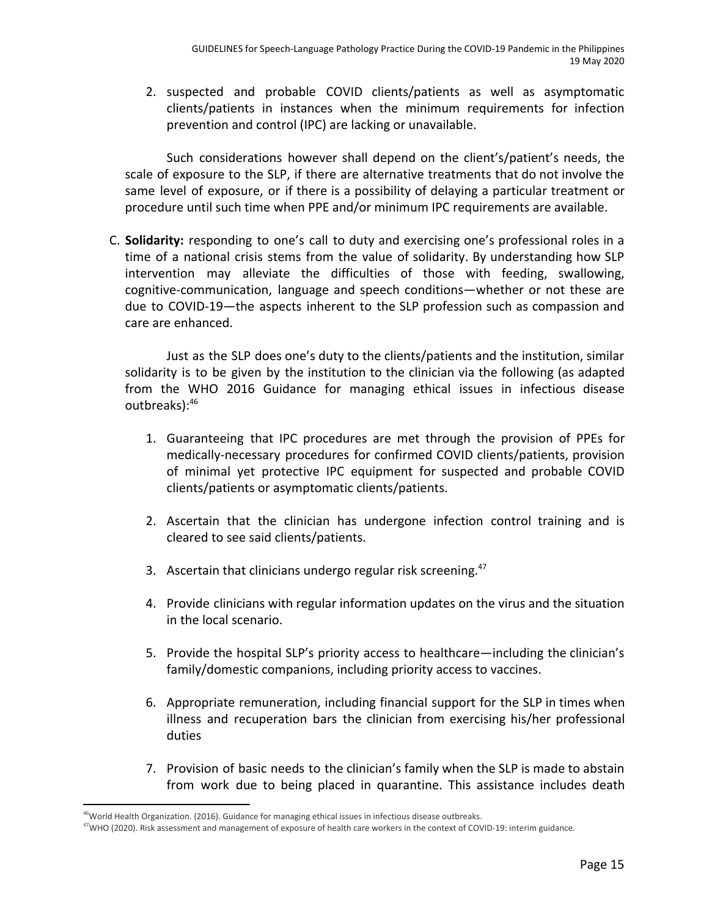2. suspected and probable COVID clients/patients as well as asymptomatic clients/patients in instances when the minimum requirements for infection prevention and control (IPC) are lacking or unavailable.

Such considerations however shall depend on the client's/patient's needs, the scale of exposure to the SLP, if there are alternative treatments that do not involve the same level of exposure, or if there is a possibility of delaying a particular treatment or procedure until such time when PPE and/or minimum IPC requirements are available.

C. **Solidarity:** responding to one's call to duty and exercising one's professional roles in a time of a national crisis stems from the value of solidarity. By understanding how SLP intervention may alleviate the difficulties of those with feeding, swallowing, cognitive-communication, language and speech conditions—whether or not these are due to COVID-19—the aspects inherent to the SLP profession such as compassion and care are enhanced.

Just as the SLP does one's duty to the clients/patients and the institution, similar solidarity is to be given by the institution to the clinician via the following (as adapted from the WHO 2016 Guidance for managing ethical issues in infectious disease outbreaks):[46]

1. Guaranteeing that IPC procedures are met through the provision of PPEs for medically-necessary procedures for confirmed COVID clients/patients, provision of minimal yet protective IPC equipment for suspected and probable COVID clients/patients or asymptomatic clients/patients.

2. Ascertain that the clinician has undergone infection control training and is cleared to see said clients/patients.

3. Ascertain that clinicians undergo regular risk screening.[47]

4. Provide clinicians with regular information updates on the virus and the situation in the local scenario.

5. Provide the hospital SLP's priority access to healthcare—including the clinician's family/domestic companions, including priority access to vaccines.

6. Appropriate remuneration, including financial support for the SLP in times when illness and recuperation bars the clinician from exercising his/her professional duties

7. Provision of basic needs to the clinician's family when the SLP is made to abstain from work due to being placed in quarantine. This assistance includes death

---

[46] World Health Organization. (2016). Guidance for managing ethical issues in infectious disease outbreaks.

[47] WHO (2020). Risk assessment and management of exposure of health care workers in the context of COVID-19: interim guidance.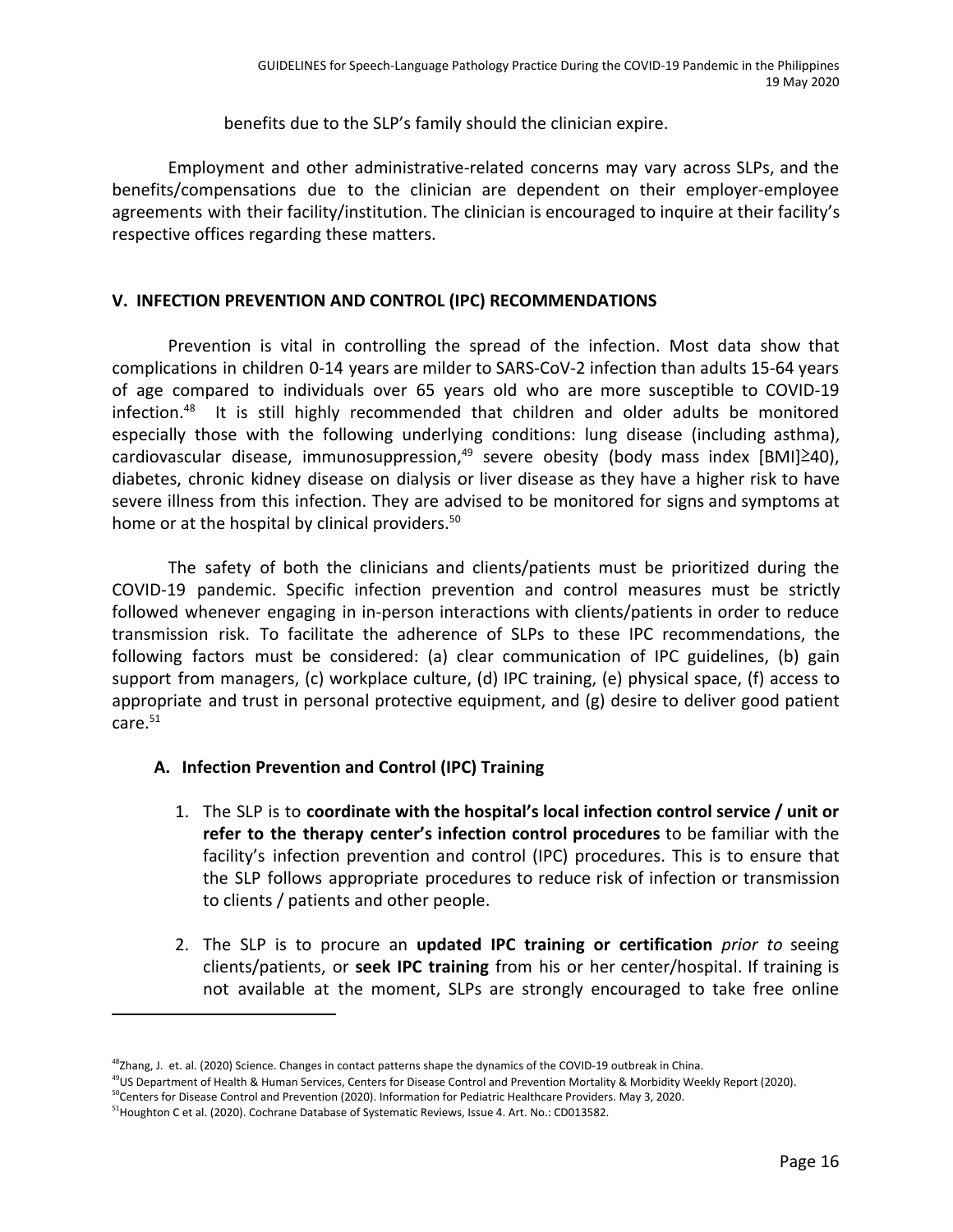benefits due to the SLP's family should the clinician expire.

Employment and other administrative-related concerns may vary across SLPs, and the benefits/compensations due to the clinician are dependent on their employer-employee agreements with their facility/institution. The clinician is encouraged to inquire at their facility's respective offices regarding these matters.

## V. INFECTION PREVENTION AND CONTROL (IPC) RECOMMENDATIONS

Prevention is vital in controlling the spread of the infection. Most data show that complications in children 0-14 years are milder to SARS-CoV-2 infection than adults 15-64 years of age compared to individuals over 65 years old who are more susceptible to COVID-19 infection.[48] It is still highly recommended that children and older adults be monitored especially those with the following underlying conditions: lung disease (including asthma), cardiovascular disease, immunosuppression,[49] severe obesity (body mass index [BMI]≥40), diabetes, chronic kidney disease on dialysis or liver disease as they have a higher risk to have severe illness from this infection. They are advised to be monitored for signs and symptoms at home or at the hospital by clinical providers.[50]

The safety of both the clinicians and clients/patients must be prioritized during the COVID-19 pandemic. Specific infection prevention and control measures must be strictly followed whenever engaging in in-person interactions with clients/patients in order to reduce transmission risk. To facilitate the adherence of SLPs to these IPC recommendations, the following factors must be considered: (a) clear communication of IPC guidelines, (b) gain support from managers, (c) workplace culture, (d) IPC training, (e) physical space, (f) access to appropriate and trust in personal protective equipment, and (g) desire to deliver good patient care.[51]

### A. Infection Prevention and Control (IPC) Training

1. The SLP is to **coordinate with the hospital's local infection control service / unit or refer to the therapy center's infection control procedures** to be familiar with the facility's infection prevention and control (IPC) procedures. This is to ensure that the SLP follows appropriate procedures to reduce risk of infection or transmission to clients / patients and other people.

2. The SLP is to procure an **updated IPC training or certification** *prior to* seeing clients/patients, or **seek IPC training** from his or her center/hospital. If training is not available at the moment, SLPs are strongly encouraged to take free online

---

[48]Zhang, J. et. al. (2020) Science. Changes in contact patterns shape the dynamics of the COVID-19 outbreak in China.

[49]US Department of Health & Human Services, Centers for Disease Control and Prevention Mortality & Morbidity Weekly Report (2020).

[50]Centers for Disease Control and Prevention (2020). Information for Pediatric Healthcare Providers. May 3, 2020.

[51]Houghton C et al. (2020). Cochrane Database of Systematic Reviews, Issue 4. Art. No.: CD013582.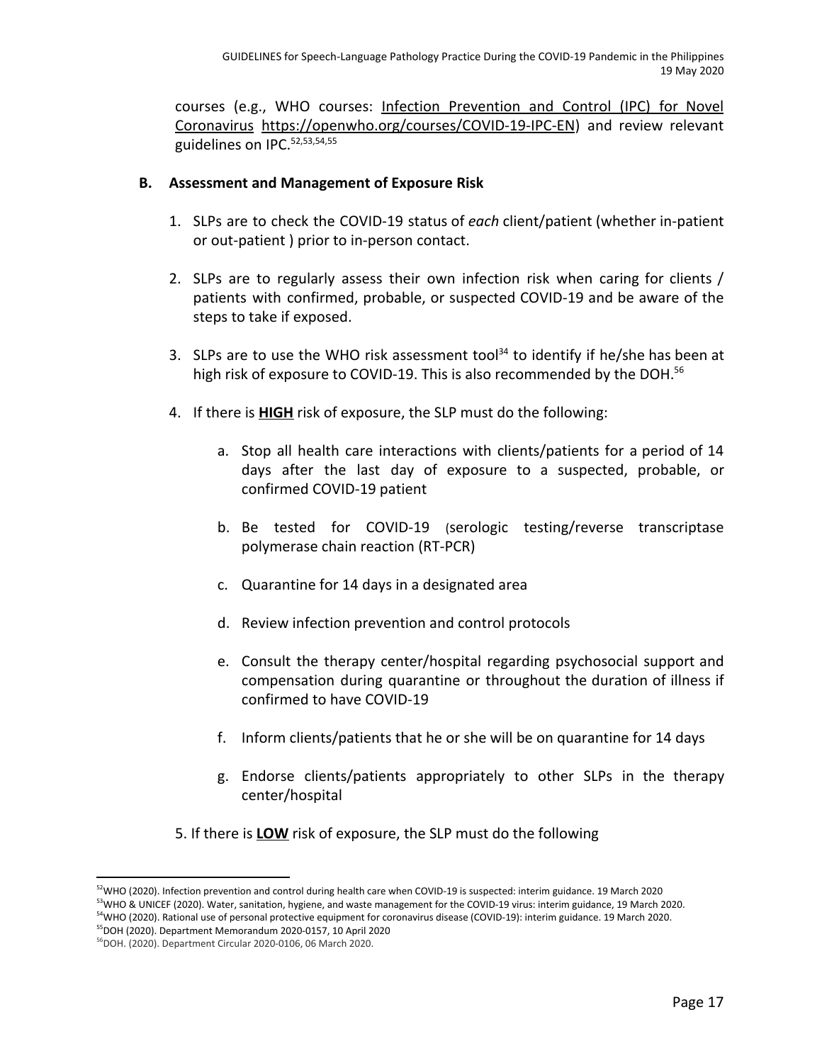courses (e.g., WHO courses: Infection Prevention and Control (IPC) for Novel Coronavirus https://openwho.org/courses/COVID-19-IPC-EN) and review relevant guidelines on IPC.[52,53,54,55]

**B. Assessment and Management of Exposure Risk**

1. SLPs are to check the COVID-19 status of *each* client/patient (whether in-patient or out-patient ) prior to in-person contact.

2. SLPs are to regularly assess their own infection risk when caring for clients / patients with confirmed, probable, or suspected COVID-19 and be aware of the steps to take if exposed.

3. SLPs are to use the WHO risk assessment tool[34] to identify if he/she has been at high risk of exposure to COVID-19. This is also recommended by the DOH.[56]

4. If there is **HIGH** risk of exposure, the SLP must do the following:

   a. Stop all health care interactions with clients/patients for a period of 14 days after the last day of exposure to a suspected, probable, or confirmed COVID-19 patient

   b. Be tested for COVID-19 (serologic testing/reverse transcriptase polymerase chain reaction (RT-PCR)

   c. Quarantine for 14 days in a designated area

   d. Review infection prevention and control protocols

   e. Consult the therapy center/hospital regarding psychosocial support and compensation during quarantine or throughout the duration of illness if confirmed to have COVID-19

   f. Inform clients/patients that he or she will be on quarantine for 14 days

   g. Endorse clients/patients appropriately to other SLPs in the therapy center/hospital

5. If there is **LOW** risk of exposure, the SLP must do the following

---

[52]WHO (2020). Infection prevention and control during health care when COVID-19 is suspected: interim guidance. 19 March 2020

[53]WHO & UNICEF (2020). Water, sanitation, hygiene, and waste management for the COVID-19 virus: interim guidance, 19 March 2020.

[54]WHO (2020). Rational use of personal protective equipment for coronavirus disease (COVID-19): interim guidance. 19 March 2020.

[55]DOH (2020). Department Memorandum 2020-0157, 10 April 2020

[56]DOH. (2020). Department Circular 2020-0106, 06 March 2020.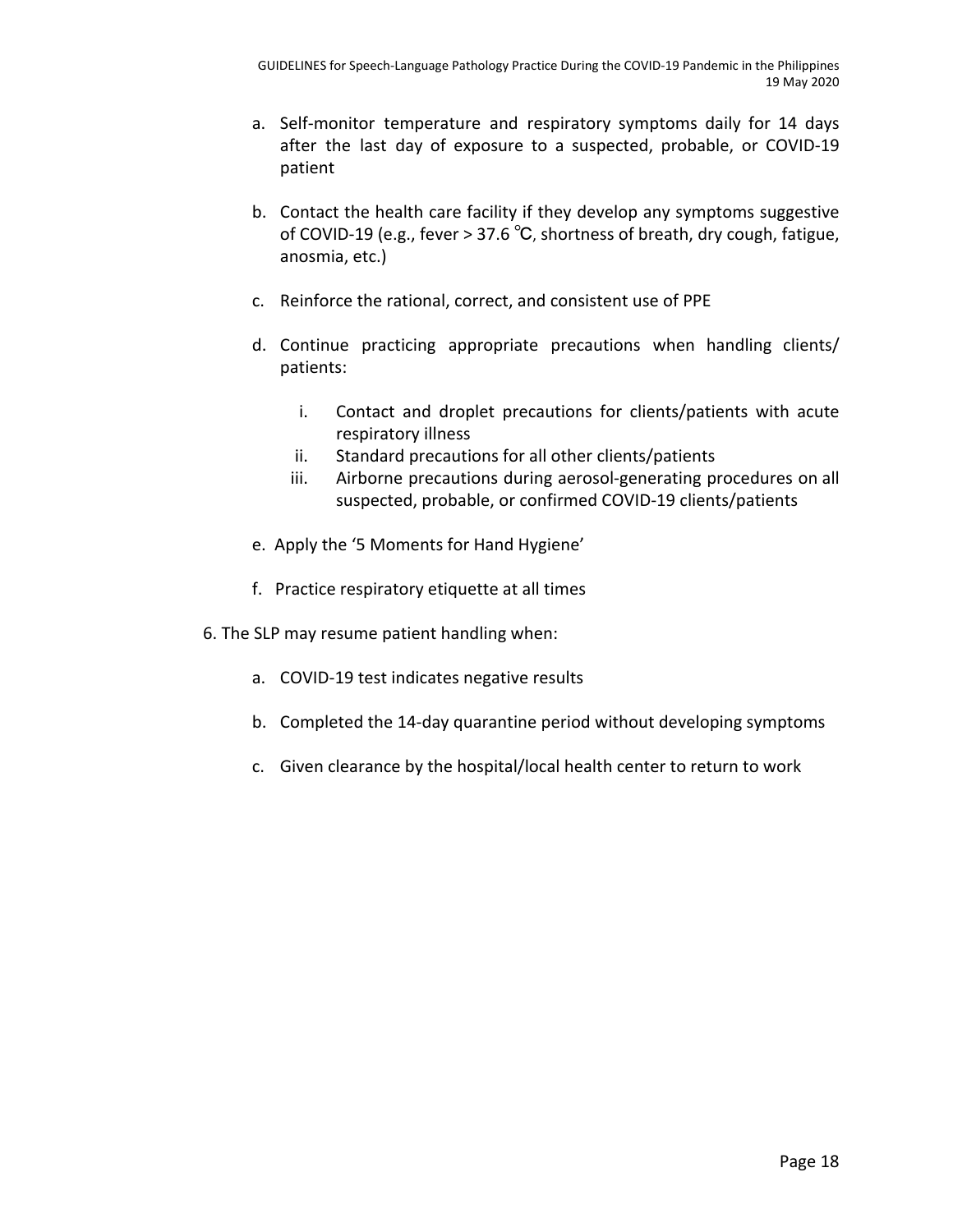a. Self-monitor temperature and respiratory symptoms daily for 14 days after the last day of exposure to a suspected, probable, or COVID-19 patient

b. Contact the health care facility if they develop any symptoms suggestive of COVID-19 (e.g., fever > 37.6 °C, shortness of breath, dry cough, fatigue, anosmia, etc.)

c. Reinforce the rational, correct, and consistent use of PPE

d. Continue practicing appropriate precautions when handling clients/ patients:

   i. Contact and droplet precautions for clients/patients with acute respiratory illness
   ii. Standard precautions for all other clients/patients
   iii. Airborne precautions during aerosol-generating procedures on all suspected, probable, or confirmed COVID-19 clients/patients

e. Apply the '5 Moments for Hand Hygiene'

f. Practice respiratory etiquette at all times

6. The SLP may resume patient handling when:

   a. COVID-19 test indicates negative results

   b. Completed the 14-day quarantine period without developing symptoms

   c. Given clearance by the hospital/local health center to return to work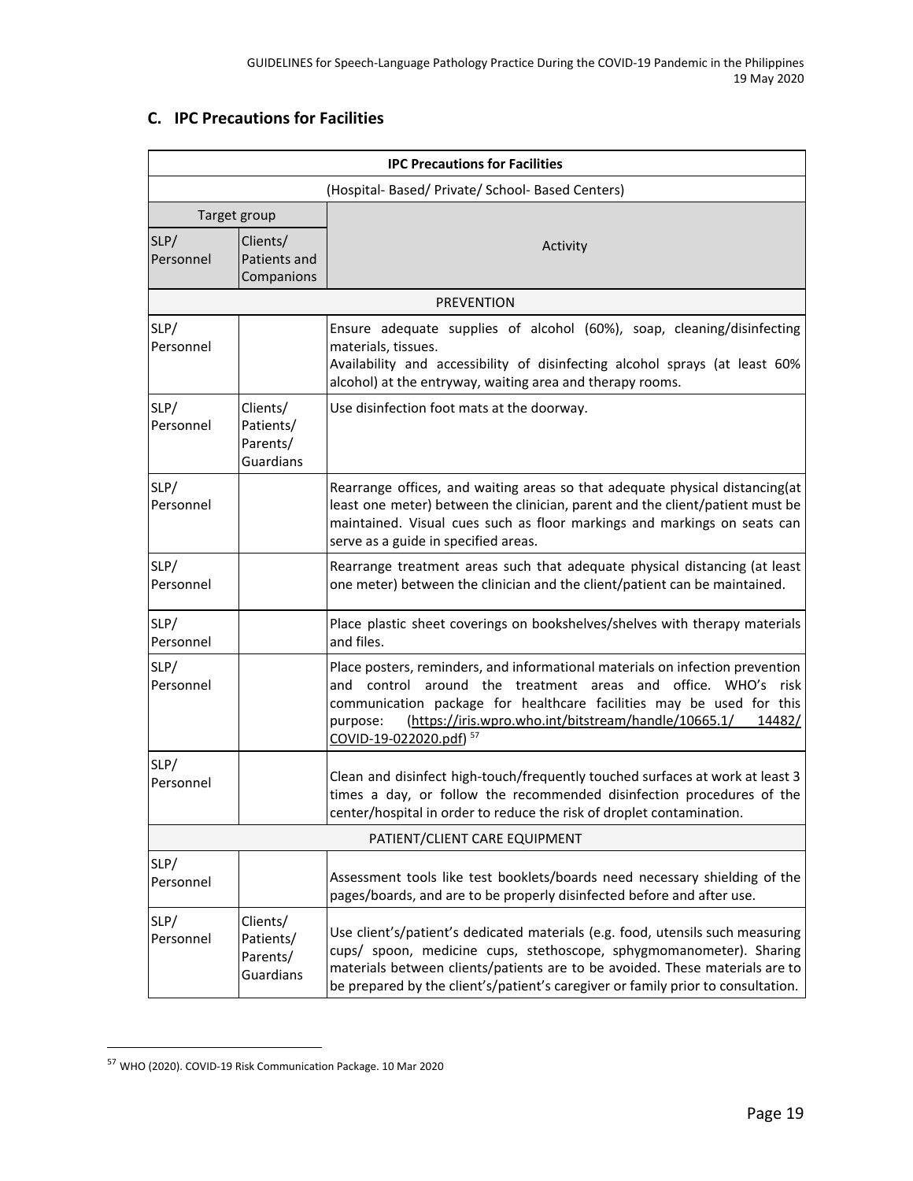## C. IPC Precautions for Facilities

| IPC Precautions for Facilities | | |
|---|---|---|
| (Hospital- Based/ Private/ School- Based Centers) | | |
| Target group | | Activity |
| SLP/ Personnel | Clients/ Patients and Companions | |
| PREVENTION | | |
| SLP/ Personnel | | Ensure adequate supplies of alcohol (60%), soap, cleaning/disinfecting materials, tissues. Availability and accessibility of disinfecting alcohol sprays (at least 60% alcohol) at the entryway, waiting area and therapy rooms. |
| SLP/ Personnel | Clients/ Patients/ Parents/ Guardians | Use disinfection foot mats at the doorway. |
| SLP/ Personnel | | Rearrange offices, and waiting areas so that adequate physical distancing(at least one meter) between the clinician, parent and the client/patient must be maintained. Visual cues such as floor markings and markings on seats can serve as a guide in specified areas. |
| SLP/ Personnel | | Rearrange treatment areas such that adequate physical distancing (at least one meter) between the clinician and the client/patient can be maintained. |
| SLP/ Personnel | | Place plastic sheet coverings on bookshelves/shelves with therapy materials and files. |
| SLP/ Personnel | | Place posters, reminders, and informational materials on infection prevention and control around the treatment areas and office. WHO's risk communication package for healthcare facilities may be used for this purpose: (https://iris.wpro.who.int/bitstream/handle/10665.1/ 14482/ COVID-19-022020.pdf) [57] |
| SLP/ Personnel | | Clean and disinfect high-touch/frequently touched surfaces at work at least 3 times a day, or follow the recommended disinfection procedures of the center/hospital in order to reduce the risk of droplet contamination. |
| PATIENT/CLIENT CARE EQUIPMENT | | |
| SLP/ Personnel | | Assessment tools like test booklets/boards need necessary shielding of the pages/boards, and are to be properly disinfected before and after use. |
| SLP/ Personnel | Clients/ Patients/ Parents/ Guardians | Use client's/patient's dedicated materials (e.g. food, utensils such measuring cups/ spoon, medicine cups, stethoscope, sphygmomanometer). Sharing materials between clients/patients are to be avoided. These materials are to be prepared by the client's/patient's caregiver or family prior to consultation. |

[57] WHO (2020). COVID-19 Risk Communication Package. 10 Mar 2020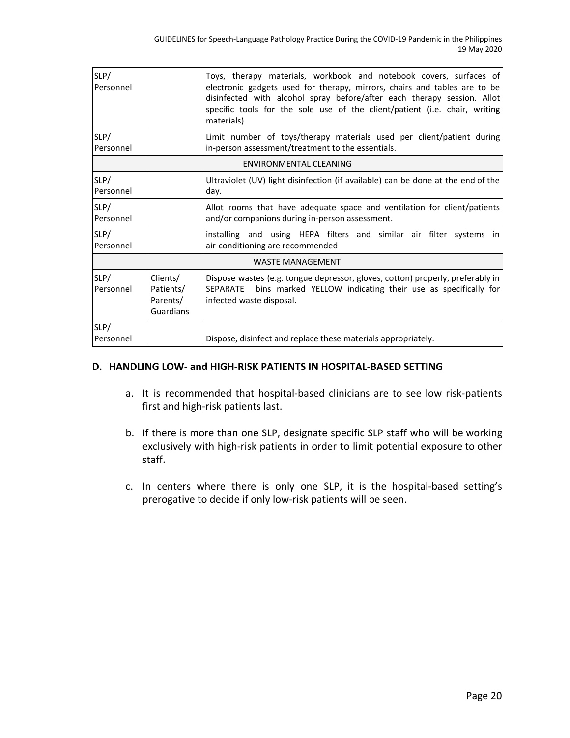| | | |
|---|---|---|
| SLP/ Personnel | | Toys, therapy materials, workbook and notebook covers, surfaces of electronic gadgets used for therapy, mirrors, chairs and tables are to be disinfected with alcohol spray before/after each therapy session. Allot specific tools for the sole use of the client/patient (i.e. chair, writing materials). |
| SLP/ Personnel | | Limit number of toys/therapy materials used per client/patient during in-person assessment/treatment to the essentials. |
| ENVIRONMENTAL CLEANING | | |
| SLP/ Personnel | | Ultraviolet (UV) light disinfection (if available) can be done at the end of the day. |
| SLP/ Personnel | | Allot rooms that have adequate space and ventilation for client/patients and/or companions during in-person assessment. |
| SLP/ Personnel | | installing and using HEPA filters and similar air filter systems in air-conditioning are recommended |
| WASTE MANAGEMENT | | |
| SLP/ Personnel | Clients/ Patients/ Parents/ Guardians | Dispose wastes (e.g. tongue depressor, gloves, cotton) properly, preferably in SEPARATE bins marked YELLOW indicating their use as specifically for infected waste disposal. |
| SLP/ Personnel | | Dispose, disinfect and replace these materials appropriately. |

## D. HANDLING LOW- and HIGH-RISK PATIENTS IN HOSPITAL-BASED SETTING

a. It is recommended that hospital-based clinicians are to see low risk-patients first and high-risk patients last.

b. If there is more than one SLP, designate specific SLP staff who will be working exclusively with high-risk patients in order to limit potential exposure to other staff.

c. In centers where there is only one SLP, it is the hospital-based setting's prerogative to decide if only low-risk patients will be seen.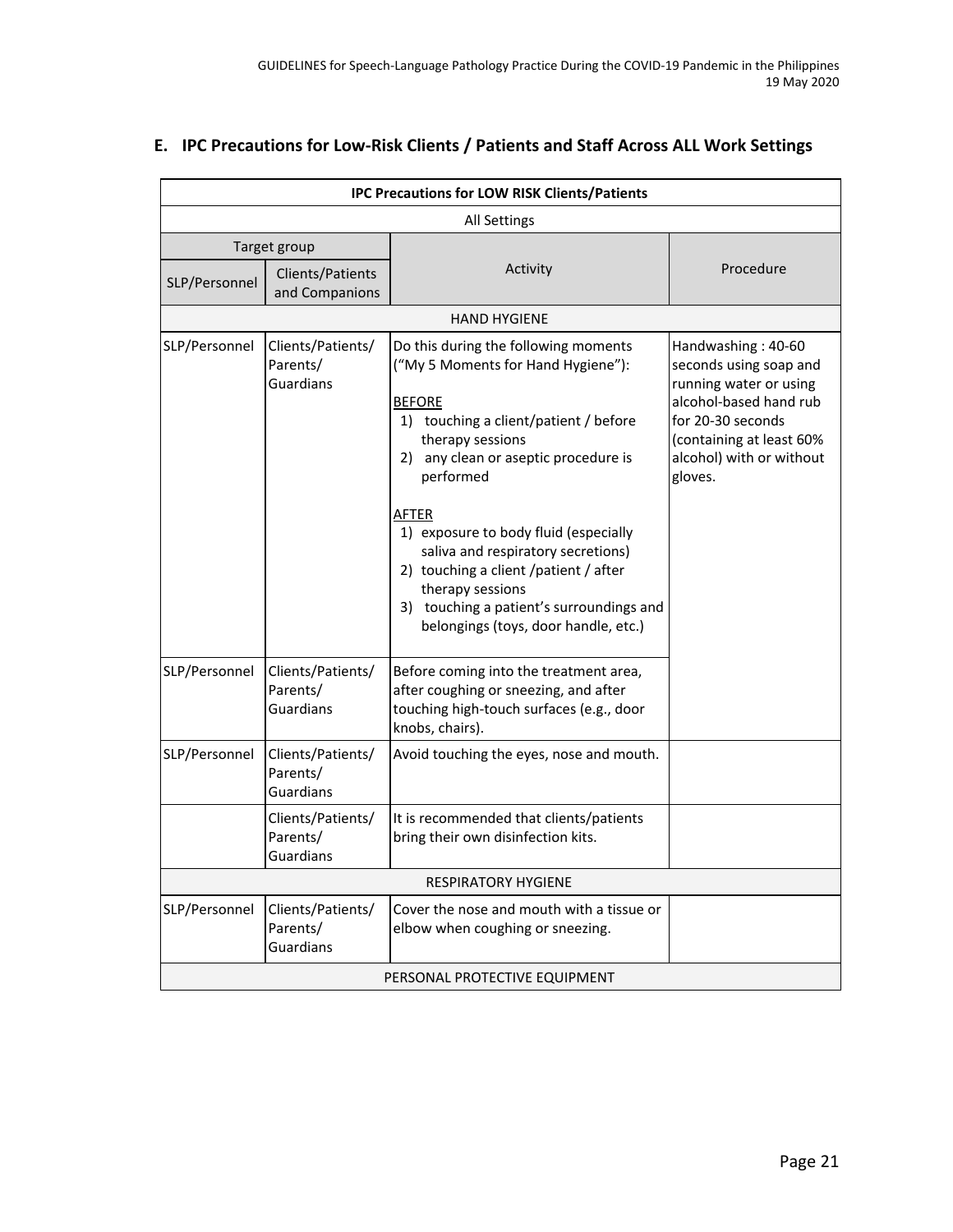## E. IPC Precautions for Low-Risk Clients / Patients and Staff Across ALL Work Settings

| IPC Precautions for LOW RISK Clients/Patients | | | |
|---|---|---|---|
| All Settings | | | |
| Target group | | Activity | Procedure |
| SLP/Personnel | Clients/Patients and Companions | | |
| HAND HYGIENE | | | |
| SLP/Personnel | Clients/Patients/ Parents/ Guardians | Do this during the following moments ("My 5 Moments for Hand Hygiene"):<br><br>BEFORE<br>1) touching a client/patient / before therapy sessions<br>2) any clean or aseptic procedure is performed<br><br>AFTER<br>1) exposure to body fluid (especially saliva and respiratory secretions)<br>2) touching a client /patient / after therapy sessions<br>3) touching a patient's surroundings and belongings (toys, door handle, etc.) | Handwashing : 40-60 seconds using soap and running water or using alcohol-based hand rub for 20-30 seconds (containing at least 60% alcohol) with or without gloves. |
| SLP/Personnel | Clients/Patients/ Parents/ Guardians | Before coming into the treatment area, after coughing or sneezing, and after touching high-touch surfaces (e.g., door knobs, chairs). | |
| SLP/Personnel | Clients/Patients/ Parents/ Guardians | Avoid touching the eyes, nose and mouth. | |
| | Clients/Patients/ Parents/ Guardians | It is recommended that clients/patients bring their own disinfection kits. | |
| RESPIRATORY HYGIENE | | | |
| SLP/Personnel | Clients/Patients/ Parents/ Guardians | Cover the nose and mouth with a tissue or elbow when coughing or sneezing. | |
| PERSONAL PROTECTIVE EQUIPMENT | | | |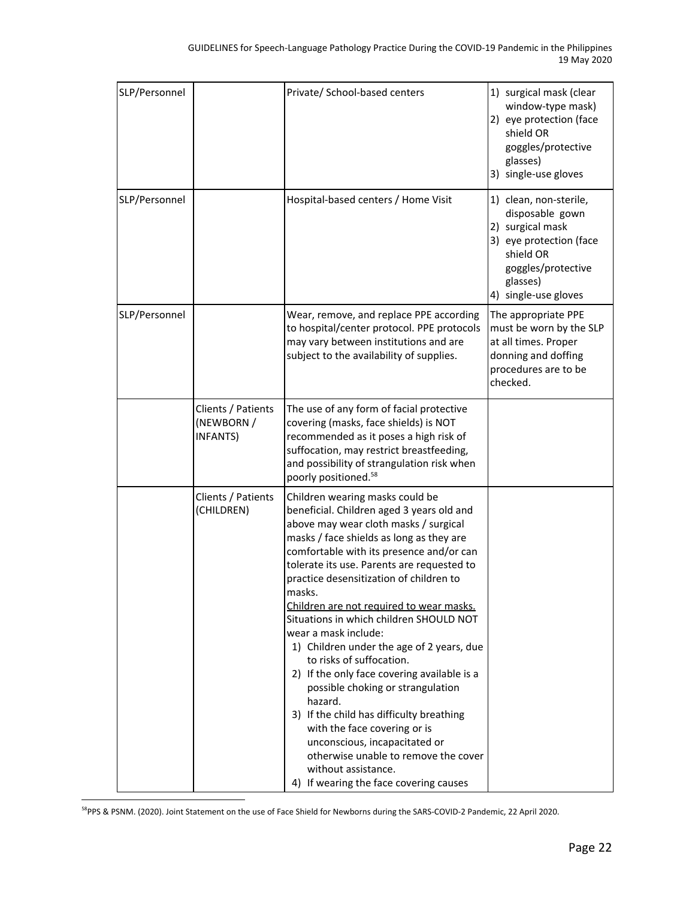| | | | |
|---|---|---|---|
| SLP/Personnel | | Private/ School-based centers | 1) surgical mask (clear window-type mask)<br>2) eye protection (face shield OR goggles/protective glasses)<br>3) single-use gloves |
| SLP/Personnel | | Hospital-based centers / Home Visit | 1) clean, non-sterile, disposable gown<br>2) surgical mask<br>3) eye protection (face shield OR goggles/protective glasses)<br>4) single-use gloves |
| SLP/Personnel | | Wear, remove, and replace PPE according to hospital/center protocol. PPE protocols may vary between institutions and are subject to the availability of supplies. | The appropriate PPE must be worn by the SLP at all times. Proper donning and doffing procedures are to be checked. |
| | Clients / Patients (NEWBORN / INFANTS) | The use of any form of facial protective covering (masks, face shields) is NOT recommended as it poses a high risk of suffocation, may restrict breastfeeding, and possibility of strangulation risk when poorly positioned.[58] | |
| | Clients / Patients (CHILDREN) | Children wearing masks could be beneficial. Children aged 3 years old and above may wear cloth masks / surgical masks / face shields as long as they are comfortable with its presence and/or can tolerate its use. Parents are requested to practice desensitization of children to masks.<br><u>Children are not required to wear masks.</u> Situations in which children SHOULD NOT wear a mask include:<br>1) Children under the age of 2 years, due to risks of suffocation.<br>2) If the only face covering available is a possible choking or strangulation hazard.<br>3) If the child has difficulty breathing with the face covering or is unconscious, incapacitated or otherwise unable to remove the cover without assistance.<br>4) If wearing the face covering causes | |

[58] PPS & PSNM. (2020). Joint Statement on the use of Face Shield for Newborns during the SARS-COVID-2 Pandemic, 22 April 2020.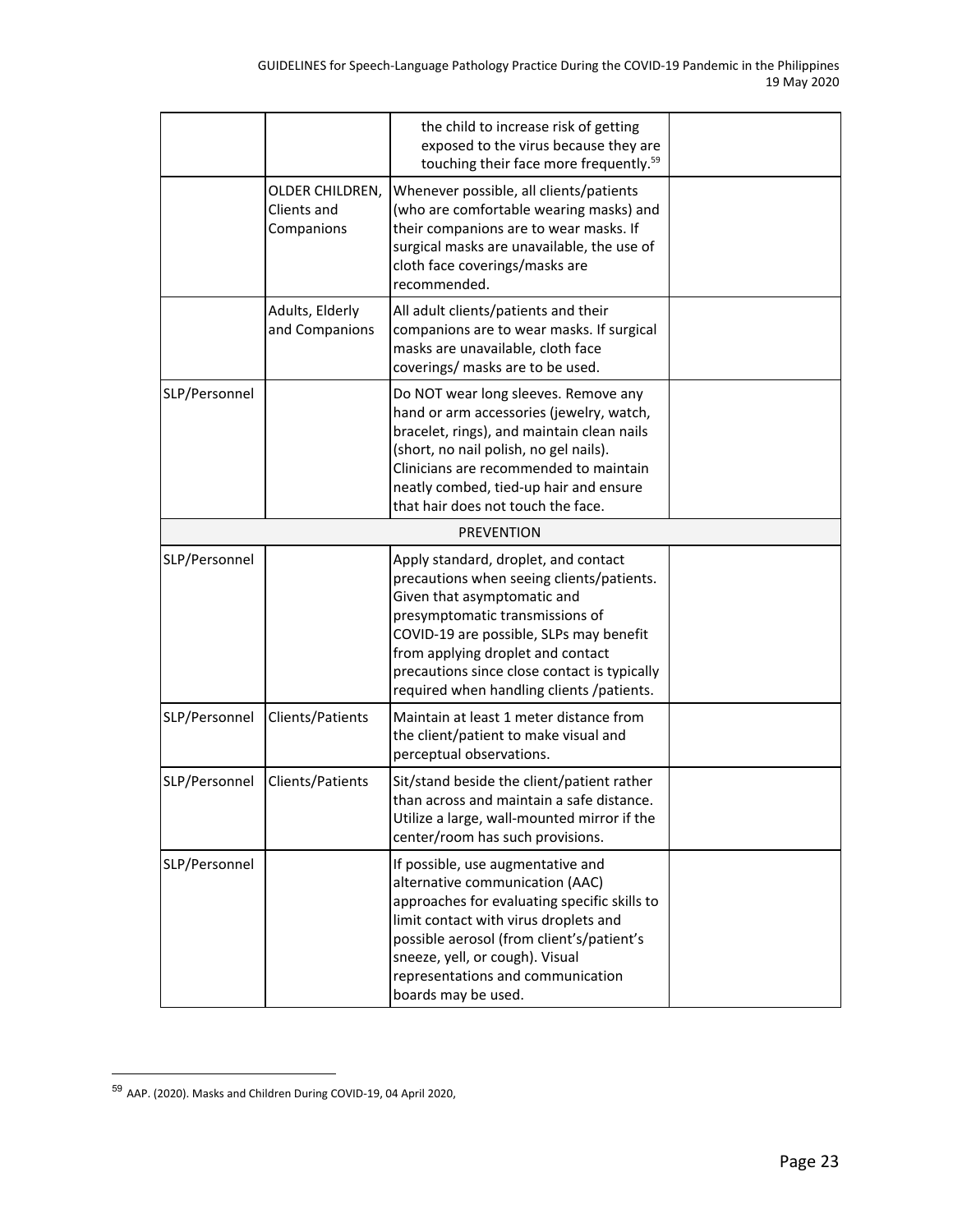| | | | |
|---|---|---|---|
| | | the child to increase risk of getting exposed to the virus because they are touching their face more frequently.[59] | |
| | OLDER CHILDREN, Clients and Companions | Whenever possible, all clients/patients (who are comfortable wearing masks) and their companions are to wear masks. If surgical masks are unavailable, the use of cloth face coverings/masks are recommended. | |
| | Adults, Elderly and Companions | All adult clients/patients and their companions are to wear masks. If surgical masks are unavailable, cloth face coverings/ masks are to be used. | |
| SLP/Personnel | | Do NOT wear long sleeves. Remove any hand or arm accessories (jewelry, watch, bracelet, rings), and maintain clean nails (short, no nail polish, no gel nails). Clinicians are recommended to maintain neatly combed, tied-up hair and ensure that hair does not touch the face. | |
| | | PREVENTION | |
| SLP/Personnel | | Apply standard, droplet, and contact precautions when seeing clients/patients. Given that asymptomatic and presymptomatic transmissions of COVID-19 are possible, SLPs may benefit from applying droplet and contact precautions since close contact is typically required when handling clients /patients. | |
| SLP/Personnel | Clients/Patients | Maintain at least 1 meter distance from the client/patient to make visual and perceptual observations. | |
| SLP/Personnel | Clients/Patients | Sit/stand beside the client/patient rather than across and maintain a safe distance. Utilize a large, wall-mounted mirror if the center/room has such provisions. | |
| SLP/Personnel | | If possible, use augmentative and alternative communication (AAC) approaches for evaluating specific skills to limit contact with virus droplets and possible aerosol (from client's/patient's sneeze, yell, or cough). Visual representations and communication boards may be used. | |

[59] AAP. (2020). Masks and Children During COVID-19, 04 April 2020,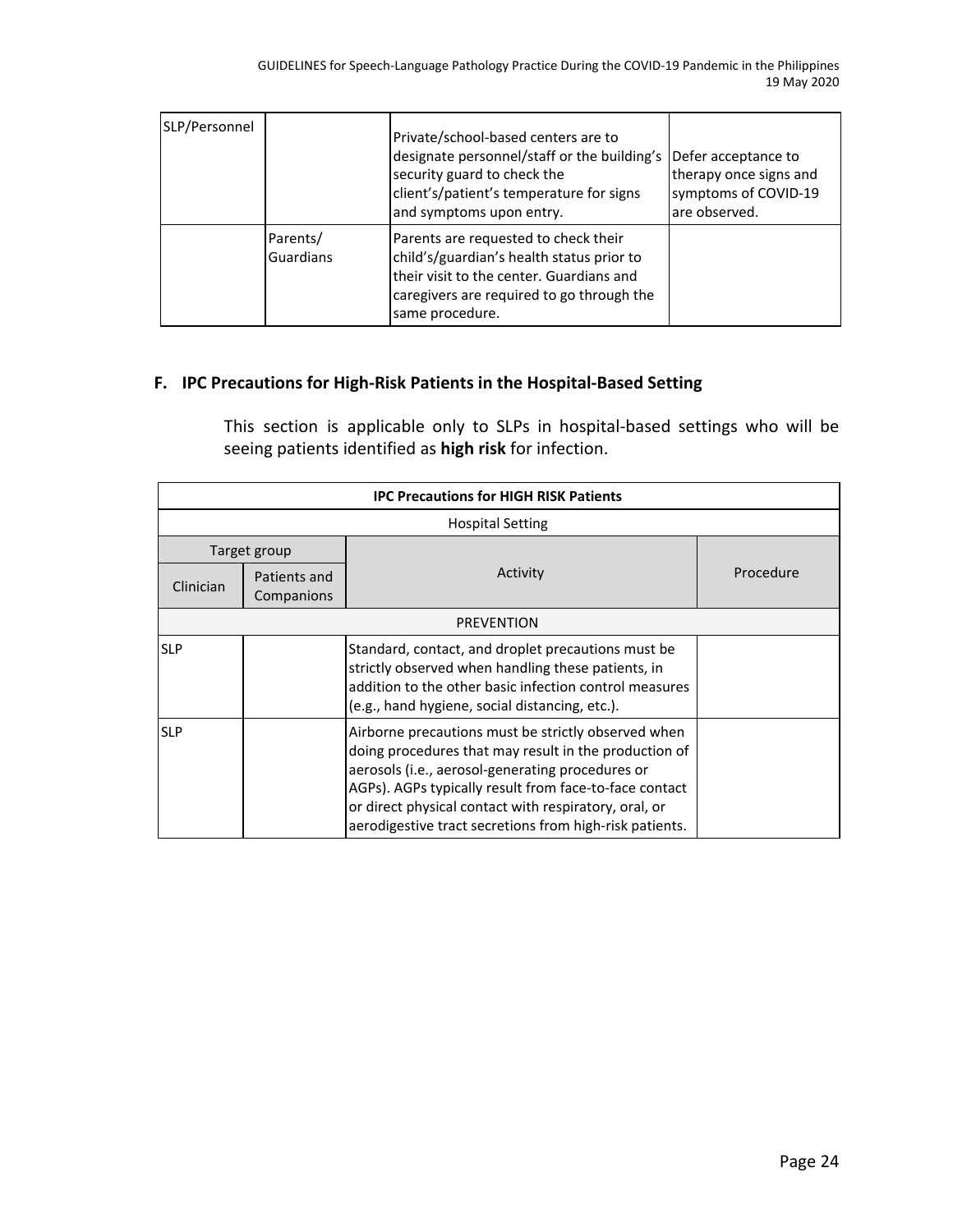| SLP/Personnel | | Private/school-based centers are to designate personnel/staff or the building's security guard to check the client's/patient's temperature for signs and symptoms upon entry. | Defer acceptance to therapy once signs and symptoms of COVID-19 are observed. |
|---|---|---|---|
| | Parents/ Guardians | Parents are requested to check their child's/guardian's health status prior to their visit to the center. Guardians and caregivers are required to go through the same procedure. | |

## F. IPC Precautions for High-Risk Patients in the Hospital-Based Setting

This section is applicable only to SLPs in hospital-based settings who will be seeing patients identified as **high risk** for infection.

| **IPC Precautions for HIGH RISK Patients** | | | |
|---|---|---|---|
| Hospital Setting | | | |
| Target group | | Activity | Procedure |
| Clinician | Patients and Companions | | |
| PREVENTION | | | |
| SLP | | Standard, contact, and droplet precautions must be strictly observed when handling these patients, in addition to the other basic infection control measures (e.g., hand hygiene, social distancing, etc.). | |
| SLP | | Airborne precautions must be strictly observed when doing procedures that may result in the production of aerosols (i.e., aerosol-generating procedures or AGPs). AGPs typically result from face-to-face contact or direct physical contact with respiratory, oral, or aerodigestive tract secretions from high-risk patients. | |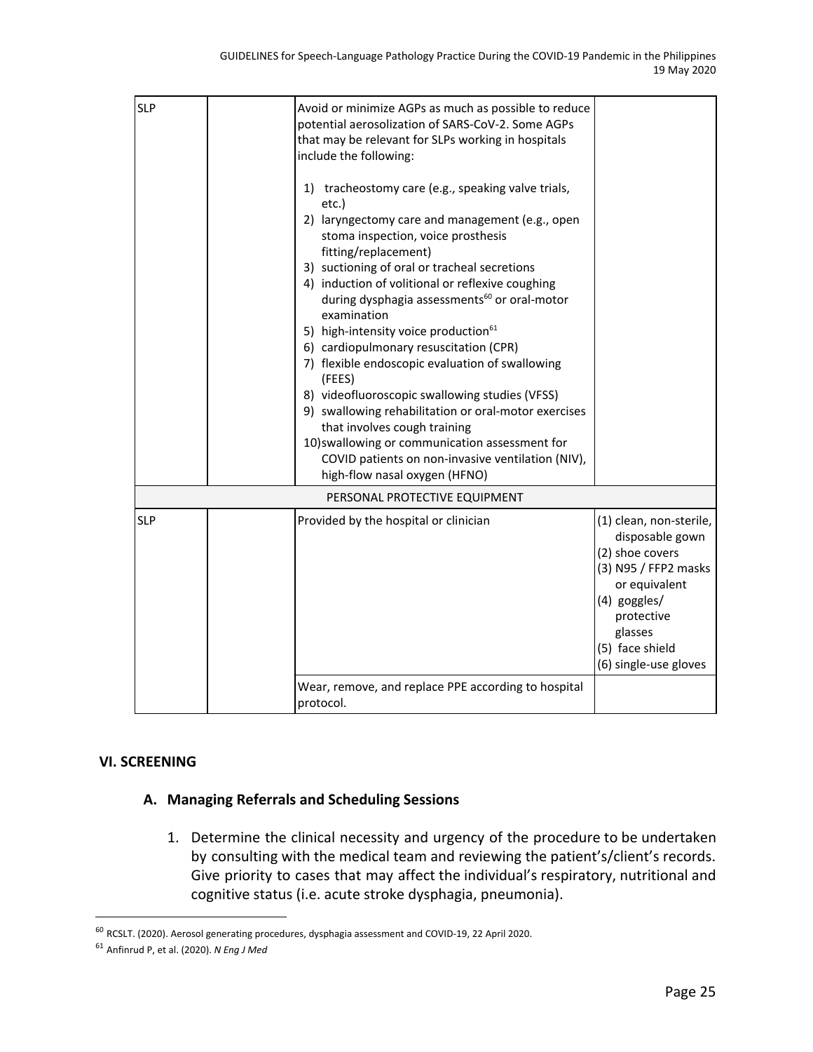| | | | |
|---|---|---|---|
| SLP | | Avoid or minimize AGPs as much as possible to reduce potential aerosolization of SARS-CoV-2. Some AGPs that may be relevant for SLPs working in hospitals include the following:<br><br>1) tracheostomy care (e.g., speaking valve trials, etc.)<br>2) laryngectomy care and management (e.g., open stoma inspection, voice prosthesis fitting/replacement)<br>3) suctioning of oral or tracheal secretions<br>4) induction of volitional or reflexive coughing during dysphagia assessments[60] or oral-motor examination<br>5) high-intensity voice production[61]<br>6) cardiopulmonary resuscitation (CPR)<br>7) flexible endoscopic evaluation of swallowing (FEES)<br>8) videofluoroscopic swallowing studies (VFSS)<br>9) swallowing rehabilitation or oral-motor exercises that involves cough training<br>10) swallowing or communication assessment for COVID patients on non-invasive ventilation (NIV), high-flow nasal oxygen (HFNO) | |
| PERSONAL PROTECTIVE EQUIPMENT | | | |
| SLP | | Provided by the hospital or clinician | (1) clean, non-sterile, disposable gown<br>(2) shoe covers<br>(3) N95 / FFP2 masks or equivalent<br>(4) goggles/ protective glasses<br>(5) face shield<br>(6) single-use gloves |
| | | Wear, remove, and replace PPE according to hospital protocol. | |

## VI. SCREENING

### A. Managing Referrals and Scheduling Sessions

1. Determine the clinical necessity and urgency of the procedure to be undertaken by consulting with the medical team and reviewing the patient's/client's records. Give priority to cases that may affect the individual's respiratory, nutritional and cognitive status (i.e. acute stroke dysphagia, pneumonia).

---

[60] RCSLT. (2020). Aerosol generating procedures, dysphagia assessment and COVID-19, 22 April 2020.

[61] Anfinrud P, et al. (2020). *N Eng J Med*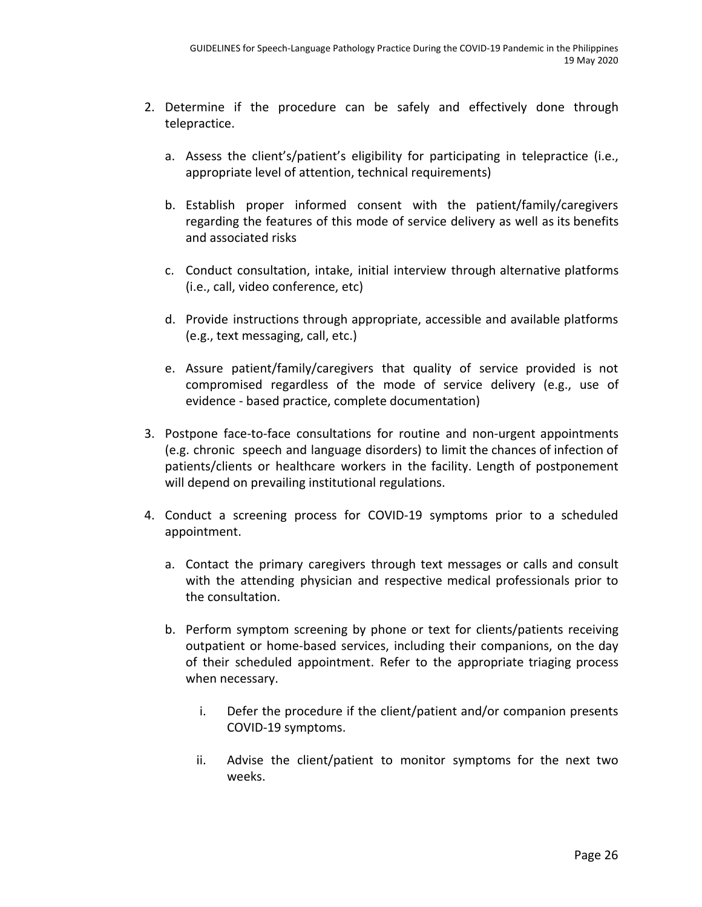2. Determine if the procedure can be safely and effectively done through telepractice.

   a. Assess the client's/patient's eligibility for participating in telepractice (i.e., appropriate level of attention, technical requirements)

   b. Establish proper informed consent with the patient/family/caregivers regarding the features of this mode of service delivery as well as its benefits and associated risks

   c. Conduct consultation, intake, initial interview through alternative platforms (i.e., call, video conference, etc)

   d. Provide instructions through appropriate, accessible and available platforms (e.g., text messaging, call, etc.)

   e. Assure patient/family/caregivers that quality of service provided is not compromised regardless of the mode of service delivery (e.g., use of evidence - based practice, complete documentation)

3. Postpone face-to-face consultations for routine and non-urgent appointments (e.g. chronic speech and language disorders) to limit the chances of infection of patients/clients or healthcare workers in the facility. Length of postponement will depend on prevailing institutional regulations.

4. Conduct a screening process for COVID-19 symptoms prior to a scheduled appointment.

   a. Contact the primary caregivers through text messages or calls and consult with the attending physician and respective medical professionals prior to the consultation.

   b. Perform symptom screening by phone or text for clients/patients receiving outpatient or home-based services, including their companions, on the day of their scheduled appointment. Refer to the appropriate triaging process when necessary.

      i. Defer the procedure if the client/patient and/or companion presents COVID-19 symptoms.

      ii. Advise the client/patient to monitor symptoms for the next two weeks.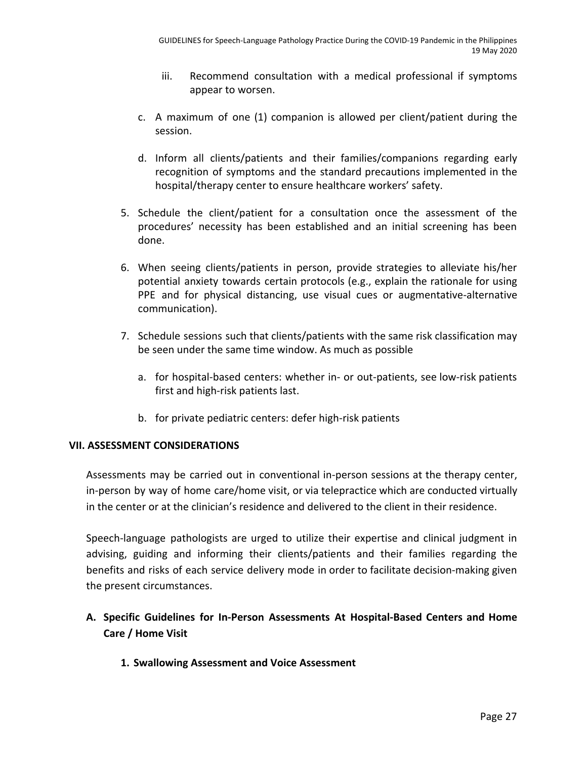iii. Recommend consultation with a medical professional if symptoms appear to worsen.

c. A maximum of one (1) companion is allowed per client/patient during the session.

d. Inform all clients/patients and their families/companions regarding early recognition of symptoms and the standard precautions implemented in the hospital/therapy center to ensure healthcare workers' safety.

5. Schedule the client/patient for a consultation once the assessment of the procedures' necessity has been established and an initial screening has been done.

6. When seeing clients/patients in person, provide strategies to alleviate his/her potential anxiety towards certain protocols (e.g., explain the rationale for using PPE and for physical distancing, use visual cues or augmentative-alternative communication).

7. Schedule sessions such that clients/patients with the same risk classification may be seen under the same time window. As much as possible

   a. for hospital-based centers: whether in- or out-patients, see low-risk patients first and high-risk patients last.

   b. for private pediatric centers: defer high-risk patients

## VII. ASSESSMENT CONSIDERATIONS

Assessments may be carried out in conventional in-person sessions at the therapy center, in-person by way of home care/home visit, or via telepractice which are conducted virtually in the center or at the clinician's residence and delivered to the client in their residence.

Speech-language pathologists are urged to utilize their expertise and clinical judgment in advising, guiding and informing their clients/patients and their families regarding the benefits and risks of each service delivery mode in order to facilitate decision-making given the present circumstances.

### A. Specific Guidelines for In-Person Assessments At Hospital-Based Centers and Home Care / Home Visit

#### 1. Swallowing Assessment and Voice Assessment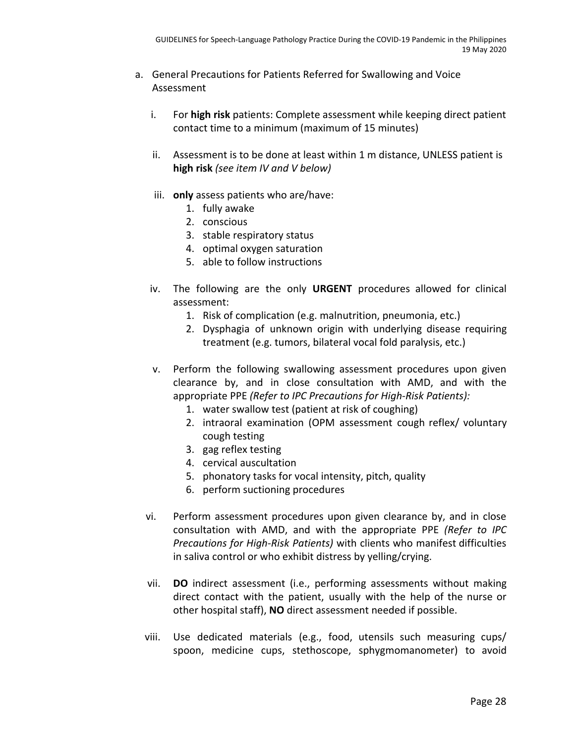a. General Precautions for Patients Referred for Swallowing and Voice Assessment

   i. For **high risk** patients: Complete assessment while keeping direct patient contact time to a minimum (maximum of 15 minutes)

   ii. Assessment is to be done at least within 1 m distance, UNLESS patient is **high risk** *(see item IV and V below)*

   iii. **only** assess patients who are/have:
      1. fully awake
      2. conscious
      3. stable respiratory status
      4. optimal oxygen saturation
      5. able to follow instructions

   iv. The following are the only **URGENT** procedures allowed for clinical assessment:
      1. Risk of complication (e.g. malnutrition, pneumonia, etc.)
      2. Dysphagia of unknown origin with underlying disease requiring treatment (e.g. tumors, bilateral vocal fold paralysis, etc.)

   v. Perform the following swallowing assessment procedures upon given clearance by, and in close consultation with AMD, and with the appropriate PPE *(Refer to IPC Precautions for High-Risk Patients):*
      1. water swallow test (patient at risk of coughing)
      2. intraoral examination (OPM assessment cough reflex/ voluntary cough testing
      3. gag reflex testing
      4. cervical auscultation
      5. phonatory tasks for vocal intensity, pitch, quality
      6. perform suctioning procedures

   vi. Perform assessment procedures upon given clearance by, and in close consultation with AMD, and with the appropriate PPE *(Refer to IPC Precautions for High-Risk Patients)* with clients who manifest difficulties in saliva control or who exhibit distress by yelling/crying.

   vii. **DO** indirect assessment (i.e., performing assessments without making direct contact with the patient, usually with the help of the nurse or other hospital staff), **NO** direct assessment needed if possible.

   viii. Use dedicated materials (e.g., food, utensils such measuring cups/ spoon, medicine cups, stethoscope, sphygmomanometer) to avoid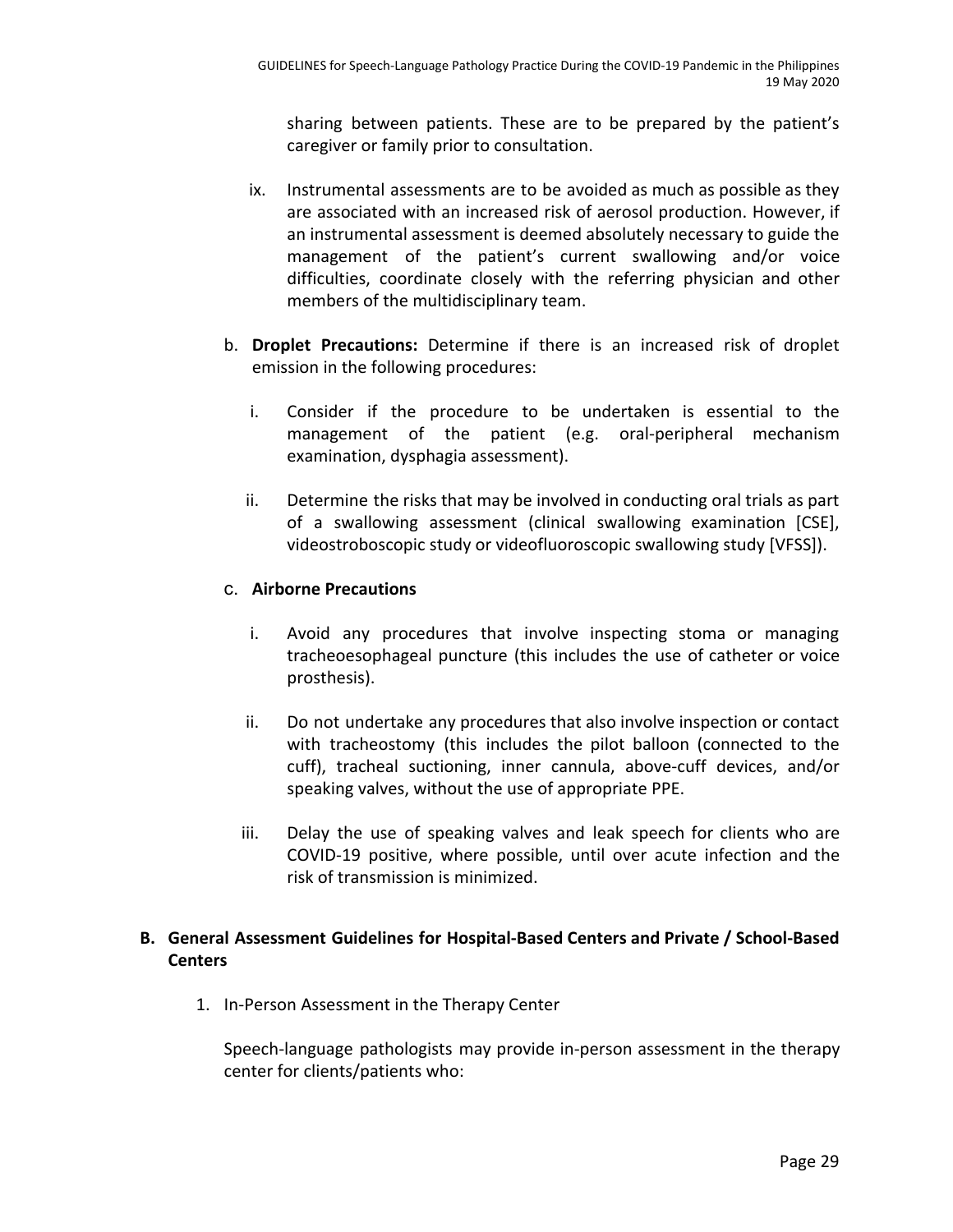sharing between patients. These are to be prepared by the patient's caregiver or family prior to consultation.

ix. Instrumental assessments are to be avoided as much as possible as they are associated with an increased risk of aerosol production. However, if an instrumental assessment is deemed absolutely necessary to guide the management of the patient's current swallowing and/or voice difficulties, coordinate closely with the referring physician and other members of the multidisciplinary team.

b. **Droplet Precautions:** Determine if there is an increased risk of droplet emission in the following procedures:

   i. Consider if the procedure to be undertaken is essential to the management of the patient (e.g. oral-peripheral mechanism examination, dysphagia assessment).

   ii. Determine the risks that may be involved in conducting oral trials as part of a swallowing assessment (clinical swallowing examination [CSE], videostroboscopic study or videofluoroscopic swallowing study [VFSS]).

c. **Airborne Precautions**

   i. Avoid any procedures that involve inspecting stoma or managing tracheoesophageal puncture (this includes the use of catheter or voice prosthesis).

   ii. Do not undertake any procedures that also involve inspection or contact with tracheostomy (this includes the pilot balloon (connected to the cuff), tracheal suctioning, inner cannula, above-cuff devices, and/or speaking valves, without the use of appropriate PPE.

   iii. Delay the use of speaking valves and leak speech for clients who are COVID-19 positive, where possible, until over acute infection and the risk of transmission is minimized.

## B. General Assessment Guidelines for Hospital-Based Centers and Private / School-Based Centers

1. In-Person Assessment in the Therapy Center

   Speech-language pathologists may provide in-person assessment in the therapy center for clients/patients who: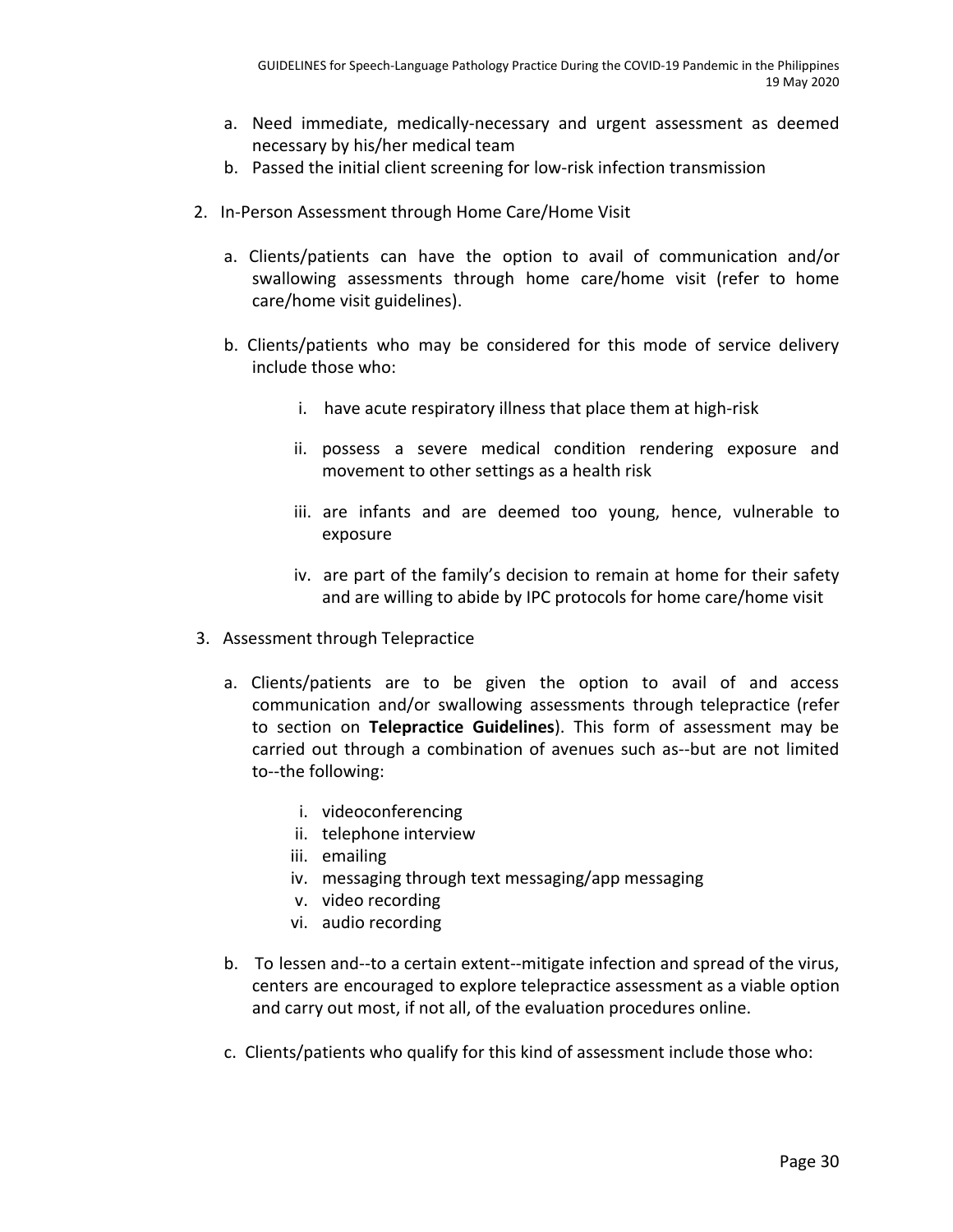a. Need immediate, medically-necessary and urgent assessment as deemed necessary by his/her medical team
b. Passed the initial client screening for low-risk infection transmission

2. In-Person Assessment through Home Care/Home Visit

   a. Clients/patients can have the option to avail of communication and/or swallowing assessments through home care/home visit (refer to home care/home visit guidelines).

   b. Clients/patients who may be considered for this mode of service delivery include those who:

      i. have acute respiratory illness that place them at high-risk

      ii. possess a severe medical condition rendering exposure and movement to other settings as a health risk

      iii. are infants and are deemed too young, hence, vulnerable to exposure

      iv. are part of the family's decision to remain at home for their safety and are willing to abide by IPC protocols for home care/home visit

3. Assessment through Telepractice

   a. Clients/patients are to be given the option to avail of and access communication and/or swallowing assessments through telepractice (refer to section on **Telepractice Guidelines**). This form of assessment may be carried out through a combination of avenues such as--but are not limited to--the following:

      i. videoconferencing
      ii. telephone interview
      iii. emailing
      iv. messaging through text messaging/app messaging
      v. video recording
      vi. audio recording

   b. To lessen and--to a certain extent--mitigate infection and spread of the virus, centers are encouraged to explore telepractice assessment as a viable option and carry out most, if not all, of the evaluation procedures online.

   c. Clients/patients who qualify for this kind of assessment include those who: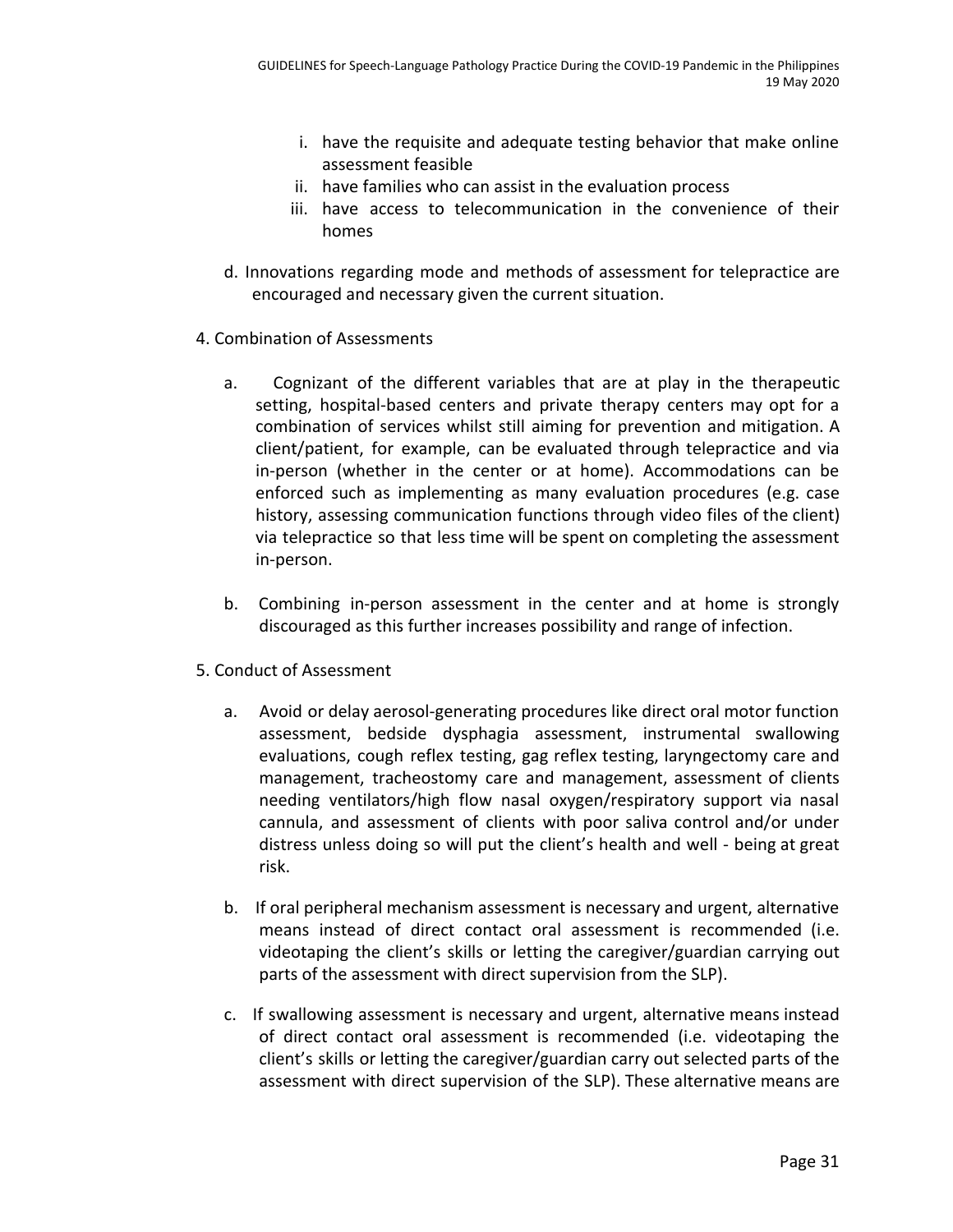i. have the requisite and adequate testing behavior that make online assessment feasible
ii. have families who can assist in the evaluation process
iii. have access to telecommunication in the convenience of their homes

d. Innovations regarding mode and methods of assessment for telepractice are encouraged and necessary given the current situation.

4. Combination of Assessments

a. Cognizant of the different variables that are at play in the therapeutic setting, hospital-based centers and private therapy centers may opt for a combination of services whilst still aiming for prevention and mitigation. A client/patient, for example, can be evaluated through telepractice and via in-person (whether in the center or at home). Accommodations can be enforced such as implementing as many evaluation procedures (e.g. case history, assessing communication functions through video files of the client) via telepractice so that less time will be spent on completing the assessment in-person.

b. Combining in-person assessment in the center and at home is strongly discouraged as this further increases possibility and range of infection.

5. Conduct of Assessment

a. Avoid or delay aerosol-generating procedures like direct oral motor function assessment, bedside dysphagia assessment, instrumental swallowing evaluations, cough reflex testing, gag reflex testing, laryngectomy care and management, tracheostomy care and management, assessment of clients needing ventilators/high flow nasal oxygen/respiratory support via nasal cannula, and assessment of clients with poor saliva control and/or under distress unless doing so will put the client's health and well - being at great risk.

b. If oral peripheral mechanism assessment is necessary and urgent, alternative means instead of direct contact oral assessment is recommended (i.e. videotaping the client's skills or letting the caregiver/guardian carrying out parts of the assessment with direct supervision from the SLP).

c. If swallowing assessment is necessary and urgent, alternative means instead of direct contact oral assessment is recommended (i.e. videotaping the client's skills or letting the caregiver/guardian carry out selected parts of the assessment with direct supervision of the SLP). These alternative means are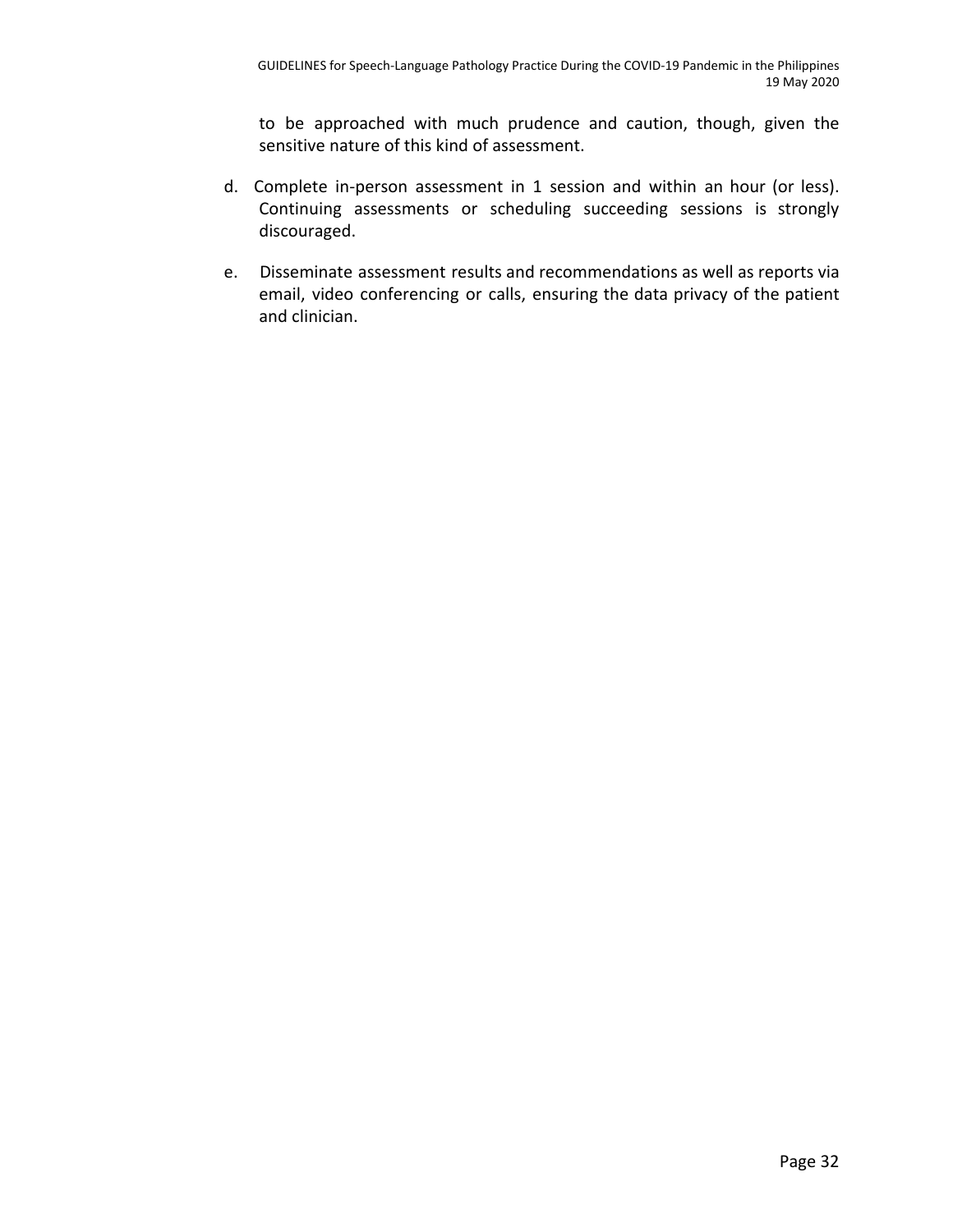to be approached with much prudence and caution, though, given the sensitive nature of this kind of assessment.

d. Complete in-person assessment in 1 session and within an hour (or less). Continuing assessments or scheduling succeeding sessions is strongly discouraged.

e. Disseminate assessment results and recommendations as well as reports via email, video conferencing or calls, ensuring the data privacy of the patient and clinician.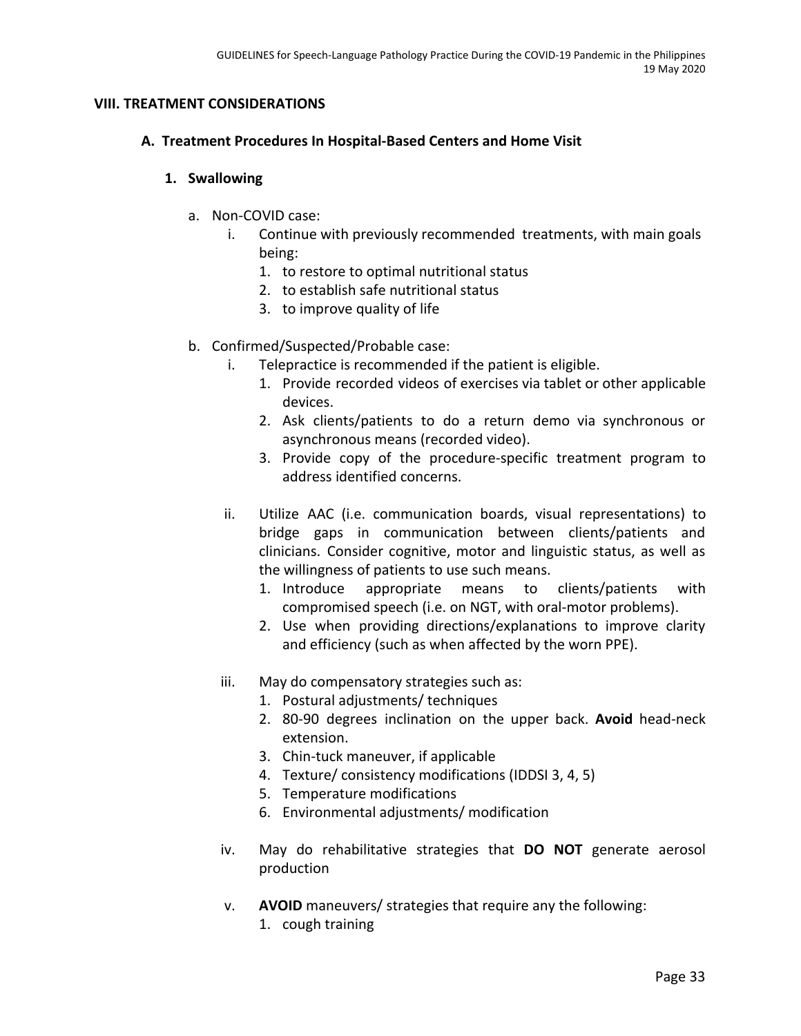## VIII. TREATMENT CONSIDERATIONS

### A. Treatment Procedures In Hospital-Based Centers and Home Visit

#### 1. Swallowing

a. Non-COVID case:

   i. Continue with previously recommended treatments, with main goals being:
      1. to restore to optimal nutritional status
      2. to establish safe nutritional status
      3. to improve quality of life

b. Confirmed/Suspected/Probable case:

   i. Telepractice is recommended if the patient is eligible.
      1. Provide recorded videos of exercises via tablet or other applicable devices.
      2. Ask clients/patients to do a return demo via synchronous or asynchronous means (recorded video).
      3. Provide copy of the procedure-specific treatment program to address identified concerns.

   ii. Utilize AAC (i.e. communication boards, visual representations) to bridge gaps in communication between clients/patients and clinicians. Consider cognitive, motor and linguistic status, as well as the willingness of patients to use such means.
      1. Introduce appropriate means to clients/patients with compromised speech (i.e. on NGT, with oral-motor problems).
      2. Use when providing directions/explanations to improve clarity and efficiency (such as when affected by the worn PPE).

   iii. May do compensatory strategies such as:
      1. Postural adjustments/ techniques
      2. 80-90 degrees inclination on the upper back. **Avoid** head-neck extension.
      3. Chin-tuck maneuver, if applicable
      4. Texture/ consistency modifications (IDDSI 3, 4, 5)
      5. Temperature modifications
      6. Environmental adjustments/ modification

   iv. May do rehabilitative strategies that **DO NOT** generate aerosol production

   v. **AVOID** maneuvers/ strategies that require any the following:
      1. cough training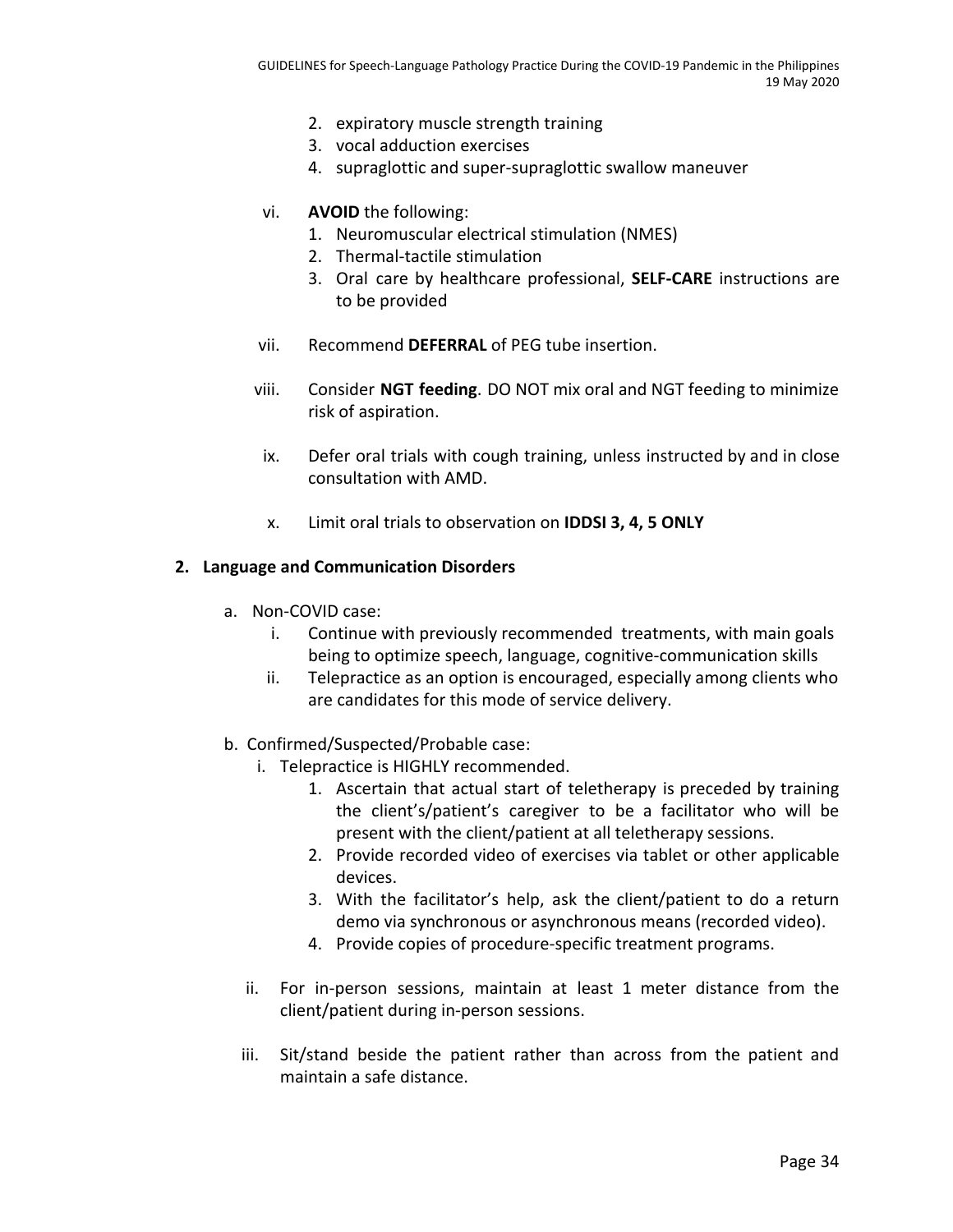2. expiratory muscle strength training
3. vocal adduction exercises
4. supraglottic and super-supraglottic swallow maneuver

vi. **AVOID** the following:
   1. Neuromuscular electrical stimulation (NMES)
   2. Thermal-tactile stimulation
   3. Oral care by healthcare professional, **SELF-CARE** instructions are to be provided

vii. Recommend **DEFERRAL** of PEG tube insertion.

viii. Consider **NGT feeding**. DO NOT mix oral and NGT feeding to minimize risk of aspiration.

ix. Defer oral trials with cough training, unless instructed by and in close consultation with AMD.

x. Limit oral trials to observation on **IDDSI 3, 4, 5 ONLY**

**2. Language and Communication Disorders**

a. Non-COVID case:
   i. Continue with previously recommended treatments, with main goals being to optimize speech, language, cognitive-communication skills
   ii. Telepractice as an option is encouraged, especially among clients who are candidates for this mode of service delivery.

b. Confirmed/Suspected/Probable case:
   i. Telepractice is HIGHLY recommended.
      1. Ascertain that actual start of teletherapy is preceded by training the client's/patient's caregiver to be a facilitator who will be present with the client/patient at all teletherapy sessions.
      2. Provide recorded video of exercises via tablet or other applicable devices.
      3. With the facilitator's help, ask the client/patient to do a return demo via synchronous or asynchronous means (recorded video).
      4. Provide copies of procedure-specific treatment programs.

   ii. For in-person sessions, maintain at least 1 meter distance from the client/patient during in-person sessions.

   iii. Sit/stand beside the patient rather than across from the patient and maintain a safe distance.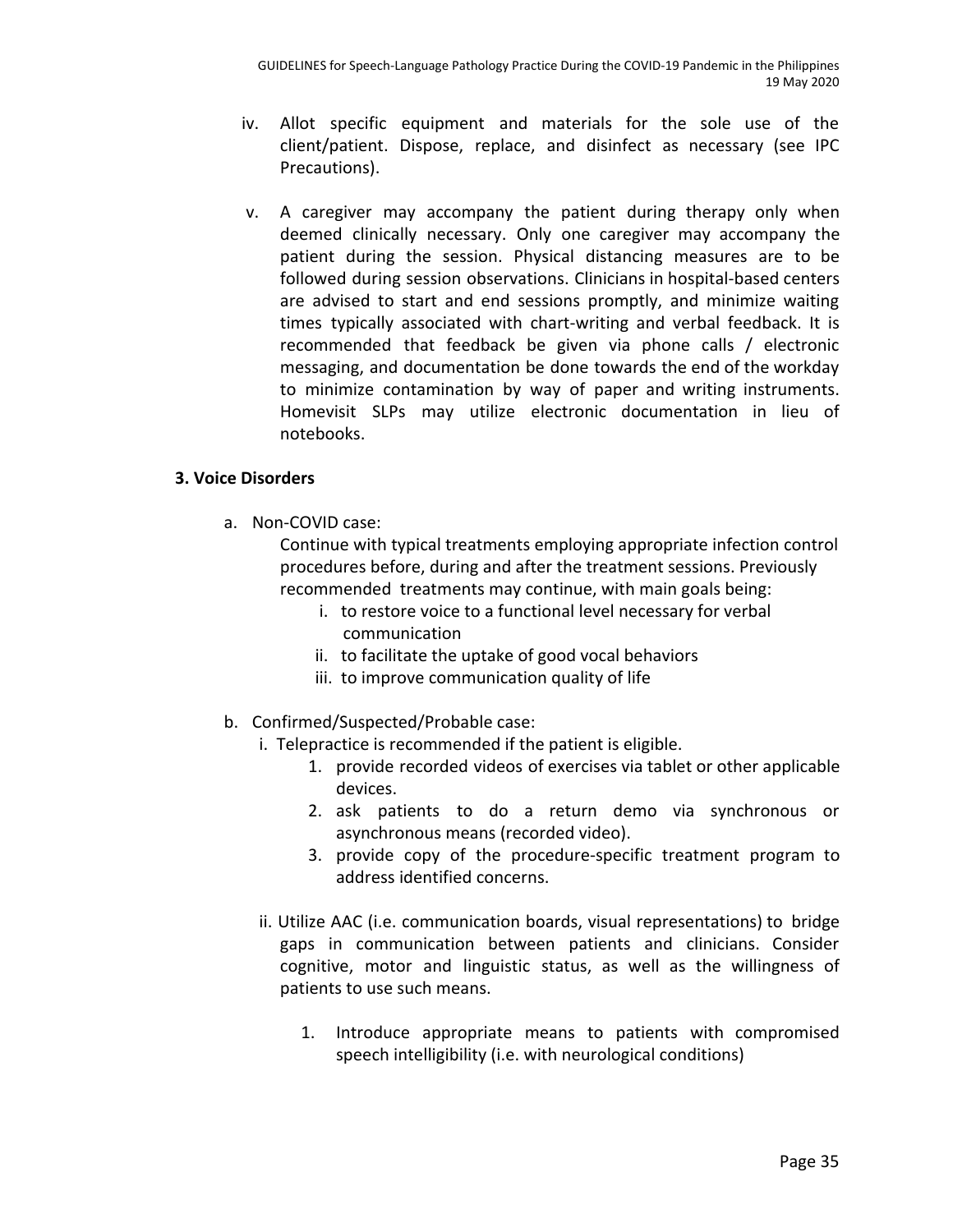iv. Allot specific equipment and materials for the sole use of the client/patient. Dispose, replace, and disinfect as necessary (see IPC Precautions).

v. A caregiver may accompany the patient during therapy only when deemed clinically necessary. Only one caregiver may accompany the patient during the session. Physical distancing measures are to be followed during session observations. Clinicians in hospital-based centers are advised to start and end sessions promptly, and minimize waiting times typically associated with chart-writing and verbal feedback. It is recommended that feedback be given via phone calls / electronic messaging, and documentation be done towards the end of the workday to minimize contamination by way of paper and writing instruments. Homevisit SLPs may utilize electronic documentation in lieu of notebooks.

**3. Voice Disorders**

a. Non-COVID case:

Continue with typical treatments employing appropriate infection control procedures before, during and after the treatment sessions. Previously recommended treatments may continue, with main goals being:

i. to restore voice to a functional level necessary for verbal communication
ii. to facilitate the uptake of good vocal behaviors
iii. to improve communication quality of life

b. Confirmed/Suspected/Probable case:

i. Telepractice is recommended if the patient is eligible.
   1. provide recorded videos of exercises via tablet or other applicable devices.
   2. ask patients to do a return demo via synchronous or asynchronous means (recorded video).
   3. provide copy of the procedure-specific treatment program to address identified concerns.

ii. Utilize AAC (i.e. communication boards, visual representations) to bridge gaps in communication between patients and clinicians. Consider cognitive, motor and linguistic status, as well as the willingness of patients to use such means.

   1. Introduce appropriate means to patients with compromised speech intelligibility (i.e. with neurological conditions)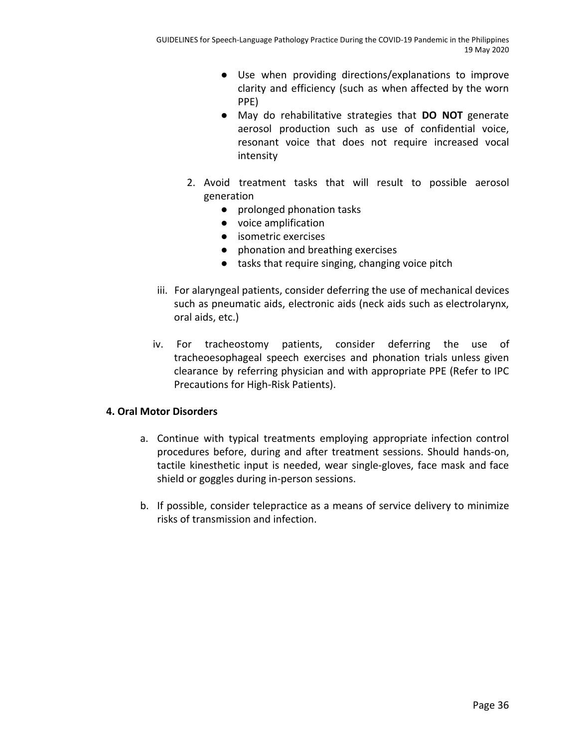- Use when providing directions/explanations to improve clarity and efficiency (such as when affected by the worn PPE)
- May do rehabilitative strategies that **DO NOT** generate aerosol production such as use of confidential voice, resonant voice that does not require increased vocal intensity

2. Avoid treatment tasks that will result to possible aerosol generation
    - prolonged phonation tasks
    - voice amplification
    - isometric exercises
    - phonation and breathing exercises
    - tasks that require singing, changing voice pitch

iii. For alaryngeal patients, consider deferring the use of mechanical devices such as pneumatic aids, electronic aids (neck aids such as electrolarynx, oral aids, etc.)

iv. For tracheostomy patients, consider deferring the use of tracheoesophageal speech exercises and phonation trials unless given clearance by referring physician and with appropriate PPE (Refer to IPC Precautions for High-Risk Patients).

**4. Oral Motor Disorders**

a. Continue with typical treatments employing appropriate infection control procedures before, during and after treatment sessions. Should hands-on, tactile kinesthetic input is needed, wear single-gloves, face mask and face shield or goggles during in-person sessions.

b. If possible, consider telepractice as a means of service delivery to minimize risks of transmission and infection.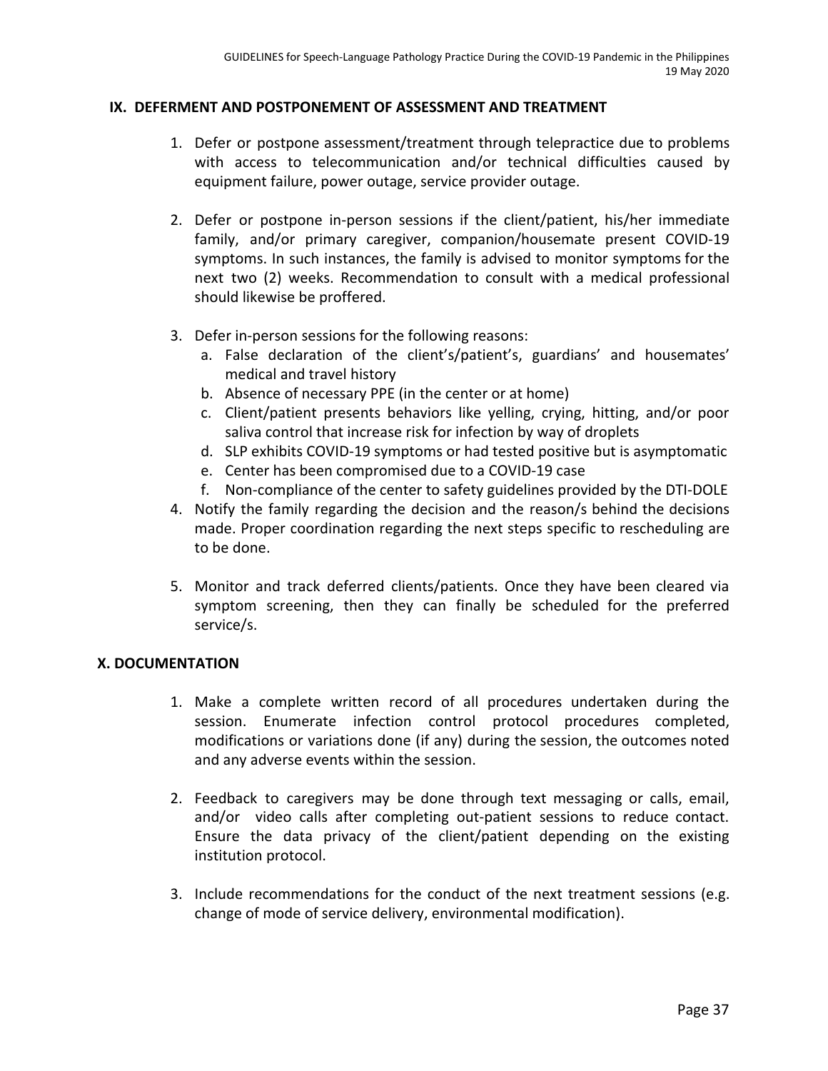## IX. DEFERMENT AND POSTPONEMENT OF ASSESSMENT AND TREATMENT

1. Defer or postpone assessment/treatment through telepractice due to problems with access to telecommunication and/or technical difficulties caused by equipment failure, power outage, service provider outage.

2. Defer or postpone in-person sessions if the client/patient, his/her immediate family, and/or primary caregiver, companion/housemate present COVID-19 symptoms. In such instances, the family is advised to monitor symptoms for the next two (2) weeks. Recommendation to consult with a medical professional should likewise be proffered.

3. Defer in-person sessions for the following reasons:
   a. False declaration of the client's/patient's, guardians' and housemates' medical and travel history
   b. Absence of necessary PPE (in the center or at home)
   c. Client/patient presents behaviors like yelling, crying, hitting, and/or poor saliva control that increase risk for infection by way of droplets
   d. SLP exhibits COVID-19 symptoms or had tested positive but is asymptomatic
   e. Center has been compromised due to a COVID-19 case
   f. Non-compliance of the center to safety guidelines provided by the DTI-DOLE

4. Notify the family regarding the decision and the reason/s behind the decisions made. Proper coordination regarding the next steps specific to rescheduling are to be done.

5. Monitor and track deferred clients/patients. Once they have been cleared via symptom screening, then they can finally be scheduled for the preferred service/s.

## X. DOCUMENTATION

1. Make a complete written record of all procedures undertaken during the session. Enumerate infection control protocol procedures completed, modifications or variations done (if any) during the session, the outcomes noted and any adverse events within the session.

2. Feedback to caregivers may be done through text messaging or calls, email, and/or video calls after completing out-patient sessions to reduce contact. Ensure the data privacy of the client/patient depending on the existing institution protocol.

3. Include recommendations for the conduct of the next treatment sessions (e.g. change of mode of service delivery, environmental modification).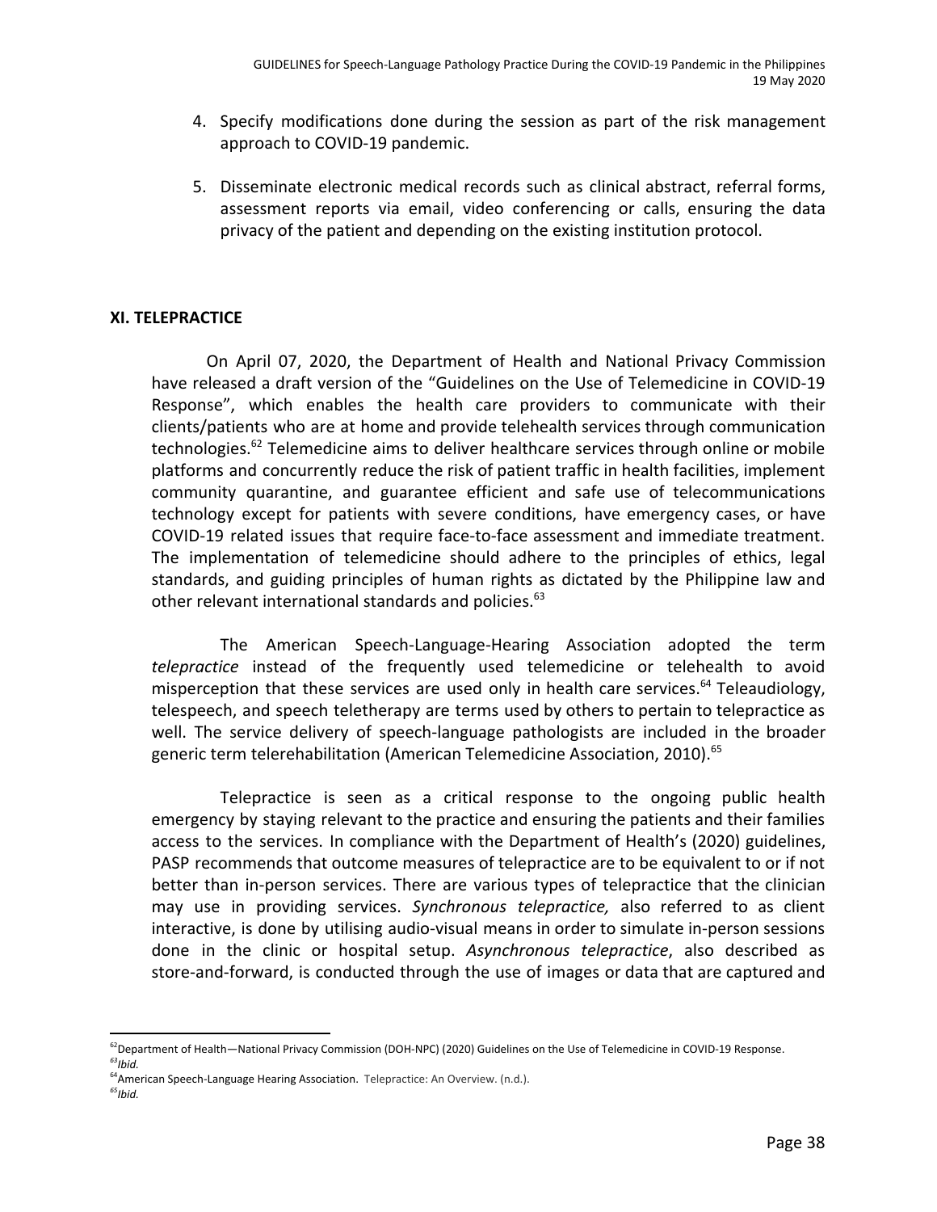4. Specify modifications done during the session as part of the risk management approach to COVID-19 pandemic.

5. Disseminate electronic medical records such as clinical abstract, referral forms, assessment reports via email, video conferencing or calls, ensuring the data privacy of the patient and depending on the existing institution protocol.

## XI. TELEPRACTICE

On April 07, 2020, the Department of Health and National Privacy Commission have released a draft version of the "Guidelines on the Use of Telemedicine in COVID-19 Response", which enables the health care providers to communicate with their clients/patients who are at home and provide telehealth services through communication technologies.[62] Telemedicine aims to deliver healthcare services through online or mobile platforms and concurrently reduce the risk of patient traffic in health facilities, implement community quarantine, and guarantee efficient and safe use of telecommunications technology except for patients with severe conditions, have emergency cases, or have COVID-19 related issues that require face-to-face assessment and immediate treatment. The implementation of telemedicine should adhere to the principles of ethics, legal standards, and guiding principles of human rights as dictated by the Philippine law and other relevant international standards and policies.[63]

The American Speech-Language-Hearing Association adopted the term *telepractice* instead of the frequently used telemedicine or telehealth to avoid misperception that these services are used only in health care services.[64] Teleaudiology, telespeech, and speech teletherapy are terms used by others to pertain to telepractice as well. The service delivery of speech-language pathologists are included in the broader generic term telerehabilitation (American Telemedicine Association, 2010).[65]

Telepractice is seen as a critical response to the ongoing public health emergency by staying relevant to the practice and ensuring the patients and their families access to the services. In compliance with the Department of Health's (2020) guidelines, PASP recommends that outcome measures of telepractice are to be equivalent to or if not better than in-person services. There are various types of telepractice that the clinician may use in providing services. *Synchronous telepractice,* also referred to as client interactive, is done by utilising audio-visual means in order to simulate in-person sessions done in the clinic or hospital setup. *Asynchronous telepractice*, also described as store-and-forward, is conducted through the use of images or data that are captured and

---

[62] Department of Health—National Privacy Commission (DOH-NPC) (2020) Guidelines on the Use of Telemedicine in COVID-19 Response.

[63] *Ibid.*

[64] American Speech-Language Hearing Association. Telepractice: An Overview. (n.d.).

[65] *Ibid.*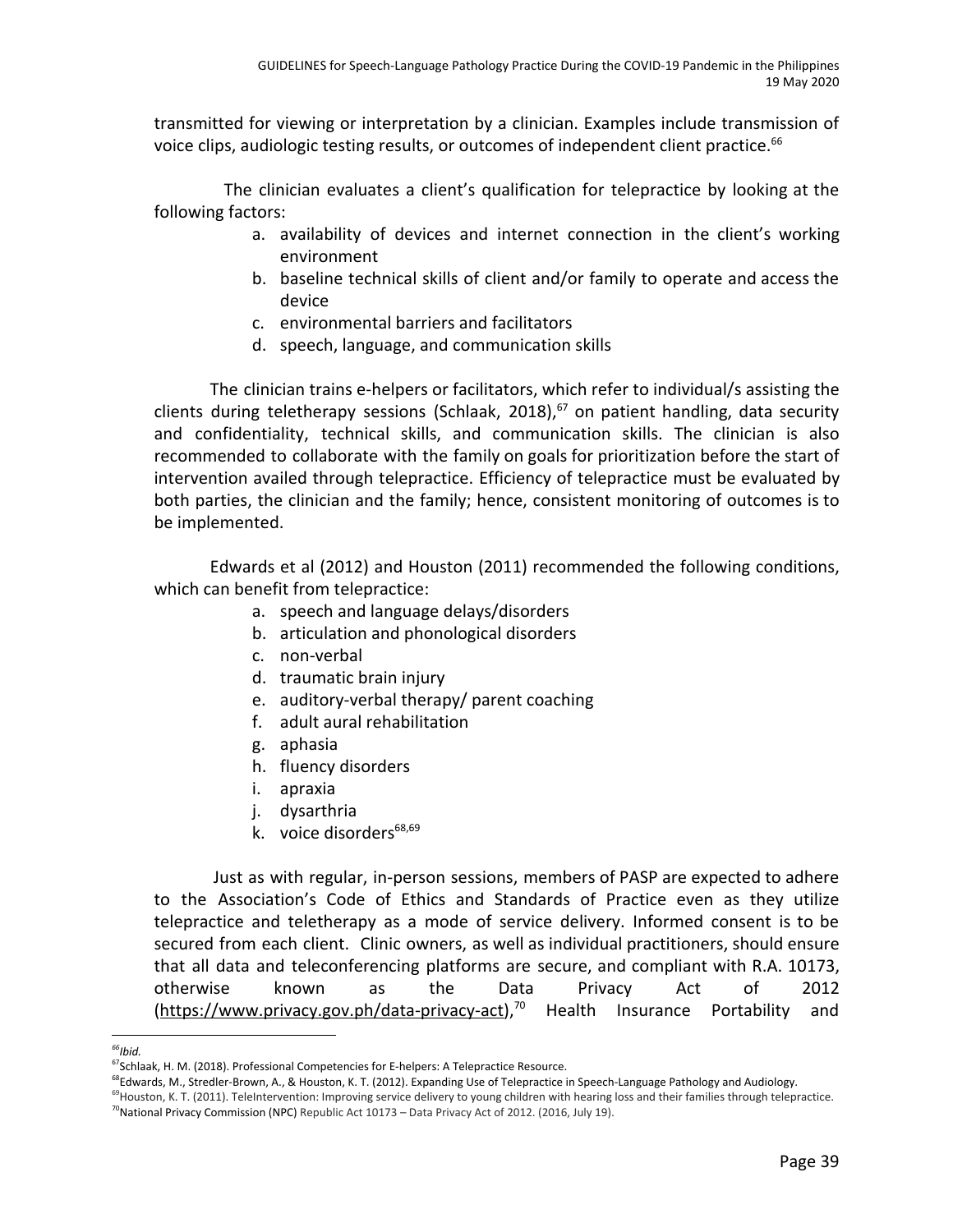transmitted for viewing or interpretation by a clinician. Examples include transmission of voice clips, audiologic testing results, or outcomes of independent client practice.[66]

The clinician evaluates a client's qualification for telepractice by looking at the following factors:

a. availability of devices and internet connection in the client's working environment
b. baseline technical skills of client and/or family to operate and access the device
c. environmental barriers and facilitators
d. speech, language, and communication skills

The clinician trains e-helpers or facilitators, which refer to individual/s assisting the clients during teletherapy sessions (Schlaak, 2018),[67] on patient handling, data security and confidentiality, technical skills, and communication skills. The clinician is also recommended to collaborate with the family on goals for prioritization before the start of intervention availed through telepractice. Efficiency of telepractice must be evaluated by both parties, the clinician and the family; hence, consistent monitoring of outcomes is to be implemented.

Edwards et al (2012) and Houston (2011) recommended the following conditions, which can benefit from telepractice:

a. speech and language delays/disorders
b. articulation and phonological disorders
c. non-verbal
d. traumatic brain injury
e. auditory-verbal therapy/ parent coaching
f. adult aural rehabilitation
g. aphasia
h. fluency disorders
i. apraxia
j. dysarthria
k. voice disorders[68,69]

Just as with regular, in-person sessions, members of PASP are expected to adhere to the Association's Code of Ethics and Standards of Practice even as they utilize telepractice and teletherapy as a mode of service delivery. Informed consent is to be secured from each client. Clinic owners, as well as individual practitioners, should ensure that all data and teleconferencing platforms are secure, and compliant with R.A. 10173, otherwise known as the Data Privacy Act of 2012 (https://www.privacy.gov.ph/data-privacy-act),[70] Health Insurance Portability and

---

[66] *Ibid.*

[67] Schlaak, H. M. (2018). Professional Competencies for E-helpers: A Telepractice Resource.

[68] Edwards, M., Stredler-Brown, A., & Houston, K. T. (2012). Expanding Use of Telepractice in Speech-Language Pathology and Audiology.

[69] Houston, K. T. (2011). TeleIntervention: Improving service delivery to young children with hearing loss and their families through telepractice.

[70] National Privacy Commission (NPC) Republic Act 10173 – Data Privacy Act of 2012. (2016, July 19).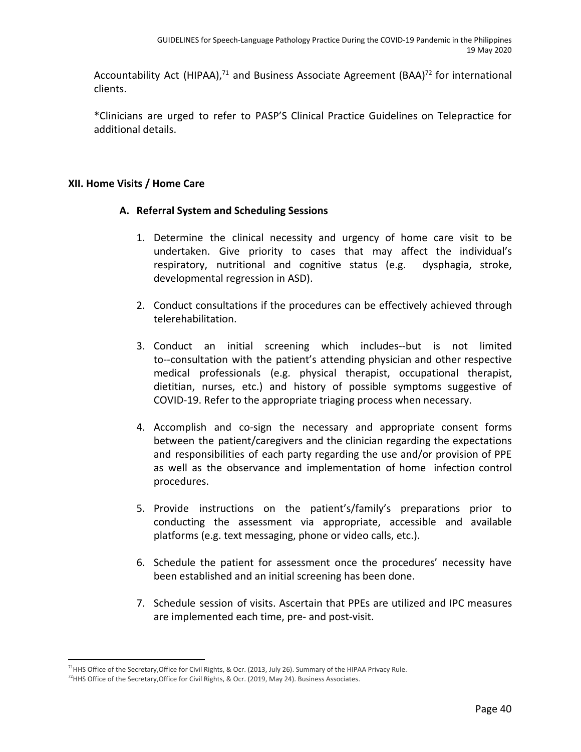Accountability Act (HIPAA),[71] and Business Associate Agreement (BAA)[72] for international clients.

*Clinicians are urged to refer to PASP'S Clinical Practice Guidelines on Telepractice for additional details.

## XII. Home Visits / Home Care

### A. Referral System and Scheduling Sessions

1. Determine the clinical necessity and urgency of home care visit to be undertaken. Give priority to cases that may affect the individual's respiratory, nutritional and cognitive status (e.g. dysphagia, stroke, developmental regression in ASD).

2. Conduct consultations if the procedures can be effectively achieved through telerehabilitation.

3. Conduct an initial screening which includes--but is not limited to--consultation with the patient's attending physician and other respective medical professionals (e.g. physical therapist, occupational therapist, dietitian, nurses, etc.) and history of possible symptoms suggestive of COVID-19. Refer to the appropriate triaging process when necessary.

4. Accomplish and co-sign the necessary and appropriate consent forms between the patient/caregivers and the clinician regarding the expectations and responsibilities of each party regarding the use and/or provision of PPE as well as the observance and implementation of home infection control procedures.

5. Provide instructions on the patient's/family's preparations prior to conducting the assessment via appropriate, accessible and available platforms (e.g. text messaging, phone or video calls, etc.).

6. Schedule the patient for assessment once the procedures' necessity have been established and an initial screening has been done.

7. Schedule session of visits. Ascertain that PPEs are utilized and IPC measures are implemented each time, pre- and post-visit.

---

[71] HHS Office of the Secretary,Office for Civil Rights, & Ocr. (2013, July 26). Summary of the HIPAA Privacy Rule.

[72] HHS Office of the Secretary,Office for Civil Rights, & Ocr. (2019, May 24). Business Associates.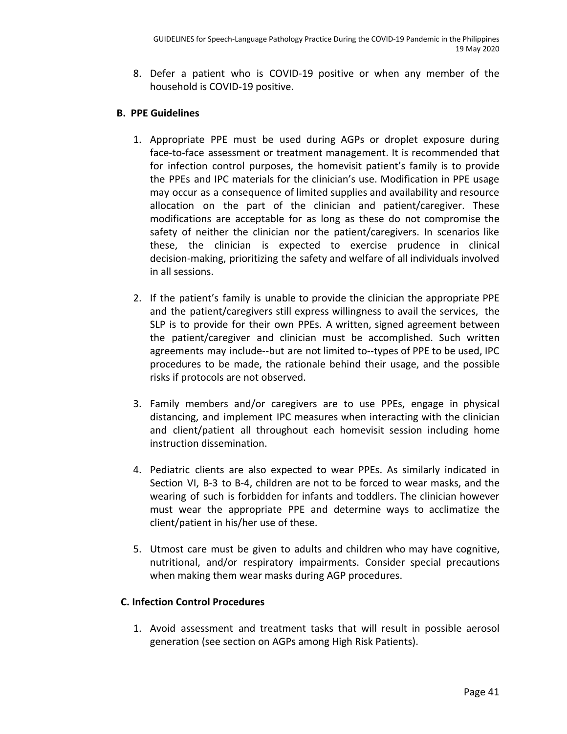8. Defer a patient who is COVID-19 positive or when any member of the household is COVID-19 positive.

## B. PPE Guidelines

1. Appropriate PPE must be used during AGPs or droplet exposure during face-to-face assessment or treatment management. It is recommended that for infection control purposes, the homevisit patient's family is to provide the PPEs and IPC materials for the clinician's use. Modification in PPE usage may occur as a consequence of limited supplies and availability and resource allocation on the part of the clinician and patient/caregiver. These modifications are acceptable for as long as these do not compromise the safety of neither the clinician nor the patient/caregivers. In scenarios like these, the clinician is expected to exercise prudence in clinical decision-making, prioritizing the safety and welfare of all individuals involved in all sessions.

2. If the patient's family is unable to provide the clinician the appropriate PPE and the patient/caregivers still express willingness to avail the services, the SLP is to provide for their own PPEs. A written, signed agreement between the patient/caregiver and clinician must be accomplished. Such written agreements may include--but are not limited to--types of PPE to be used, IPC procedures to be made, the rationale behind their usage, and the possible risks if protocols are not observed.

3. Family members and/or caregivers are to use PPEs, engage in physical distancing, and implement IPC measures when interacting with the clinician and client/patient all throughout each homevisit session including home instruction dissemination.

4. Pediatric clients are also expected to wear PPEs. As similarly indicated in Section VI, B-3 to B-4, children are not to be forced to wear masks, and the wearing of such is forbidden for infants and toddlers. The clinician however must wear the appropriate PPE and determine ways to acclimatize the client/patient in his/her use of these.

5. Utmost care must be given to adults and children who may have cognitive, nutritional, and/or respiratory impairments. Consider special precautions when making them wear masks during AGP procedures.

## C. Infection Control Procedures

1. Avoid assessment and treatment tasks that will result in possible aerosol generation (see section on AGPs among High Risk Patients).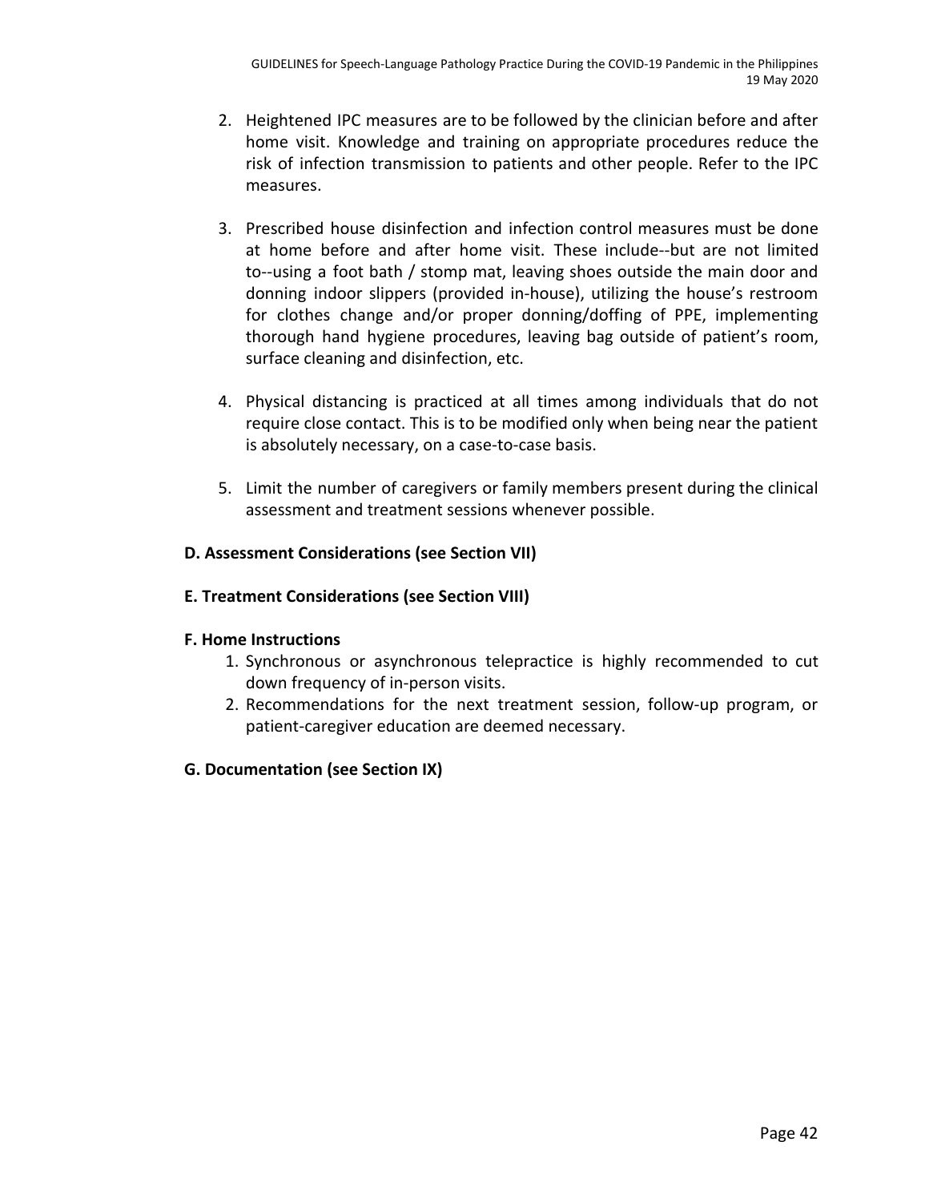2. Heightened IPC measures are to be followed by the clinician before and after home visit. Knowledge and training on appropriate procedures reduce the risk of infection transmission to patients and other people. Refer to the IPC measures.

3. Prescribed house disinfection and infection control measures must be done at home before and after home visit. These include--but are not limited to--using a foot bath / stomp mat, leaving shoes outside the main door and donning indoor slippers (provided in-house), utilizing the house's restroom for clothes change and/or proper donning/doffing of PPE, implementing thorough hand hygiene procedures, leaving bag outside of patient's room, surface cleaning and disinfection, etc.

4. Physical distancing is practiced at all times among individuals that do not require close contact. This is to be modified only when being near the patient is absolutely necessary, on a case-to-case basis.

5. Limit the number of caregivers or family members present during the clinical assessment and treatment sessions whenever possible.

**D. Assessment Considerations (see Section VII)**

**E. Treatment Considerations (see Section VIII)**

**F. Home Instructions**

1. Synchronous or asynchronous telepractice is highly recommended to cut down frequency of in-person visits.
2. Recommendations for the next treatment session, follow-up program, or patient-caregiver education are deemed necessary.

**G. Documentation (see Section IX)**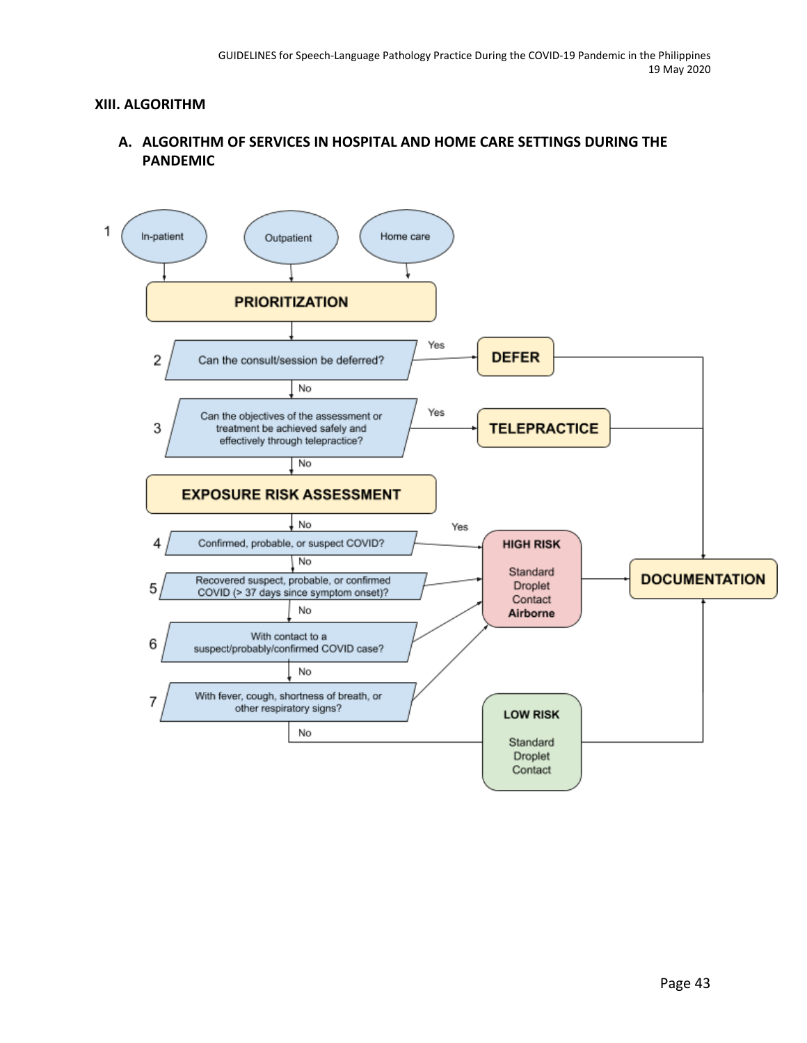## XIII. ALGORITHM

### A. ALGORITHM OF SERVICES IN HOSPITAL AND HOME CARE SETTINGS DURING THE PANDEMIC

1. In-patient / Outpatient / Home care → **PRIORITIZATION**

2. Can the consult/session be deferred?
   - Yes → **DEFER** → **DOCUMENTATION**
   - No → 3

3. Can the objectives of the assessment or treatment be achieved safely and effectively through telepractice?
   - Yes → **TELEPRACTICE** → **DOCUMENTATION**
   - No → **EXPOSURE RISK ASSESSMENT**

4. Confirmed, probable, or suspect COVID?
   - Yes → **HIGH RISK** (Standard, Droplet, Contact, **Airborne**) → **DOCUMENTATION**
   - No → 5

5. Recovered suspect, probable, or confirmed COVID (> 37 days since symptom onset)?
   - Yes → **HIGH RISK**
   - No → 6

6. With contact to a suspect/probably/confirmed COVID case?
   - Yes → **HIGH RISK**
   - No → 7

7. With fever, cough, shortness of breath, or other respiratory signs?
   - Yes → **HIGH RISK**
   - No → **LOW RISK** (Standard, Droplet, Contact) → **DOCUMENTATION**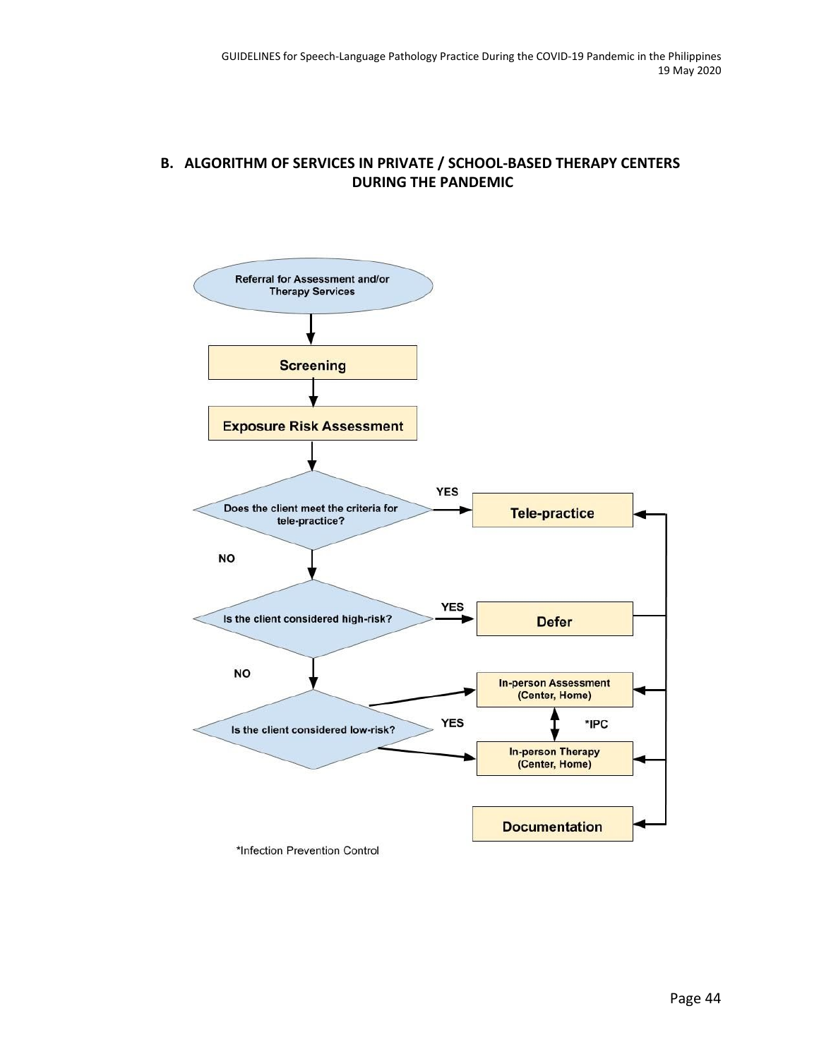## B. ALGORITHM OF SERVICES IN PRIVATE / SCHOOL-BASED THERAPY CENTERS DURING THE PANDEMIC

Referral for Assessment and/or Therapy Services

Screening

Exposure Risk Assessment

Does the client meet the criteria for tele-practice?

YES → Tele-practice

NO

Is the client considered high-risk?

YES → Defer

NO

Is the client considered low-risk?

YES → In-person Assessment (Center, Home) / In-person Therapy (Center, Home)

*IPC

Documentation

*Infection Prevention Control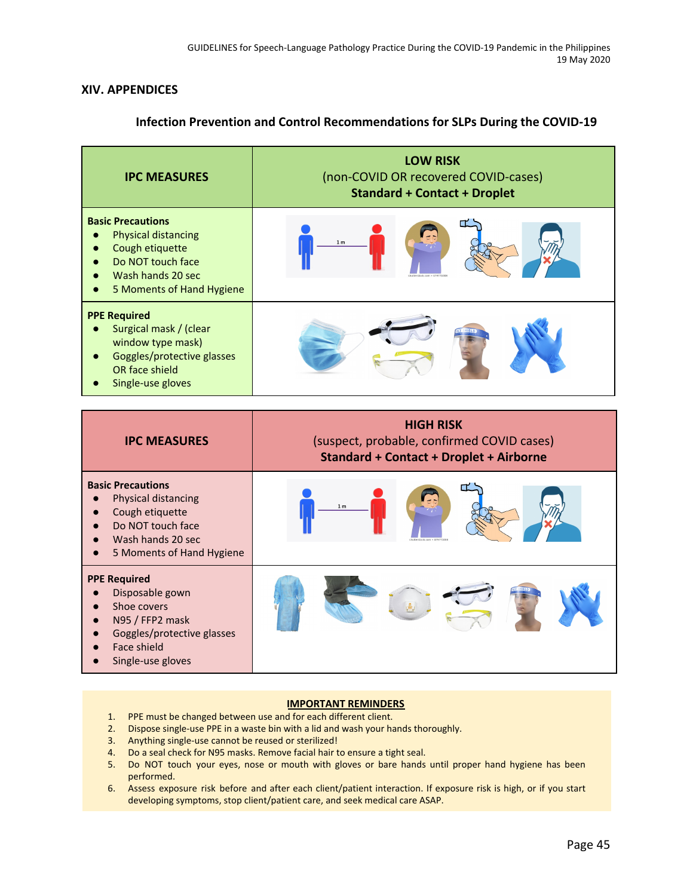## XIV. APPENDICES

### Infection Prevention and Control Recommendations for SLPs During the COVID-19

| IPC MEASURES | LOW RISK<br>(non-COVID OR recovered COVID-cases)<br>**Standard + Contact + Droplet** |
| --- | --- |
| **Basic Precautions**<br>● Physical distancing<br>● Cough etiquette<br>● Do NOT touch face<br>● Wash hands 20 sec<br>● 5 Moments of Hand Hygiene | |
| **PPE Required**<br>● Surgical mask / (clear window type mask)<br>● Goggles/protective glasses OR face shield<br>● Single-use gloves | |

| IPC MEASURES | HIGH RISK<br>(suspect, probable, confirmed COVID cases)<br>**Standard + Contact + Droplet + Airborne** |
| --- | --- |
| **Basic Precautions**<br>● Physical distancing<br>● Cough etiquette<br>● Do NOT touch face<br>● Wash hands 20 sec<br>● 5 Moments of Hand Hygiene | |
| **PPE Required**<br>● Disposable gown<br>● Shoe covers<br>● N95 / FFP2 mask<br>● Goggles/protective glasses<br>● Face shield<br>● Single-use gloves | |

**IMPORTANT REMINDERS**

1. PPE must be changed between use and for each different client.
2. Dispose single-use PPE in a waste bin with a lid and wash your hands thoroughly.
3. Anything single-use cannot be reused or sterilized!
4. Do a seal check for N95 masks. Remove facial hair to ensure a tight seal.
5. Do NOT touch your eyes, nose or mouth with gloves or bare hands until proper hand hygiene has been performed.
6. Assess exposure risk before and after each client/patient interaction. If exposure risk is high, or if you start developing symptoms, stop client/patient care, and seek medical care ASAP.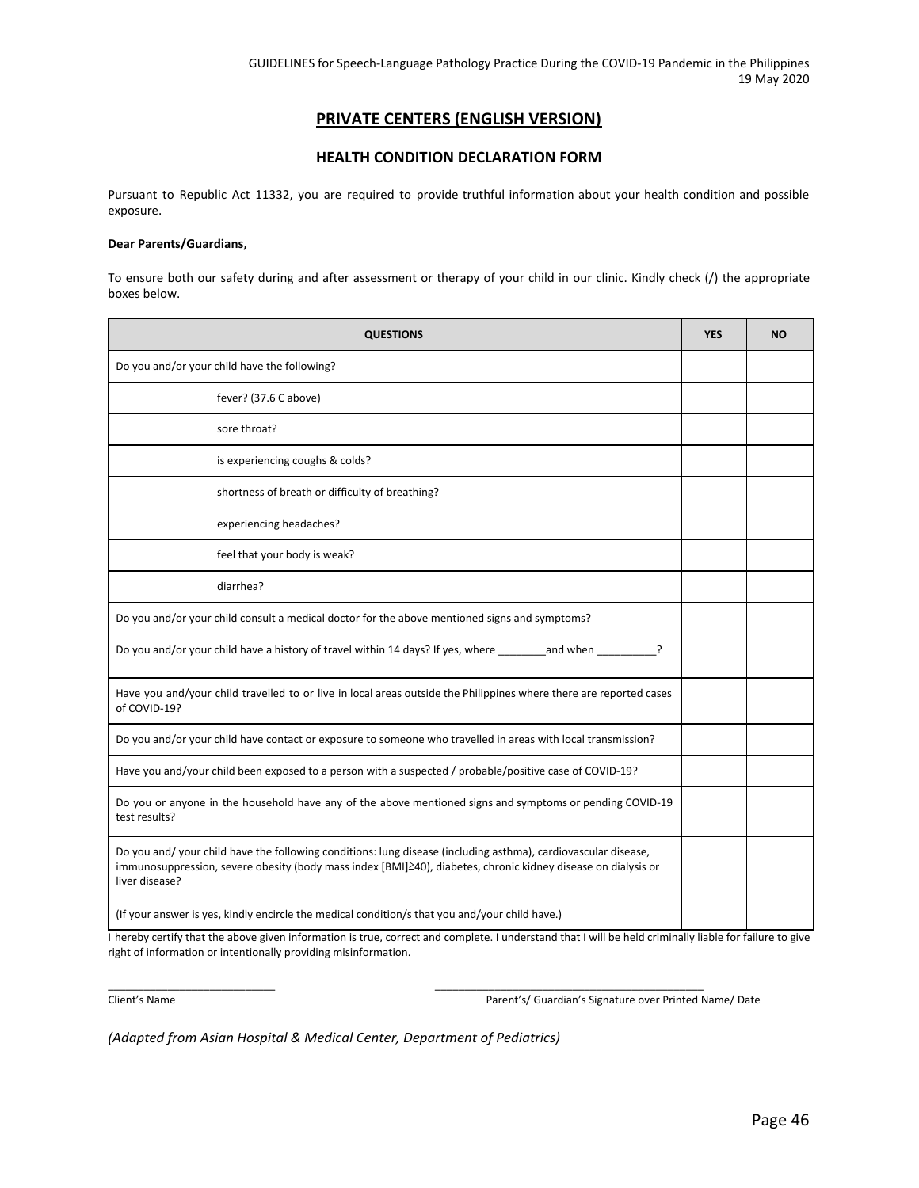## PRIVATE CENTERS (ENGLISH VERSION)

### HEALTH CONDITION DECLARATION FORM

Pursuant to Republic Act 11332, you are required to provide truthful information about your health condition and possible exposure.

**Dear Parents/Guardians,**

To ensure both our safety during and after assessment or therapy of your child in our clinic. Kindly check (/) the appropriate boxes below.

| QUESTIONS | YES | NO |
|---|---|---|
| Do you and/or your child have the following? | | |
| fever? (37.6 C above) | | |
| sore throat? | | |
| is experiencing coughs & colds? | | |
| shortness of breath or difficulty of breathing? | | |
| experiencing headaches? | | |
| feel that your body is weak? | | |
| diarrhea? | | |
| Do you and/or your child consult a medical doctor for the above mentioned signs and symptoms? | | |
| Do you and/or your child have a history of travel within 14 days? If yes, where ________and when __________? | | |
| Have you and/your child travelled to or live in local areas outside the Philippines where there are reported cases of COVID-19? | | |
| Do you and/or your child have contact or exposure to someone who travelled in areas with local transmission? | | |
| Have you and/your child been exposed to a person with a suspected / probable/positive case of COVID-19? | | |
| Do you or anyone in the household have any of the above mentioned signs and symptoms or pending COVID-19 test results? | | |
| Do you and/ your child have the following conditions: lung disease (including asthma), cardiovascular disease, immunosuppression, severe obesity (body mass index [BMI]≥40), diabetes, chronic kidney disease on dialysis or liver disease? (If your answer is yes, kindly encircle the medical condition/s that you and/your child have.) | | |

I hereby certify that the above given information is true, correct and complete. I understand that I will be held criminally liable for failure to give right of information or intentionally providing misinformation.

___________________________ Client's Name

_____________________________________________ Parent's/ Guardian's Signature over Printed Name/ Date

*(Adapted from Asian Hospital & Medical Center, Department of Pediatrics)*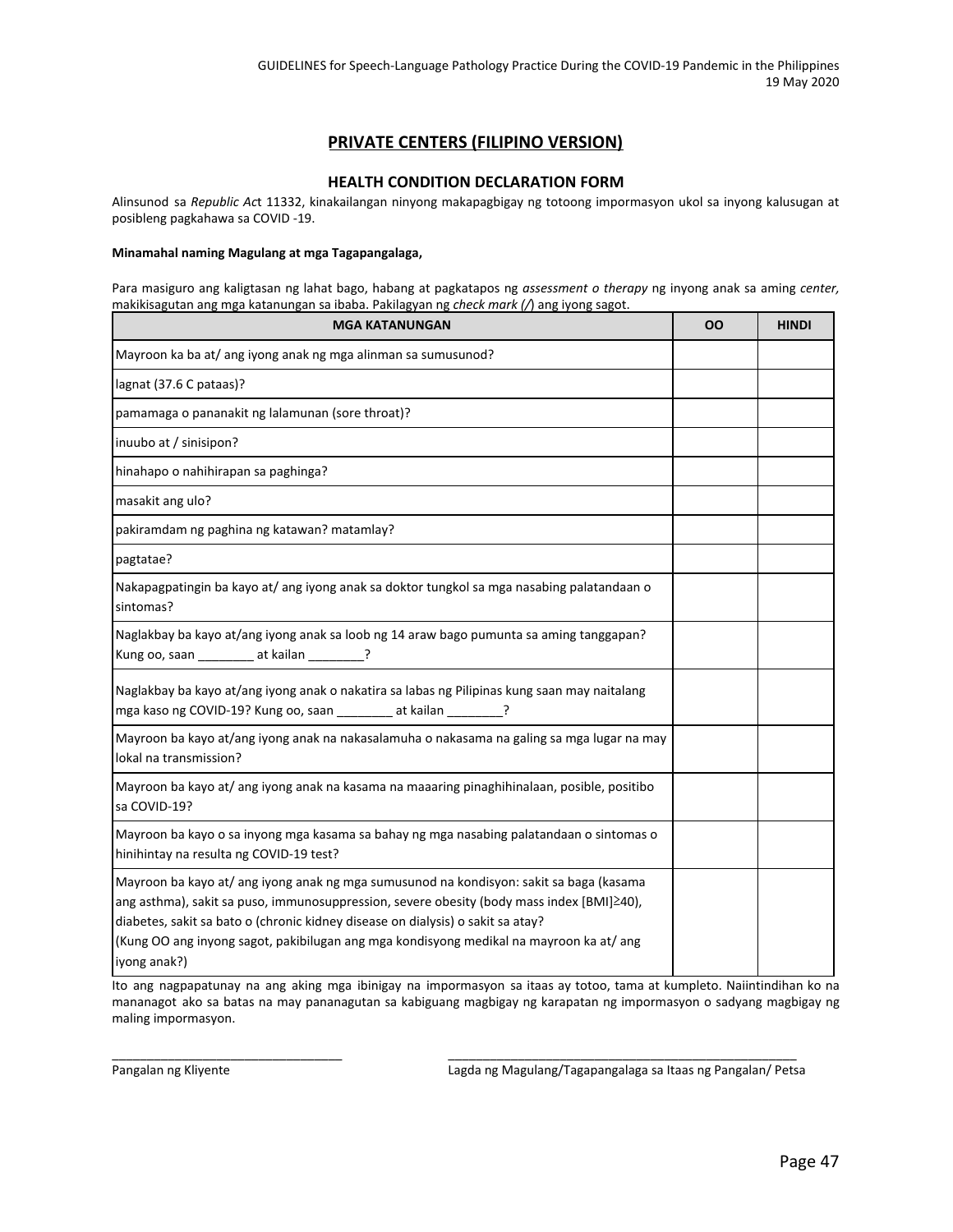## PRIVATE CENTERS (FILIPINO VERSION)

### HEALTH CONDITION DECLARATION FORM

Alinsunod sa *Republic Ac*t 11332, kinakailangan ninyong makapagbigay ng totoong impormasyon ukol sa inyong kalusugan at posibleng pagkahawa sa COVID -19.

**Minamahal naming Magulang at mga Tagapangalaga,**

Para masiguro ang kaligtasan ng lahat bago, habang at pagkatapos ng *assessment o therapy* ng inyong anak sa aming *center,* makikisagutan ang mga katanungan sa ibaba. Pakilagyan ng *check mark (/*) ang iyong sagot.

| MGA KATANUNGAN | OO | HINDI |
|---|---|---|
| Mayroon ka ba at/ ang iyong anak ng mga alinman sa sumusunod? | | |
| lagnat (37.6 C pataas)? | | |
| pamamaga o pananakit ng lalamunan (sore throat)? | | |
| inuubo at / sinisipon? | | |
| hinahapo o nahihirapan sa paghinga? | | |
| masakit ang ulo? | | |
| pakiramdam ng paghina ng katawan? matamlay? | | |
| pagtatae? | | |
| Nakapagpatingin ba kayo at/ ang iyong anak sa doktor tungkol sa mga nasabing palatandaan o sintomas? | | |
| Naglakbay ba kayo at/ang iyong anak sa loob ng 14 araw bago pumunta sa aming tanggapan? Kung oo, saan ________ at kailan ________? | | |
| Naglakbay ba kayo at/ang iyong anak o nakatira sa labas ng Pilipinas kung saan may naitalang mga kaso ng COVID-19? Kung oo, saan ________ at kailan ________? | | |
| Mayroon ba kayo at/ang iyong anak na nakasalamuha o nakasama na galing sa mga lugar na may lokal na transmission? | | |
| Mayroon ba kayo at/ ang iyong anak na kasama na maaaring pinaghihinalaan, posible, positibo sa COVID-19? | | |
| Mayroon ba kayo o sa inyong mga kasama sa bahay ng mga nasabing palatandaan o sintomas o hinihintay na resulta ng COVID-19 test? | | |
| Mayroon ba kayo at/ ang iyong anak ng mga sumusunod na kondisyon: sakit sa baga (kasama ang asthma), sakit sa puso, immunosuppression, severe obesity (body mass index [BMI]≥40), diabetes, sakit sa bato o (chronic kidney disease on dialysis) o sakit sa atay? (Kung OO ang inyong sagot, pakibilugan ang mga kondisyong medikal na mayroon ka at/ ang iyong anak?) | | |

Ito ang nagpapatunay na ang aking mga ibinigay na impormasyon sa itaas ay totoo, tama at kumpleto. Naiintindihan ko na mananagot ako sa batas na may pananagutan sa kabiguang magbigay ng karapatan ng impormasyon o sadyang magbigay ng maling impormasyon.

________________________________ ________________________________________________

Pangalan ng Kliyente Lagda ng Magulang/Tagapangalaga sa Itaas ng Pangalan/ Petsa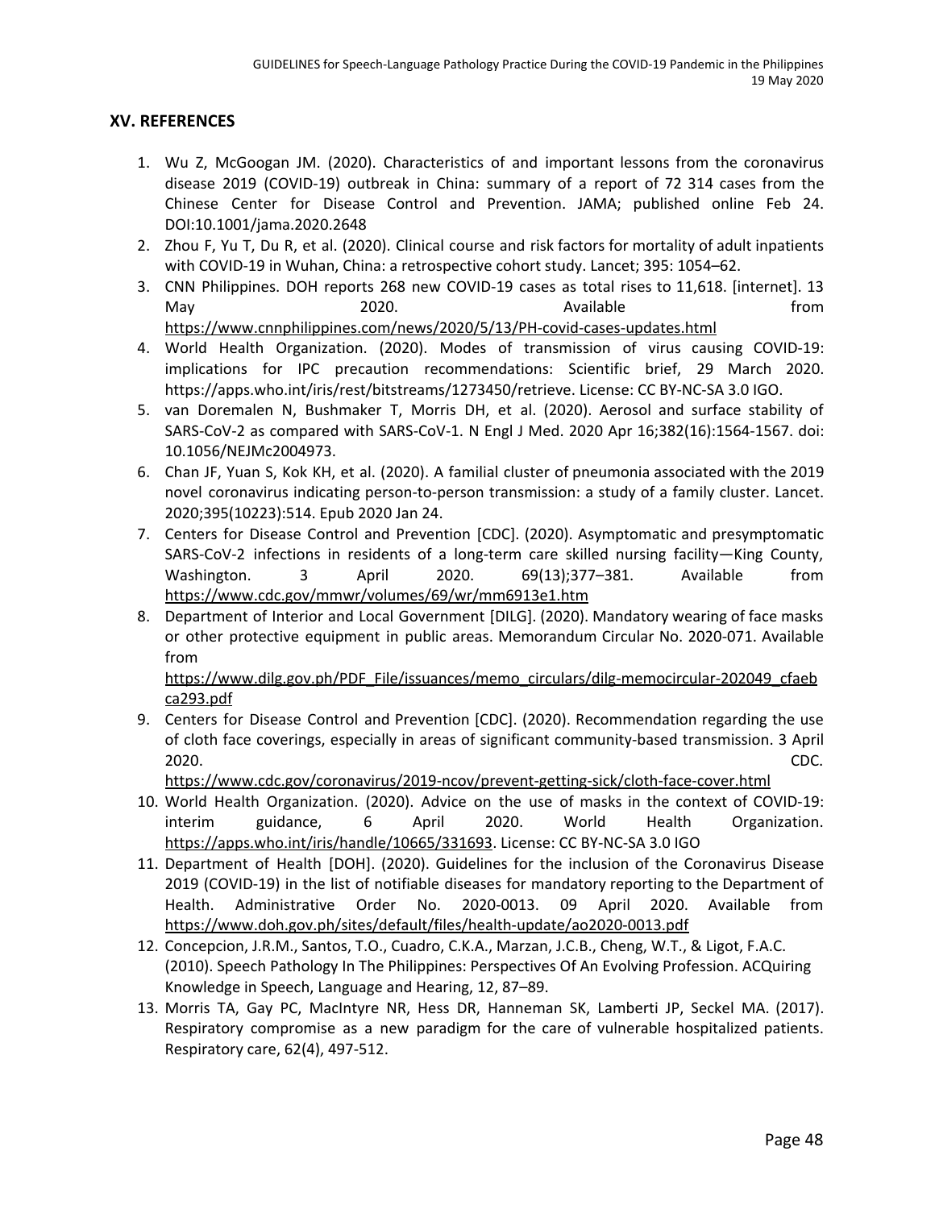## XV. REFERENCES

1. Wu Z, McGoogan JM. (2020). Characteristics of and important lessons from the coronavirus disease 2019 (COVID-19) outbreak in China: summary of a report of 72 314 cases from the Chinese Center for Disease Control and Prevention. JAMA; published online Feb 24. DOI:10.1001/jama.2020.2648
2. Zhou F, Yu T, Du R, et al. (2020). Clinical course and risk factors for mortality of adult inpatients with COVID-19 in Wuhan, China: a retrospective cohort study. Lancet; 395: 1054–62.
3. CNN Philippines. DOH reports 268 new COVID-19 cases as total rises to 11,618. [internet]. 13 May 2020. Available from https://www.cnnphilippines.com/news/2020/5/13/PH-covid-cases-updates.html
4. World Health Organization. (2020). Modes of transmission of virus causing COVID-19: implications for IPC precaution recommendations: Scientific brief, 29 March 2020. https://apps.who.int/iris/rest/bitstreams/1273450/retrieve. License: CC BY-NC-SA 3.0 IGO.
5. van Doremalen N, Bushmaker T, Morris DH, et al. (2020). Aerosol and surface stability of SARS-CoV-2 as compared with SARS-CoV-1. N Engl J Med. 2020 Apr 16;382(16):1564-1567. doi: 10.1056/NEJMc2004973.
6. Chan JF, Yuan S, Kok KH, et al. (2020). A familial cluster of pneumonia associated with the 2019 novel coronavirus indicating person-to-person transmission: a study of a family cluster. Lancet. 2020;395(10223):514. Epub 2020 Jan 24.
7. Centers for Disease Control and Prevention [CDC]. (2020). Asymptomatic and presymptomatic SARS-CoV-2 infections in residents of a long-term care skilled nursing facility—King County, Washington. 3 April 2020. 69(13);377–381. Available from https://www.cdc.gov/mmwr/volumes/69/wr/mm6913e1.htm
8. Department of Interior and Local Government [DILG]. (2020). Mandatory wearing of face masks or other protective equipment in public areas. Memorandum Circular No. 2020-071. Available from https://www.dilg.gov.ph/PDF_File/issuances/memo_circulars/dilg-memocircular-202049_cfaebca293.pdf
9. Centers for Disease Control and Prevention [CDC]. (2020). Recommendation regarding the use of cloth face coverings, especially in areas of significant community-based transmission. 3 April 2020. CDC. https://www.cdc.gov/coronavirus/2019-ncov/prevent-getting-sick/cloth-face-cover.html
10. World Health Organization. (2020). Advice on the use of masks in the context of COVID-19: interim guidance, 6 April 2020. World Health Organization. https://apps.who.int/iris/handle/10665/331693. License: CC BY-NC-SA 3.0 IGO
11. Department of Health [DOH]. (2020). Guidelines for the inclusion of the Coronavirus Disease 2019 (COVID-19) in the list of notifiable diseases for mandatory reporting to the Department of Health. Administrative Order No. 2020-0013. 09 April 2020. Available from https://www.doh.gov.ph/sites/default/files/health-update/ao2020-0013.pdf
12. Concepcion, J.R.M., Santos, T.O., Cuadro, C.K.A., Marzan, J.C.B., Cheng, W.T., & Ligot, F.A.C. (2010). Speech Pathology In The Philippines: Perspectives Of An Evolving Profession. ACQuiring Knowledge in Speech, Language and Hearing, 12, 87–89.
13. Morris TA, Gay PC, MacIntyre NR, Hess DR, Hanneman SK, Lamberti JP, Seckel MA. (2017). Respiratory compromise as a new paradigm for the care of vulnerable hospitalized patients. Respiratory care, 62(4), 497-512.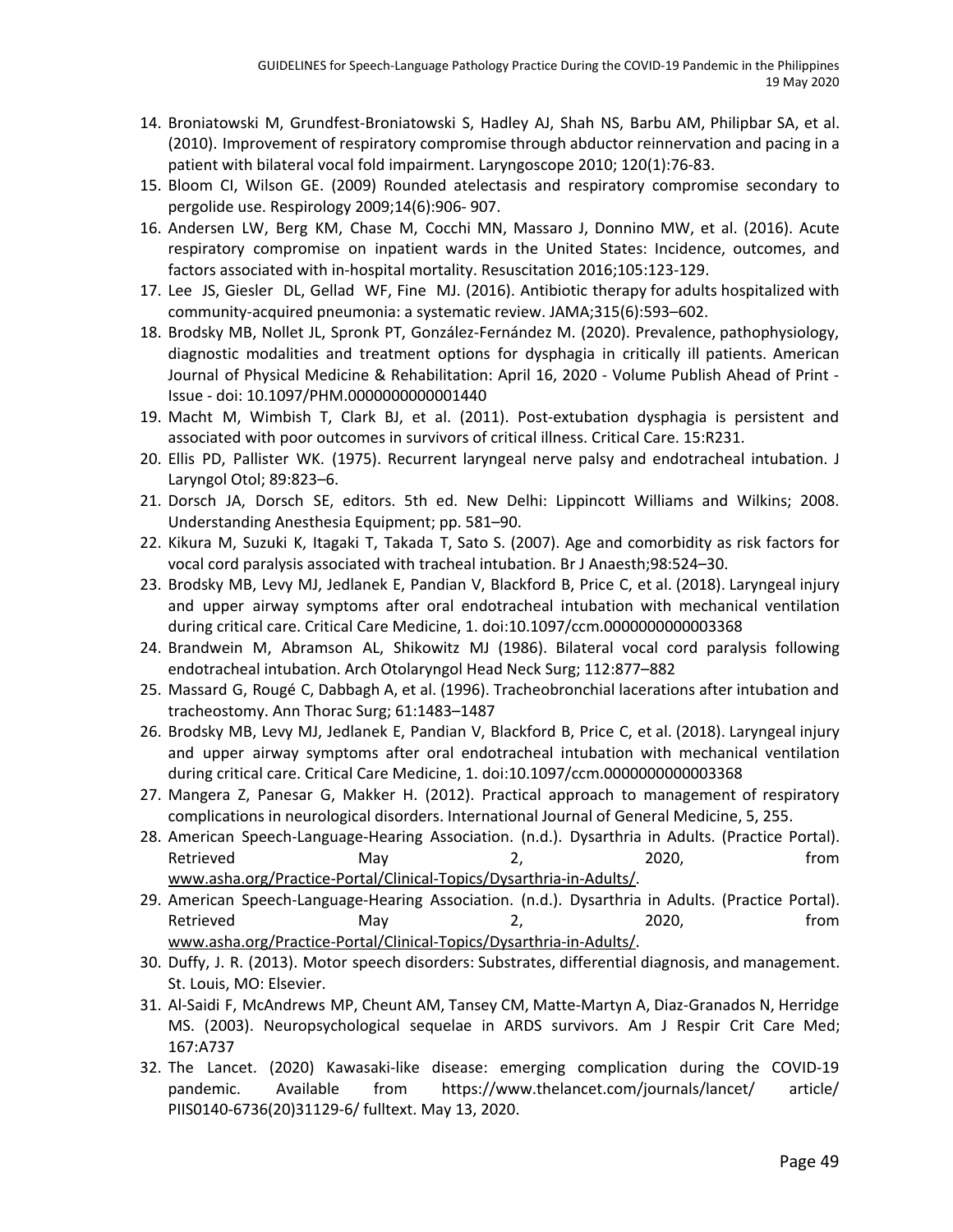14. Broniatowski M, Grundfest-Broniatowski S, Hadley AJ, Shah NS, Barbu AM, Philipbar SA, et al. (2010). Improvement of respiratory compromise through abductor reinnervation and pacing in a patient with bilateral vocal fold impairment. Laryngoscope 2010; 120(1):76-83.
15. Bloom CI, Wilson GE. (2009) Rounded atelectasis and respiratory compromise secondary to pergolide use. Respirology 2009;14(6):906- 907.
16. Andersen LW, Berg KM, Chase M, Cocchi MN, Massaro J, Donnino MW, et al. (2016). Acute respiratory compromise on inpatient wards in the United States: Incidence, outcomes, and factors associated with in-hospital mortality. Resuscitation 2016;105:123-129.
17. Lee JS, Giesler DL, Gellad WF, Fine MJ. (2016). Antibiotic therapy for adults hospitalized with community-acquired pneumonia: a systematic review. JAMA;315(6):593–602.
18. Brodsky MB, Nollet JL, Spronk PT, González-Fernández M. (2020). Prevalence, pathophysiology, diagnostic modalities and treatment options for dysphagia in critically ill patients. American Journal of Physical Medicine & Rehabilitation: April 16, 2020 - Volume Publish Ahead of Print - Issue - doi: 10.1097/PHM.0000000000001440
19. Macht M, Wimbish T, Clark BJ, et al. (2011). Post-extubation dysphagia is persistent and associated with poor outcomes in survivors of critical illness. Critical Care. 15:R231.
20. Ellis PD, Pallister WK. (1975). Recurrent laryngeal nerve palsy and endotracheal intubation. J Laryngol Otol; 89:823–6.
21. Dorsch JA, Dorsch SE, editors. 5th ed. New Delhi: Lippincott Williams and Wilkins; 2008. Understanding Anesthesia Equipment; pp. 581–90.
22. Kikura M, Suzuki K, Itagaki T, Takada T, Sato S. (2007). Age and comorbidity as risk factors for vocal cord paralysis associated with tracheal intubation. Br J Anaesth;98:524–30.
23. Brodsky MB, Levy MJ, Jedlanek E, Pandian V, Blackford B, Price C, et al. (2018). Laryngeal injury and upper airway symptoms after oral endotracheal intubation with mechanical ventilation during critical care. Critical Care Medicine, 1. doi:10.1097/ccm.0000000000003368
24. Brandwein M, Abramson AL, Shikowitz MJ (1986). Bilateral vocal cord paralysis following endotracheal intubation. Arch Otolaryngol Head Neck Surg; 112:877–882
25. Massard G, Rougé C, Dabbagh A, et al. (1996). Tracheobronchial lacerations after intubation and tracheostomy. Ann Thorac Surg; 61:1483–1487
26. Brodsky MB, Levy MJ, Jedlanek E, Pandian V, Blackford B, Price C, et al. (2018). Laryngeal injury and upper airway symptoms after oral endotracheal intubation with mechanical ventilation during critical care. Critical Care Medicine, 1. doi:10.1097/ccm.0000000000003368
27. Mangera Z, Panesar G, Makker H. (2012). Practical approach to management of respiratory complications in neurological disorders. International Journal of General Medicine, 5, 255.
28. American Speech-Language-Hearing Association. (n.d.). Dysarthria in Adults. (Practice Portal). Retrieved May 2, 2020, from www.asha.org/Practice-Portal/Clinical-Topics/Dysarthria-in-Adults/.
29. American Speech-Language-Hearing Association. (n.d.). Dysarthria in Adults. (Practice Portal). Retrieved May 2, 2020, from www.asha.org/Practice-Portal/Clinical-Topics/Dysarthria-in-Adults/.
30. Duffy, J. R. (2013). Motor speech disorders: Substrates, differential diagnosis, and management. St. Louis, MO: Elsevier.
31. Al-Saidi F, McAndrews MP, Cheunt AM, Tansey CM, Matte-Martyn A, Diaz-Granados N, Herridge MS. (2003). Neuropsychological sequelae in ARDS survivors. Am J Respir Crit Care Med; 167:A737
32. The Lancet. (2020) Kawasaki-like disease: emerging complication during the COVID-19 pandemic. Available from https://www.thelancet.com/journals/lancet/ article/ PIIS0140-6736(20)31129-6/ fulltext. May 13, 2020.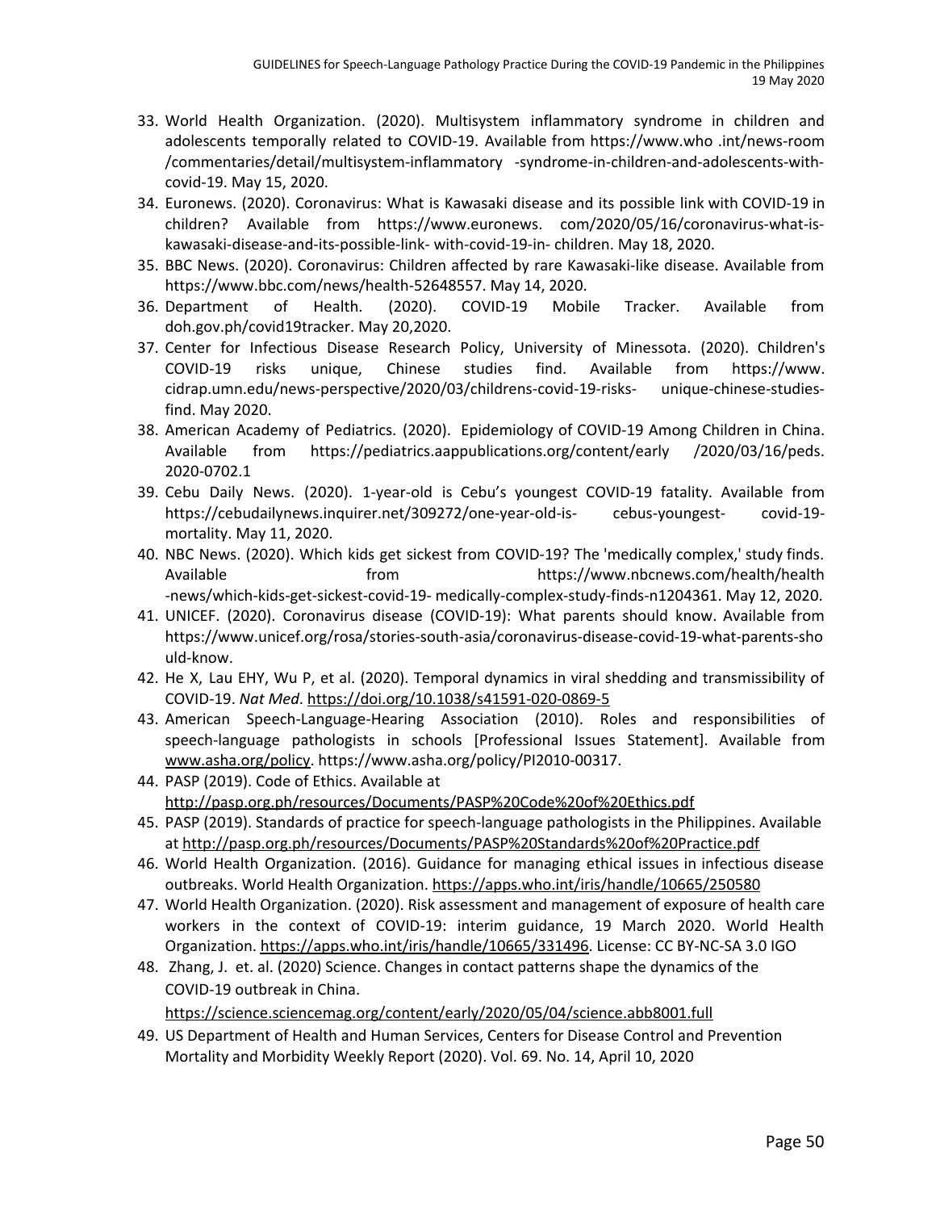33. World Health Organization. (2020). Multisystem inflammatory syndrome in children and adolescents temporally related to COVID-19. Available from https://www.who .int/news-room /commentaries/detail/multisystem-inflammatory -syndrome-in-children-and-adolescents-with-covid-19. May 15, 2020.
34. Euronews. (2020). Coronavirus: What is Kawasaki disease and its possible link with COVID-19 in children? Available from https://www.euronews. com/2020/05/16/coronavirus-what-is-kawasaki-disease-and-its-possible-link- with-covid-19-in- children. May 18, 2020.
35. BBC News. (2020). Coronavirus: Children affected by rare Kawasaki-like disease. Available from https://www.bbc.com/news/health-52648557. May 14, 2020.
36. Department of Health. (2020). COVID-19 Mobile Tracker. Available from doh.gov.ph/covid19tracker. May 20,2020.
37. Center for Infectious Disease Research Policy, University of Minessota. (2020). Children's COVID-19 risks unique, Chinese studies find. Available from https://www. cidrap.umn.edu/news-perspective/2020/03/childrens-covid-19-risks- unique-chinese-studies-find. May 2020.
38. American Academy of Pediatrics. (2020). Epidemiology of COVID-19 Among Children in China. Available from https://pediatrics.aappublications.org/content/early /2020/03/16/peds. 2020-0702.1
39. Cebu Daily News. (2020). 1-year-old is Cebu's youngest COVID-19 fatality. Available from https://cebudailynews.inquirer.net/309272/one-year-old-is- cebus-youngest- covid-19-mortality. May 11, 2020.
40. NBC News. (2020). Which kids get sickest from COVID-19? The 'medically complex,' study finds. Available from https://www.nbcnews.com/health/health -news/which-kids-get-sickest-covid-19- medically-complex-study-finds-n1204361. May 12, 2020.
41. UNICEF. (2020). Coronavirus disease (COVID-19): What parents should know. Available from https://www.unicef.org/rosa/stories-south-asia/coronavirus-disease-covid-19-what-parents-should-know.
42. He X, Lau EHY, Wu P, et al. (2020). Temporal dynamics in viral shedding and transmissibility of COVID-19. *Nat Med*. https://doi.org/10.1038/s41591-020-0869-5
43. American Speech-Language-Hearing Association (2010). Roles and responsibilities of speech-language pathologists in schools [Professional Issues Statement]. Available from www.asha.org/policy. https://www.asha.org/policy/PI2010-00317.
44. PASP (2019). Code of Ethics. Available at http://pasp.org.ph/resources/Documents/PASP%20Code%20of%20Ethics.pdf
45. PASP (2019). Standards of practice for speech-language pathologists in the Philippines. Available at http://pasp.org.ph/resources/Documents/PASP%20Standards%20of%20Practice.pdf
46. World Health Organization. (2016). Guidance for managing ethical issues in infectious disease outbreaks. World Health Organization. https://apps.who.int/iris/handle/10665/250580
47. World Health Organization. (2020). Risk assessment and management of exposure of health care workers in the context of COVID-19: interim guidance, 19 March 2020. World Health Organization. https://apps.who.int/iris/handle/10665/331496. License: CC BY-NC-SA 3.0 IGO
48. Zhang, J. et. al. (2020) Science. Changes in contact patterns shape the dynamics of the COVID-19 outbreak in China. https://science.sciencemag.org/content/early/2020/05/04/science.abb8001.full
49. US Department of Health and Human Services, Centers for Disease Control and Prevention Mortality and Morbidity Weekly Report (2020). Vol. 69. No. 14, April 10, 2020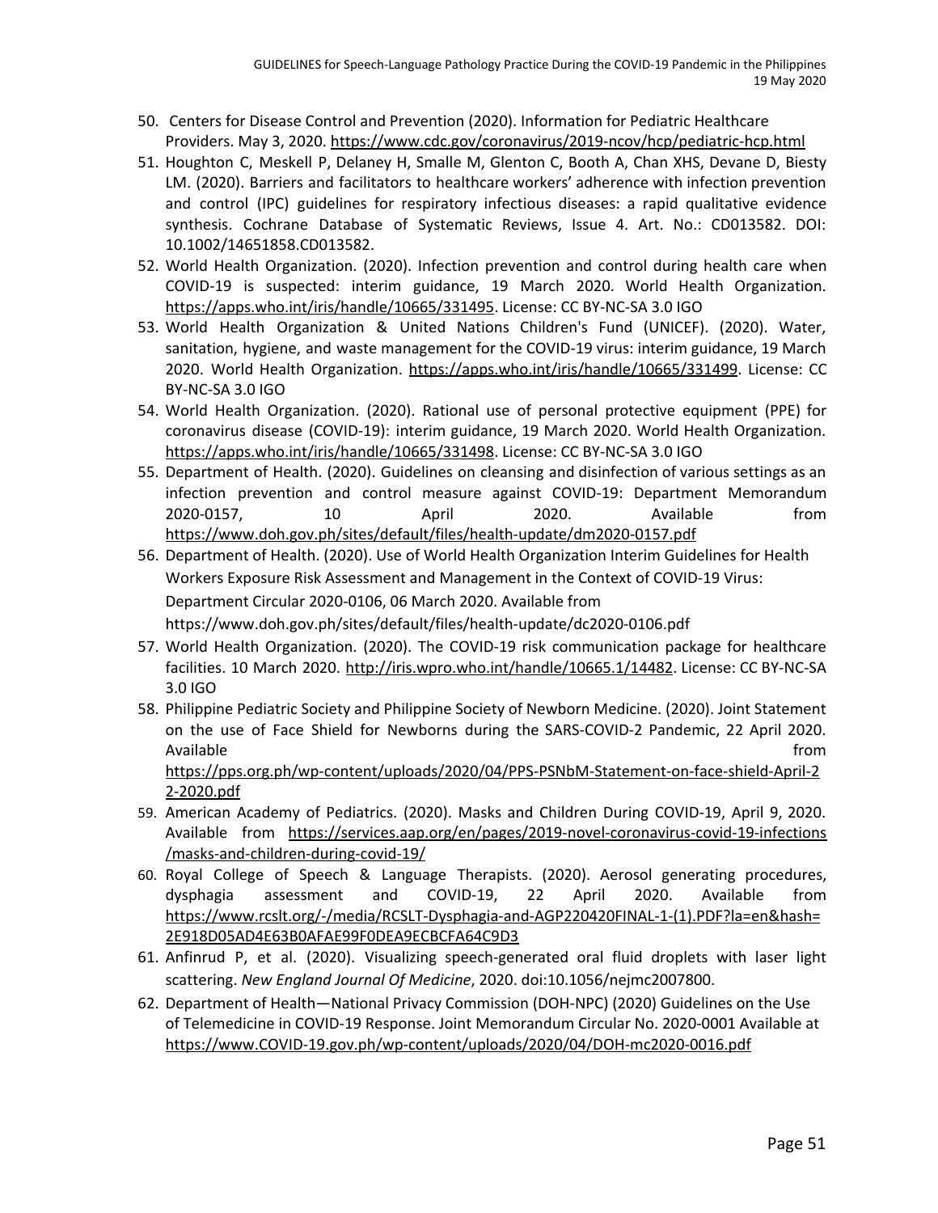50. Centers for Disease Control and Prevention (2020). Information for Pediatric Healthcare Providers. May 3, 2020. https://www.cdc.gov/coronavirus/2019-ncov/hcp/pediatric-hcp.html
51. Houghton C, Meskell P, Delaney H, Smalle M, Glenton C, Booth A, Chan XHS, Devane D, Biesty LM. (2020). Barriers and facilitators to healthcare workers' adherence with infection prevention and control (IPC) guidelines for respiratory infectious diseases: a rapid qualitative evidence synthesis. Cochrane Database of Systematic Reviews, Issue 4. Art. No.: CD013582. DOI: 10.1002/14651858.CD013582.
52. World Health Organization. (2020). Infection prevention and control during health care when COVID-19 is suspected: interim guidance, 19 March 2020. World Health Organization. https://apps.who.int/iris/handle/10665/331495. License: CC BY-NC-SA 3.0 IGO
53. World Health Organization & United Nations Children's Fund (UNICEF). (2020). Water, sanitation, hygiene, and waste management for the COVID-19 virus: interim guidance, 19 March 2020. World Health Organization. https://apps.who.int/iris/handle/10665/331499. License: CC BY-NC-SA 3.0 IGO
54. World Health Organization. (2020). Rational use of personal protective equipment (PPE) for coronavirus disease (COVID-19): interim guidance, 19 March 2020. World Health Organization. https://apps.who.int/iris/handle/10665/331498. License: CC BY-NC-SA 3.0 IGO
55. Department of Health. (2020). Guidelines on cleansing and disinfection of various settings as an infection prevention and control measure against COVID-19: Department Memorandum 2020-0157, 10 April 2020. Available from https://www.doh.gov.ph/sites/default/files/health-update/dm2020-0157.pdf
56. Department of Health. (2020). Use of World Health Organization Interim Guidelines for Health Workers Exposure Risk Assessment and Management in the Context of COVID-19 Virus: Department Circular 2020-0106, 06 March 2020. Available from https://www.doh.gov.ph/sites/default/files/health-update/dc2020-0106.pdf
57. World Health Organization. (2020). The COVID-19 risk communication package for healthcare facilities. 10 March 2020. http://iris.wpro.who.int/handle/10665.1/14482. License: CC BY-NC-SA 3.0 IGO
58. Philippine Pediatric Society and Philippine Society of Newborn Medicine. (2020). Joint Statement on the use of Face Shield for Newborns during the SARS-COVID-2 Pandemic, 22 April 2020. Available from https://pps.org.ph/wp-content/uploads/2020/04/PPS-PSNbM-Statement-on-face-shield-April-22-2020.pdf
59. American Academy of Pediatrics. (2020). Masks and Children During COVID-19, April 9, 2020. Available from https://services.aap.org/en/pages/2019-novel-coronavirus-covid-19-infections/masks-and-children-during-covid-19/
60. Royal College of Speech & Language Therapists. (2020). Aerosol generating procedures, dysphagia assessment and COVID-19, 22 April 2020. Available from https://www.rcslt.org/-/media/RCSLT-Dysphagia-and-AGP220420FINAL-1-(1).PDF?la=en&hash=2E918D05AD4E63B0AFAE99F0DEA9ECBCFA64C9D3
61. Anfinrud P, et al. (2020). Visualizing speech-generated oral fluid droplets with laser light scattering. *New England Journal Of Medicine*, 2020. doi:10.1056/nejmc2007800.
62. Department of Health—National Privacy Commission (DOH-NPC) (2020) Guidelines on the Use of Telemedicine in COVID-19 Response. Joint Memorandum Circular No. 2020-0001 Available at https://www.COVID-19.gov.ph/wp-content/uploads/2020/04/DOH-mc2020-0016.pdf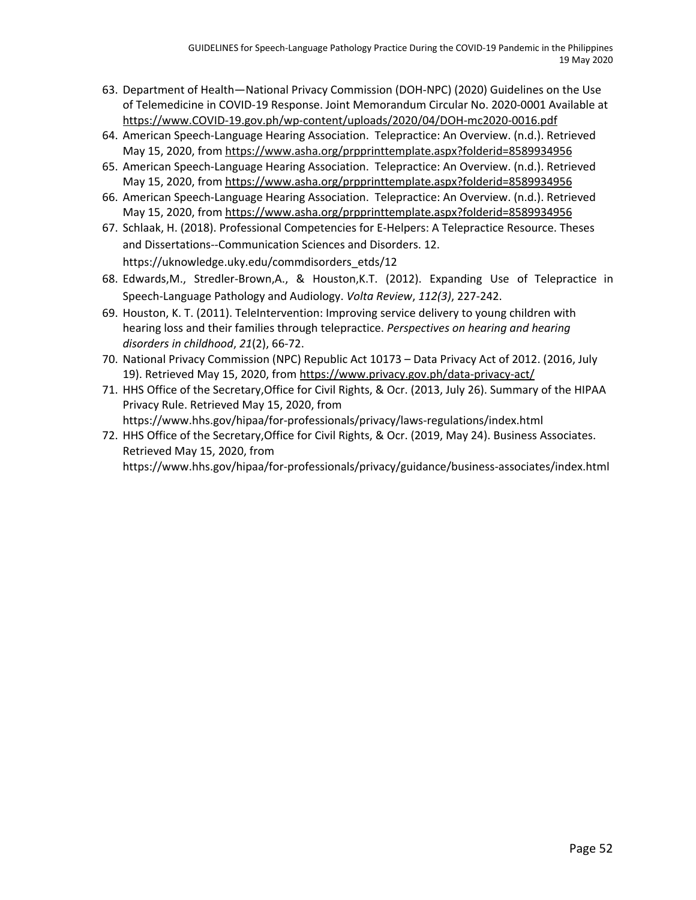63. Department of Health—National Privacy Commission (DOH-NPC) (2020) Guidelines on the Use of Telemedicine in COVID-19 Response. Joint Memorandum Circular No. 2020-0001 Available at https://www.COVID-19.gov.ph/wp-content/uploads/2020/04/DOH-mc2020-0016.pdf
64. American Speech-Language Hearing Association. Telepractice: An Overview. (n.d.). Retrieved May 15, 2020, from https://www.asha.org/prpprinttemplate.aspx?folderid=8589934956
65. American Speech-Language Hearing Association. Telepractice: An Overview. (n.d.). Retrieved May 15, 2020, from https://www.asha.org/prpprinttemplate.aspx?folderid=8589934956
66. American Speech-Language Hearing Association. Telepractice: An Overview. (n.d.). Retrieved May 15, 2020, from https://www.asha.org/prpprinttemplate.aspx?folderid=8589934956
67. Schlaak, H. (2018). Professional Competencies for E-Helpers: A Telepractice Resource. Theses and Dissertations--Communication Sciences and Disorders. 12. https://uknowledge.uky.edu/commdisorders_etds/12
68. Edwards,M., Stredler-Brown,A., & Houston,K.T. (2012). Expanding Use of Telepractice in Speech-Language Pathology and Audiology. *Volta Review*, *112(3)*, 227-242.
69. Houston, K. T. (2011). TeleIntervention: Improving service delivery to young children with hearing loss and their families through telepractice. *Perspectives on hearing and hearing disorders in childhood*, *21*(2), 66-72.
70. National Privacy Commission (NPC) Republic Act 10173 – Data Privacy Act of 2012. (2016, July 19). Retrieved May 15, 2020, from https://www.privacy.gov.ph/data-privacy-act/
71. HHS Office of the Secretary,Office for Civil Rights, & Ocr. (2013, July 26). Summary of the HIPAA Privacy Rule. Retrieved May 15, 2020, from https://www.hhs.gov/hipaa/for-professionals/privacy/laws-regulations/index.html
72. HHS Office of the Secretary,Office for Civil Rights, & Ocr. (2019, May 24). Business Associates. Retrieved May 15, 2020, from https://www.hhs.gov/hipaa/for-professionals/privacy/guidance/business-associates/index.html